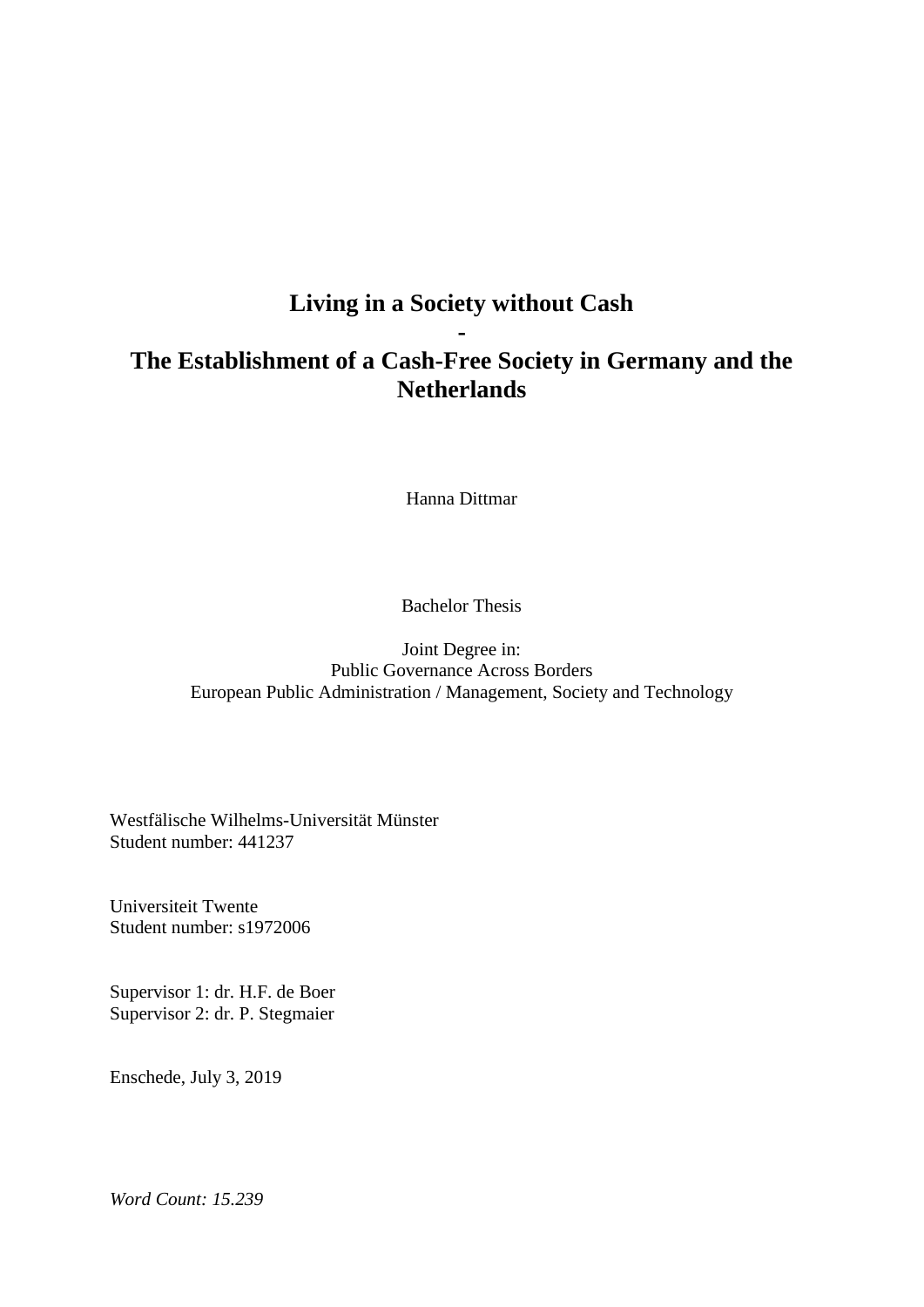# Living in a Society without Cash

**-**

# The Establishment of a Cash-Free Society in Germany and the Netherlands

Hanna Dittmar

Bachelor Thesis

Joint Degree in:
Public Governance Across Borders
European Public Administration / Management, Society and Technology

Westfälische Wilhelms-Universität Münster
Student number: 441237

Universiteit Twente
Student number: s1972006

Supervisor 1: dr. H.F. de Boer
Supervisor 2: dr. P. Stegmaier

Enschede, July 3, 2019

*Word Count: 15.239*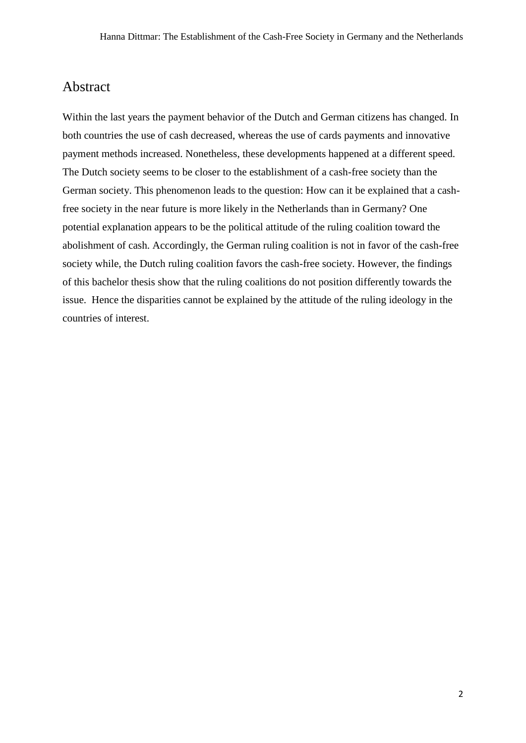## Abstract

Within the last years the payment behavior of the Dutch and German citizens has changed. In both countries the use of cash decreased, whereas the use of cards payments and innovative payment methods increased. Nonetheless, these developments happened at a different speed. The Dutch society seems to be closer to the establishment of a cash-free society than the German society. This phenomenon leads to the question: How can it be explained that a cash-free society in the near future is more likely in the Netherlands than in Germany? One potential explanation appears to be the political attitude of the ruling coalition toward the abolishment of cash. Accordingly, the German ruling coalition is not in favor of the cash-free society while, the Dutch ruling coalition favors the cash-free society. However, the findings of this bachelor thesis show that the ruling coalitions do not position differently towards the issue. Hence the disparities cannot be explained by the attitude of the ruling ideology in the countries of interest.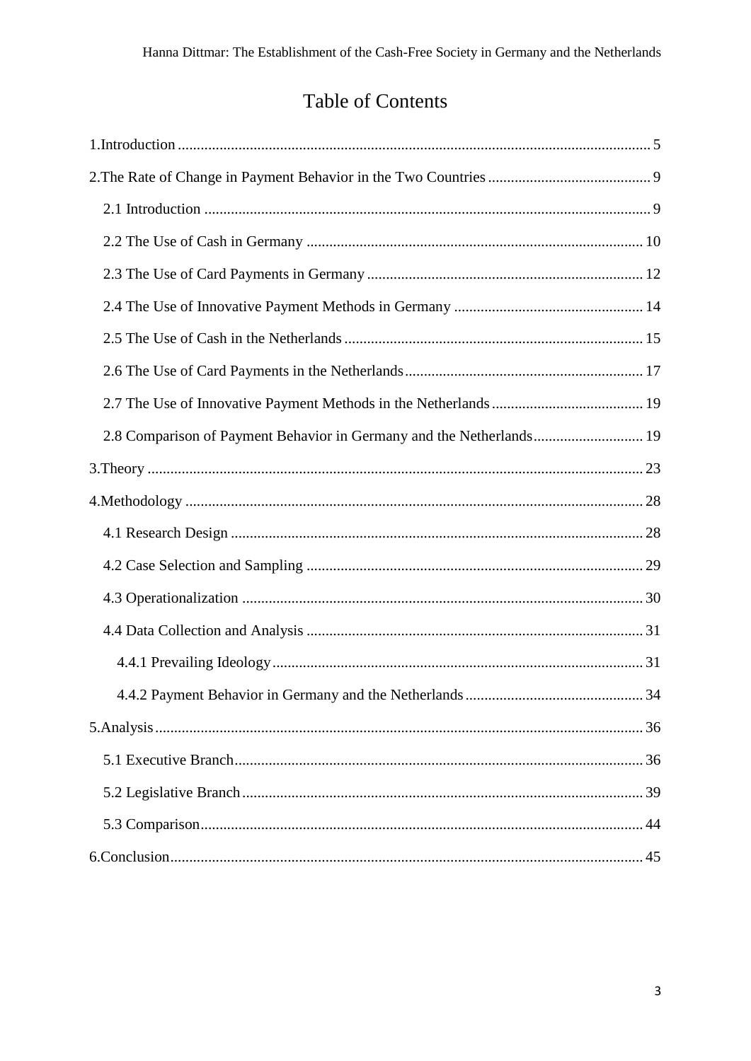# Table of Contents

1.Introduction ... 5

2.The Rate of Change in Payment Behavior in the Two Countries ... 9

- 2.1 Introduction ... 9
- 2.2 The Use of Cash in Germany ... 10
- 2.3 The Use of Card Payments in Germany ... 12
- 2.4 The Use of Innovative Payment Methods in Germany ... 14
- 2.5 The Use of Cash in the Netherlands ... 15
- 2.6 The Use of Card Payments in the Netherlands ... 17
- 2.7 The Use of Innovative Payment Methods in the Netherlands ... 19
- 2.8 Comparison of Payment Behavior in Germany and the Netherlands ... 19

3.Theory ... 23

4.Methodology ... 28

- 4.1 Research Design ... 28
- 4.2 Case Selection and Sampling ... 29
- 4.3 Operationalization ... 30
- 4.4 Data Collection and Analysis ... 31
  - 4.4.1 Prevailing Ideology ... 31
  - 4.4.2 Payment Behavior in Germany and the Netherlands ... 34

5.Analysis ... 36

- 5.1 Executive Branch ... 36
- 5.2 Legislative Branch ... 39
- 5.3 Comparison ... 44

6.Conclusion ... 45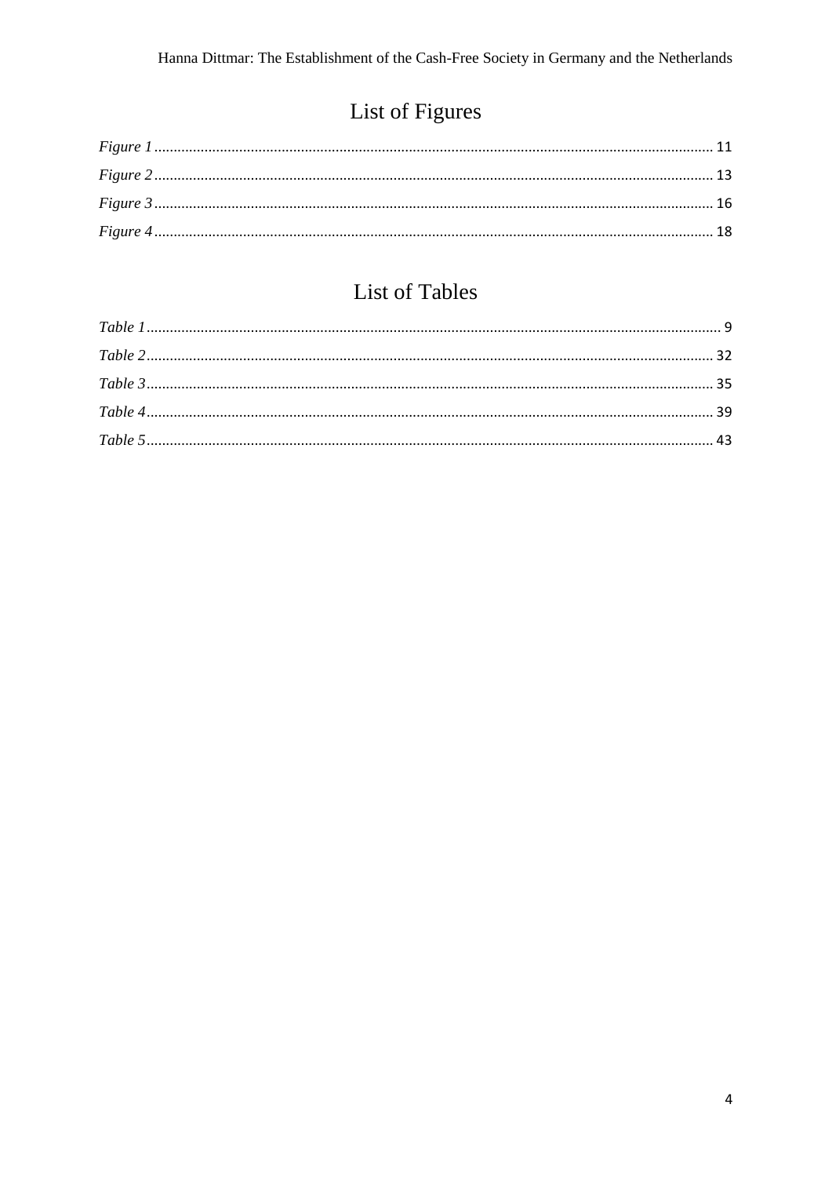# List of Figures

*Figure 1* ............................................................................................................................................ 11
*Figure 2* ............................................................................................................................................ 13
*Figure 3* ............................................................................................................................................ 16
*Figure 4* ............................................................................................................................................ 18

# List of Tables

*Table 1* ................................................................................................................................................ 9
*Table 2* .............................................................................................................................................. 32
*Table 3* .............................................................................................................................................. 35
*Table 4* .............................................................................................................................................. 39
*Table 5* .............................................................................................................................................. 43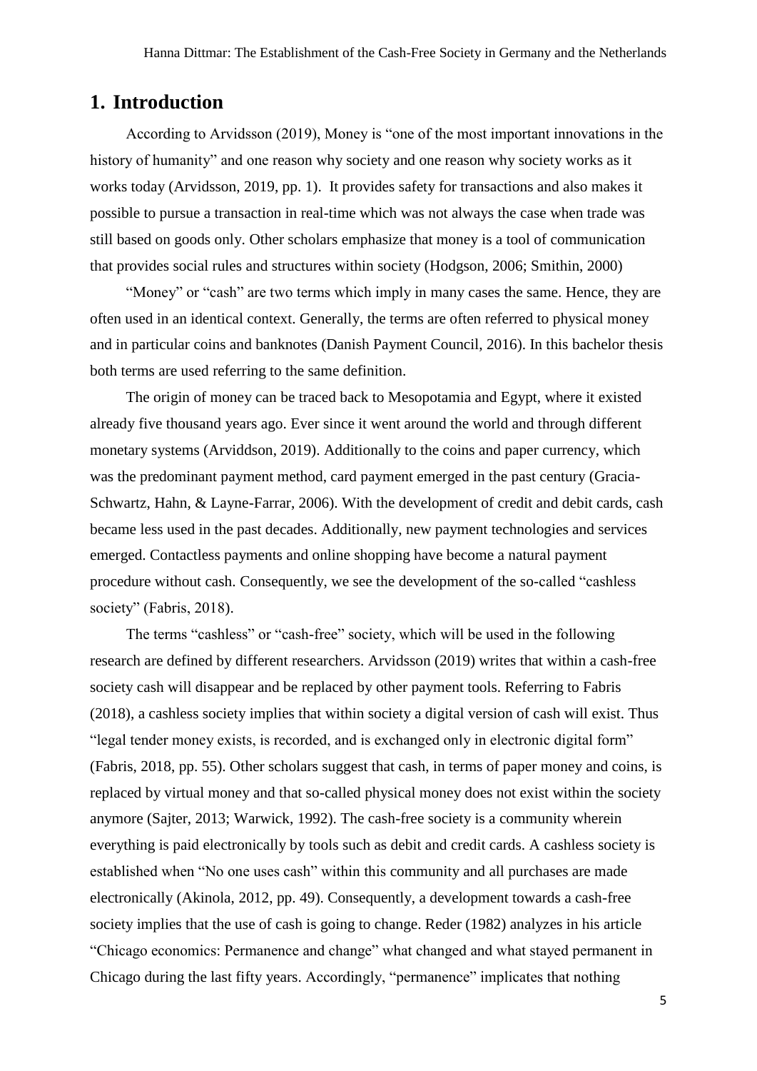# 1. Introduction

According to Arvidsson (2019), Money is "one of the most important innovations in the history of humanity" and one reason why society and one reason why society works as it works today (Arvidsson, 2019, pp. 1). It provides safety for transactions and also makes it possible to pursue a transaction in real-time which was not always the case when trade was still based on goods only. Other scholars emphasize that money is a tool of communication that provides social rules and structures within society (Hodgson, 2006; Smithin, 2000)

"Money" or "cash" are two terms which imply in many cases the same. Hence, they are often used in an identical context. Generally, the terms are often referred to physical money and in particular coins and banknotes (Danish Payment Council, 2016). In this bachelor thesis both terms are used referring to the same definition.

The origin of money can be traced back to Mesopotamia and Egypt, where it existed already five thousand years ago. Ever since it went around the world and through different monetary systems (Arviddson, 2019). Additionally to the coins and paper currency, which was the predominant payment method, card payment emerged in the past century (Gracia-Schwartz, Hahn, & Layne-Farrar, 2006). With the development of credit and debit cards, cash became less used in the past decades. Additionally, new payment technologies and services emerged. Contactless payments and online shopping have become a natural payment procedure without cash. Consequently, we see the development of the so-called "cashless society" (Fabris, 2018).

The terms "cashless" or "cash-free" society, which will be used in the following research are defined by different researchers. Arvidsson (2019) writes that within a cash-free society cash will disappear and be replaced by other payment tools. Referring to Fabris (2018), a cashless society implies that within society a digital version of cash will exist. Thus "legal tender money exists, is recorded, and is exchanged only in electronic digital form" (Fabris, 2018, pp. 55). Other scholars suggest that cash, in terms of paper money and coins, is replaced by virtual money and that so-called physical money does not exist within the society anymore (Sajter, 2013; Warwick, 1992). The cash-free society is a community wherein everything is paid electronically by tools such as debit and credit cards. A cashless society is established when "No one uses cash" within this community and all purchases are made electronically (Akinola, 2012, pp. 49). Consequently, a development towards a cash-free society implies that the use of cash is going to change. Reder (1982) analyzes in his article "Chicago economics: Permanence and change" what changed and what stayed permanent in Chicago during the last fifty years. Accordingly, "permanence" implicates that nothing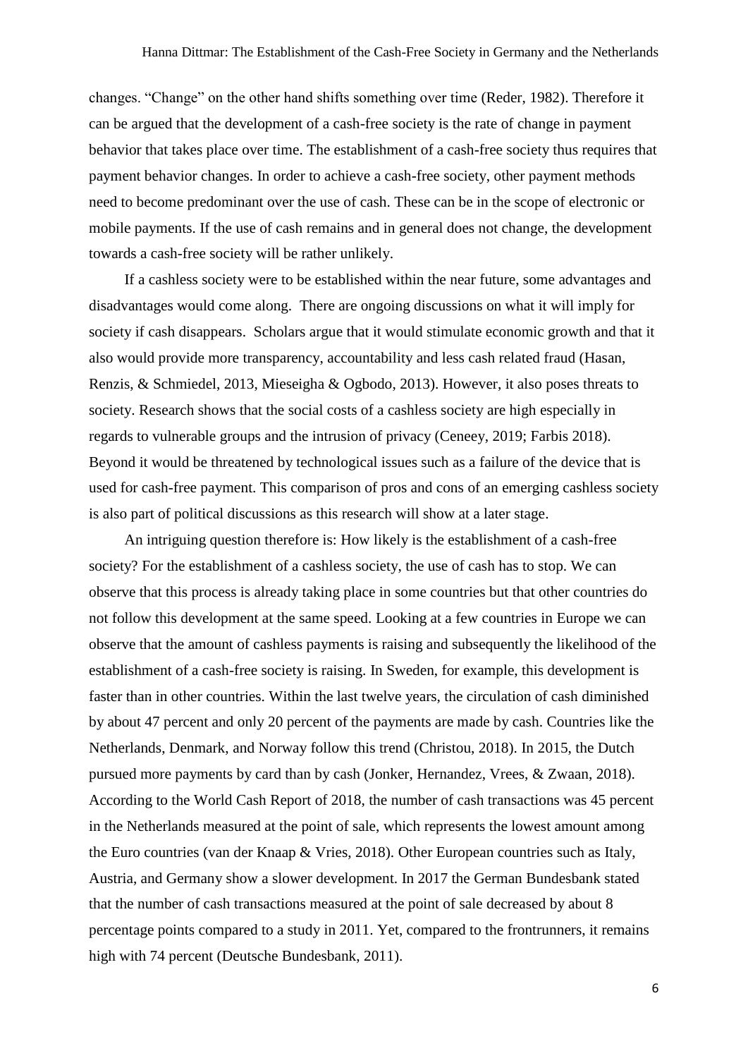changes. "Change" on the other hand shifts something over time (Reder, 1982). Therefore it can be argued that the development of a cash-free society is the rate of change in payment behavior that takes place over time. The establishment of a cash-free society thus requires that payment behavior changes. In order to achieve a cash-free society, other payment methods need to become predominant over the use of cash. These can be in the scope of electronic or mobile payments. If the use of cash remains and in general does not change, the development towards a cash-free society will be rather unlikely.

If a cashless society were to be established within the near future, some advantages and disadvantages would come along. There are ongoing discussions on what it will imply for society if cash disappears. Scholars argue that it would stimulate economic growth and that it also would provide more transparency, accountability and less cash related fraud (Hasan, Renzis, & Schmiedel, 2013, Mieseigha & Ogbodo, 2013). However, it also poses threats to society. Research shows that the social costs of a cashless society are high especially in regards to vulnerable groups and the intrusion of privacy (Ceneey, 2019; Farbis 2018). Beyond it would be threatened by technological issues such as a failure of the device that is used for cash-free payment. This comparison of pros and cons of an emerging cashless society is also part of political discussions as this research will show at a later stage.

An intriguing question therefore is: How likely is the establishment of a cash-free society? For the establishment of a cashless society, the use of cash has to stop. We can observe that this process is already taking place in some countries but that other countries do not follow this development at the same speed. Looking at a few countries in Europe we can observe that the amount of cashless payments is raising and subsequently the likelihood of the establishment of a cash-free society is raising. In Sweden, for example, this development is faster than in other countries. Within the last twelve years, the circulation of cash diminished by about 47 percent and only 20 percent of the payments are made by cash. Countries like the Netherlands, Denmark, and Norway follow this trend (Christou, 2018). In 2015, the Dutch pursued more payments by card than by cash (Jonker, Hernandez, Vrees, & Zwaan, 2018). According to the World Cash Report of 2018, the number of cash transactions was 45 percent in the Netherlands measured at the point of sale, which represents the lowest amount among the Euro countries (van der Knaap & Vries, 2018). Other European countries such as Italy, Austria, and Germany show a slower development. In 2017 the German Bundesbank stated that the number of cash transactions measured at the point of sale decreased by about 8 percentage points compared to a study in 2011. Yet, compared to the frontrunners, it remains high with 74 percent (Deutsche Bundesbank, 2011).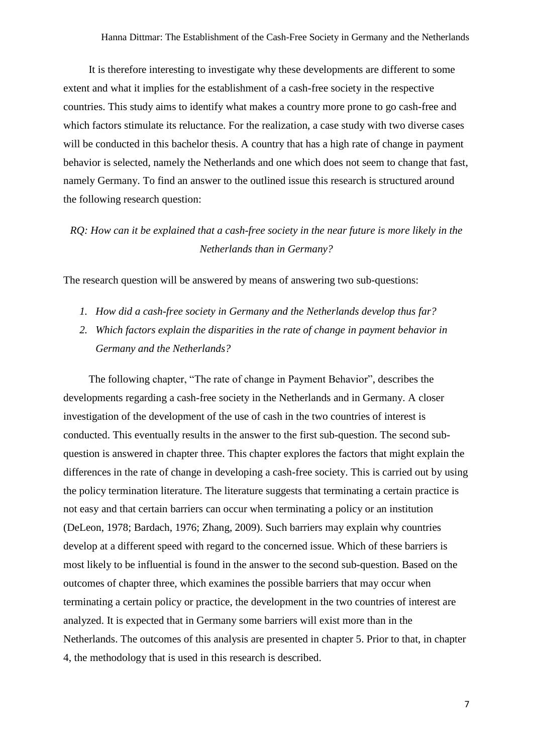It is therefore interesting to investigate why these developments are different to some extent and what it implies for the establishment of a cash-free society in the respective countries. This study aims to identify what makes a country more prone to go cash-free and which factors stimulate its reluctance. For the realization, a case study with two diverse cases will be conducted in this bachelor thesis. A country that has a high rate of change in payment behavior is selected, namely the Netherlands and one which does not seem to change that fast, namely Germany. To find an answer to the outlined issue this research is structured around the following research question:

*RQ: How can it be explained that a cash-free society in the near future is more likely in the Netherlands than in Germany?*

The research question will be answered by means of answering two sub-questions:

1. *How did a cash-free society in Germany and the Netherlands develop thus far?*
2. *Which factors explain the disparities in the rate of change in payment behavior in Germany and the Netherlands?*

The following chapter, "The rate of change in Payment Behavior", describes the developments regarding a cash-free society in the Netherlands and in Germany. A closer investigation of the development of the use of cash in the two countries of interest is conducted. This eventually results in the answer to the first sub-question. The second sub-question is answered in chapter three. This chapter explores the factors that might explain the differences in the rate of change in developing a cash-free society. This is carried out by using the policy termination literature. The literature suggests that terminating a certain practice is not easy and that certain barriers can occur when terminating a policy or an institution (DeLeon, 1978; Bardach, 1976; Zhang, 2009). Such barriers may explain why countries develop at a different speed with regard to the concerned issue. Which of these barriers is most likely to be influential is found in the answer to the second sub-question. Based on the outcomes of chapter three, which examines the possible barriers that may occur when terminating a certain policy or practice, the development in the two countries of interest are analyzed. It is expected that in Germany some barriers will exist more than in the Netherlands. The outcomes of this analysis are presented in chapter 5. Prior to that, in chapter 4, the methodology that is used in this research is described.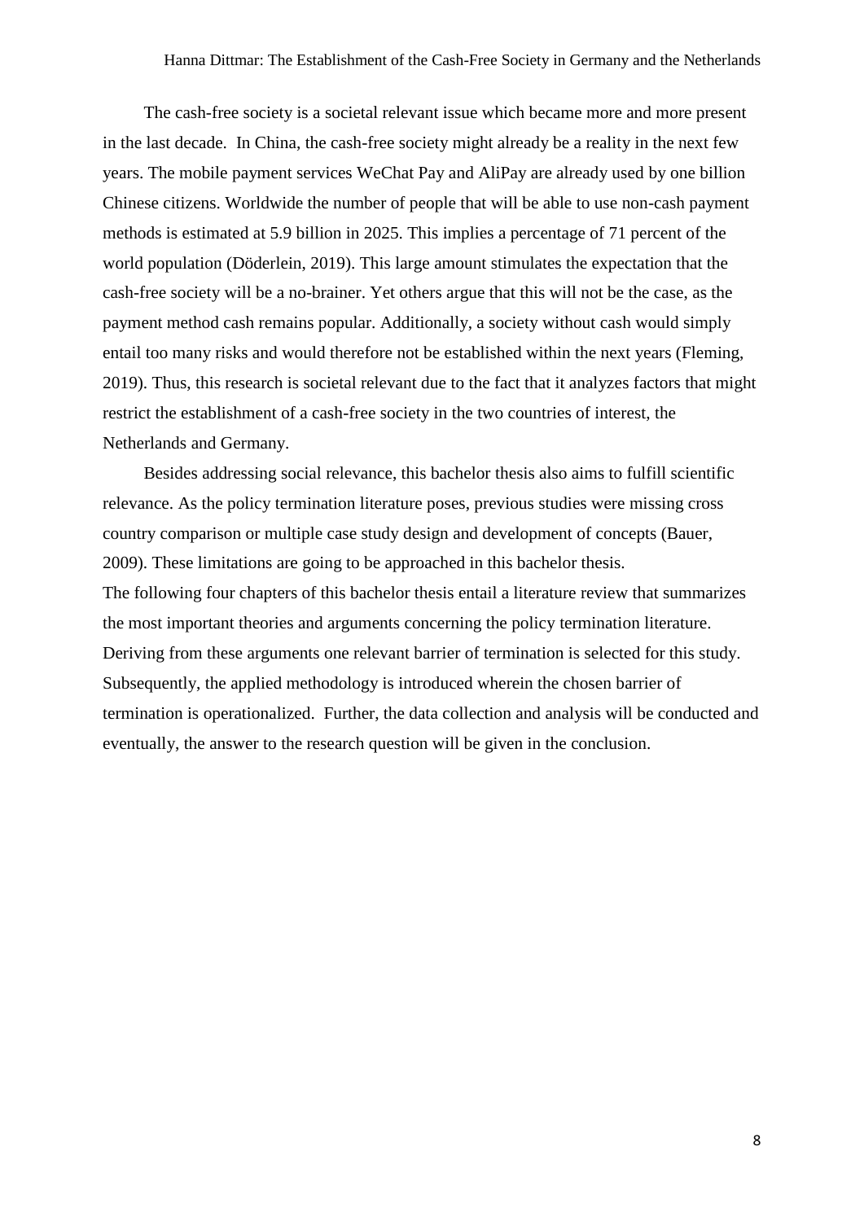The cash-free society is a societal relevant issue which became more and more present in the last decade. In China, the cash-free society might already be a reality in the next few years. The mobile payment services WeChat Pay and AliPay are already used by one billion Chinese citizens. Worldwide the number of people that will be able to use non-cash payment methods is estimated at 5.9 billion in 2025. This implies a percentage of 71 percent of the world population (Döderlein, 2019). This large amount stimulates the expectation that the cash-free society will be a no-brainer. Yet others argue that this will not be the case, as the payment method cash remains popular. Additionally, a society without cash would simply entail too many risks and would therefore not be established within the next years (Fleming, 2019). Thus, this research is societal relevant due to the fact that it analyzes factors that might restrict the establishment of a cash-free society in the two countries of interest, the Netherlands and Germany.

Besides addressing social relevance, this bachelor thesis also aims to fulfill scientific relevance. As the policy termination literature poses, previous studies were missing cross country comparison or multiple case study design and development of concepts (Bauer, 2009). These limitations are going to be approached in this bachelor thesis.
The following four chapters of this bachelor thesis entail a literature review that summarizes the most important theories and arguments concerning the policy termination literature. Deriving from these arguments one relevant barrier of termination is selected for this study. Subsequently, the applied methodology is introduced wherein the chosen barrier of termination is operationalized. Further, the data collection and analysis will be conducted and eventually, the answer to the research question will be given in the conclusion.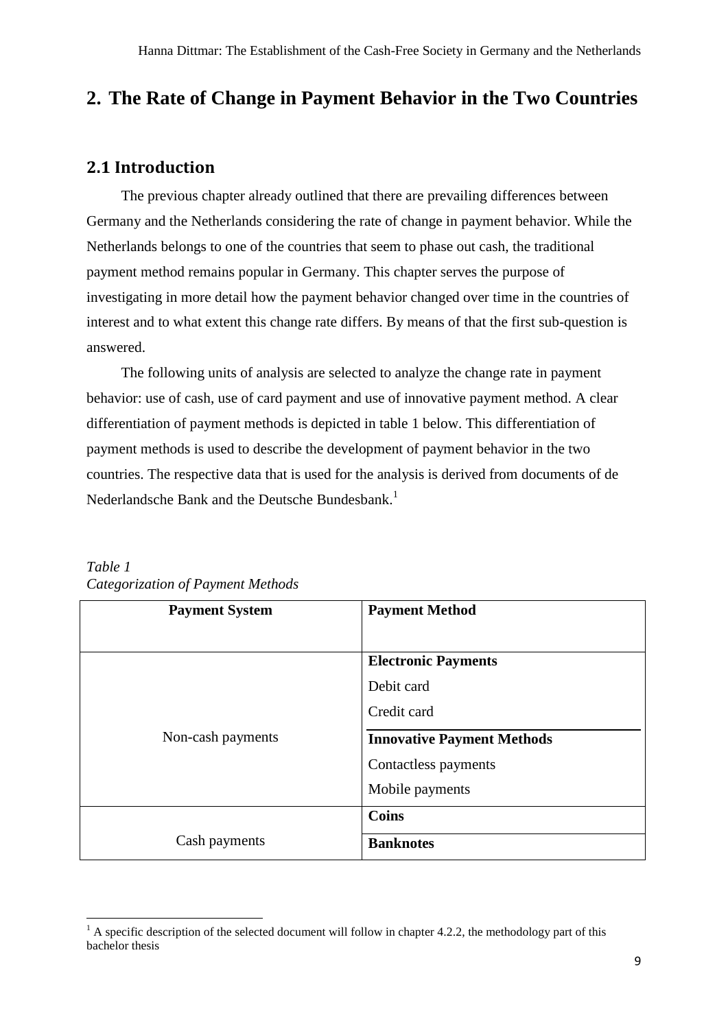## 2. The Rate of Change in Payment Behavior in the Two Countries

### 2.1 Introduction

The previous chapter already outlined that there are prevailing differences between Germany and the Netherlands considering the rate of change in payment behavior. While the Netherlands belongs to one of the countries that seem to phase out cash, the traditional payment method remains popular in Germany. This chapter serves the purpose of investigating in more detail how the payment behavior changed over time in the countries of interest and to what extent this change rate differs. By means of that the first sub-question is answered.

The following units of analysis are selected to analyze the change rate in payment behavior: use of cash, use of card payment and use of innovative payment method. A clear differentiation of payment methods is depicted in table 1 below. This differentiation of payment methods is used to describe the development of payment behavior in the two countries. The respective data that is used for the analysis is derived from documents of de Nederlandsche Bank and the Deutsche Bundesbank.[1]

*Table 1*
*Categorization of Payment Methods*

| Payment System | Payment Method |
|---|---|
| Non-cash payments | **Electronic Payments**<br>Debit card<br>Credit card |
| | **Innovative Payment Methods**<br>Contactless payments<br>Mobile payments |
| Cash payments | **Coins** |
| | **Banknotes** |

[1] A specific description of the selected document will follow in chapter 4.2.2, the methodology part of this bachelor thesis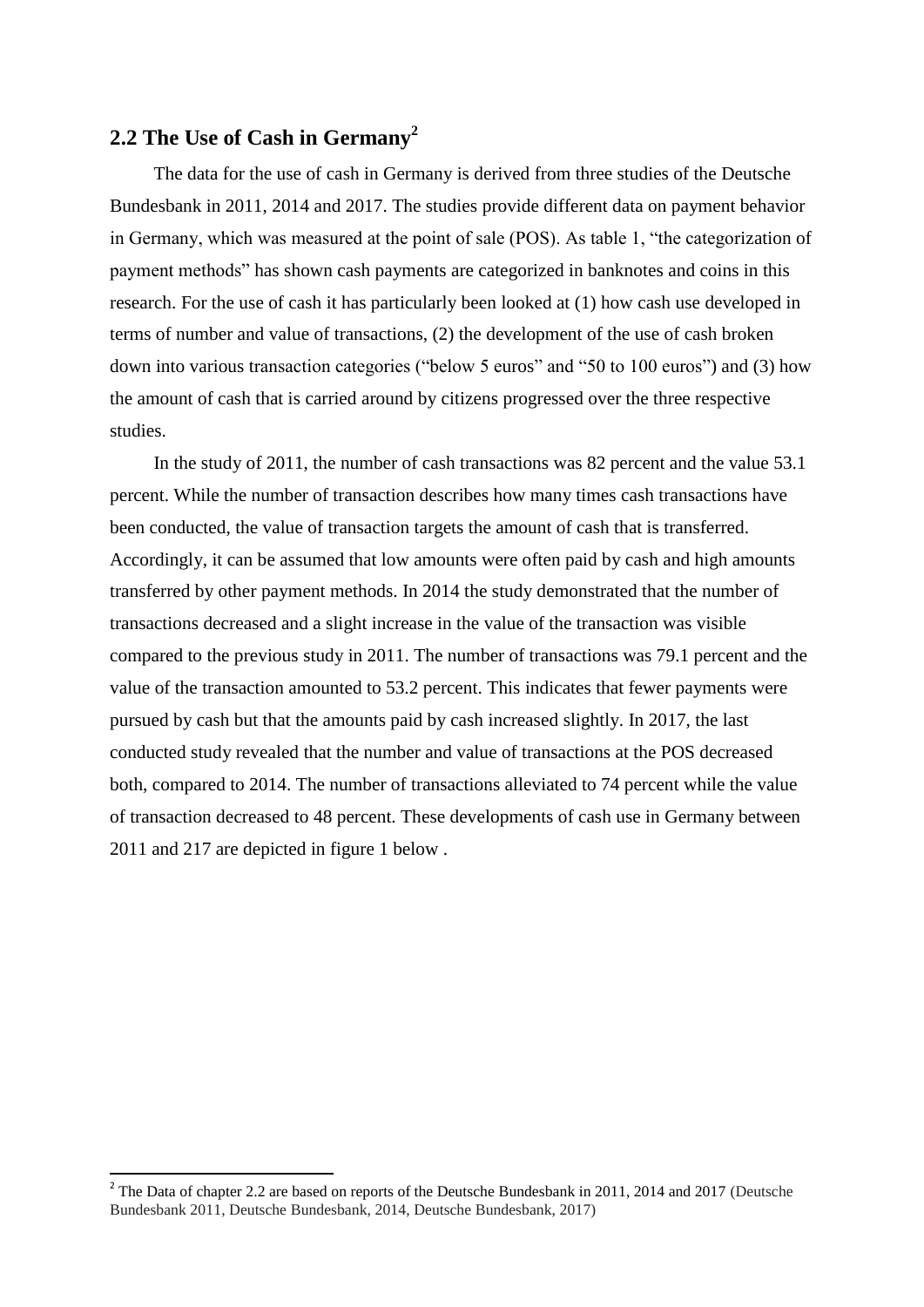## 2.2 The Use of Cash in Germany[2]

The data for the use of cash in Germany is derived from three studies of the Deutsche Bundesbank in 2011, 2014 and 2017. The studies provide different data on payment behavior in Germany, which was measured at the point of sale (POS). As table 1, "the categorization of payment methods" has shown cash payments are categorized in banknotes and coins in this research. For the use of cash it has particularly been looked at (1) how cash use developed in terms of number and value of transactions, (2) the development of the use of cash broken down into various transaction categories ("below 5 euros" and "50 to 100 euros") and (3) how the amount of cash that is carried around by citizens progressed over the three respective studies.

In the study of 2011, the number of cash transactions was 82 percent and the value 53.1 percent. While the number of transaction describes how many times cash transactions have been conducted, the value of transaction targets the amount of cash that is transferred. Accordingly, it can be assumed that low amounts were often paid by cash and high amounts transferred by other payment methods. In 2014 the study demonstrated that the number of transactions decreased and a slight increase in the value of the transaction was visible compared to the previous study in 2011. The number of transactions was 79.1 percent and the value of the transaction amounted to 53.2 percent. This indicates that fewer payments were pursued by cash but that the amounts paid by cash increased slightly. In 2017, the last conducted study revealed that the number and value of transactions at the POS decreased both, compared to 2014. The number of transactions alleviated to 74 percent while the value of transaction decreased to 48 percent. These developments of cash use in Germany between 2011 and 217 are depicted in figure 1 below .

[2] The Data of chapter 2.2 are based on reports of the Deutsche Bundesbank in 2011, 2014 and 2017 (Deutsche Bundesbank 2011, Deutsche Bundesbank, 2014, Deutsche Bundesbank, 2017)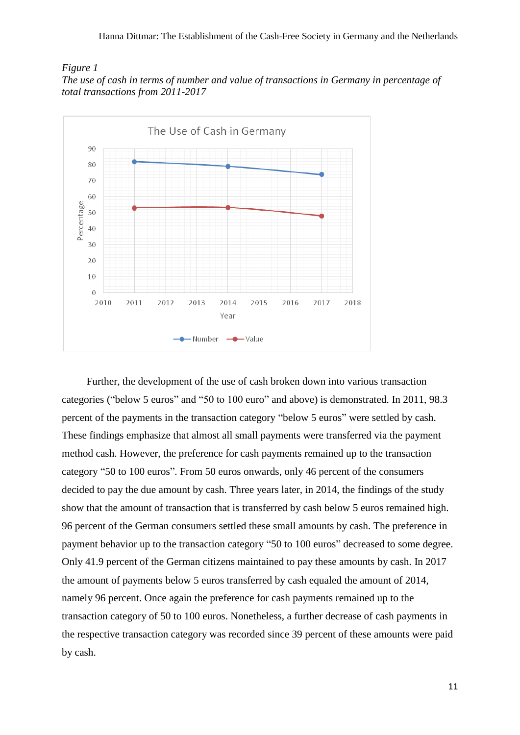*Figure 1*
*The use of cash in terms of number and value of transactions in Germany in percentage of total transactions from 2011-2017*

Further, the development of the use of cash broken down into various transaction categories ("below 5 euros" and "50 to 100 euro" and above) is demonstrated. In 2011, 98.3 percent of the payments in the transaction category "below 5 euros" were settled by cash. These findings emphasize that almost all small payments were transferred via the payment method cash. However, the preference for cash payments remained up to the transaction category "50 to 100 euros". From 50 euros onwards, only 46 percent of the consumers decided to pay the due amount by cash. Three years later, in 2014, the findings of the study show that the amount of transaction that is transferred by cash below 5 euros remained high. 96 percent of the German consumers settled these small amounts by cash. The preference in payment behavior up to the transaction category "50 to 100 euros" decreased to some degree. Only 41.9 percent of the German citizens maintained to pay these amounts by cash. In 2017 the amount of payments below 5 euros transferred by cash equaled the amount of 2014, namely 96 percent. Once again the preference for cash payments remained up to the transaction category of 50 to 100 euros. Nonetheless, a further decrease of cash payments in the respective transaction category was recorded since 39 percent of these amounts were paid by cash.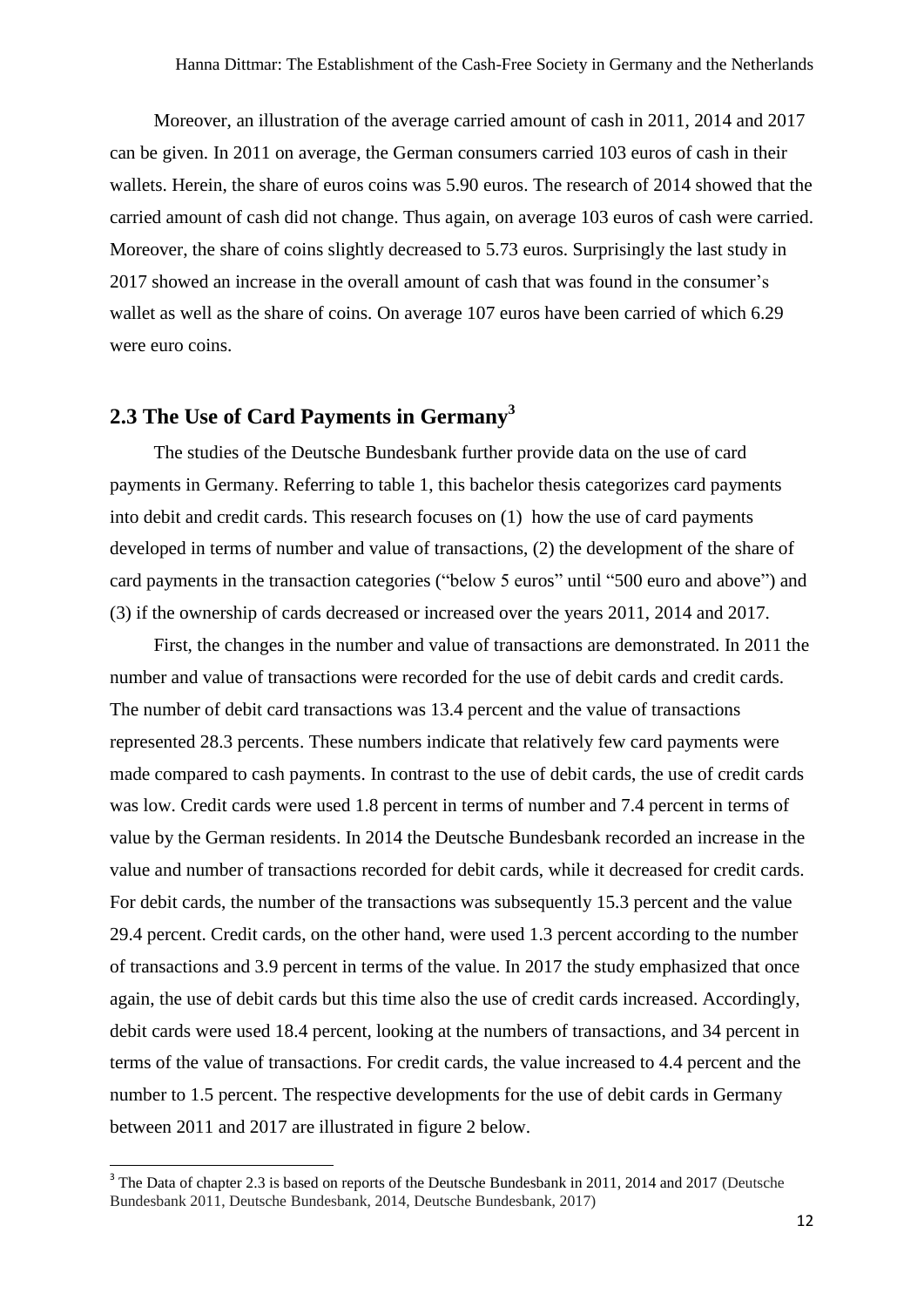Moreover, an illustration of the average carried amount of cash in 2011, 2014 and 2017 can be given. In 2011 on average, the German consumers carried 103 euros of cash in their wallets. Herein, the share of euros coins was 5.90 euros. The research of 2014 showed that the carried amount of cash did not change. Thus again, on average 103 euros of cash were carried. Moreover, the share of coins slightly decreased to 5.73 euros. Surprisingly the last study in 2017 showed an increase in the overall amount of cash that was found in the consumer's wallet as well as the share of coins. On average 107 euros have been carried of which 6.29 were euro coins.

## 2.3 The Use of Card Payments in Germany[3]

The studies of the Deutsche Bundesbank further provide data on the use of card payments in Germany. Referring to table 1, this bachelor thesis categorizes card payments into debit and credit cards. This research focuses on (1) how the use of card payments developed in terms of number and value of transactions, (2) the development of the share of card payments in the transaction categories ("below 5 euros" until "500 euro and above") and (3) if the ownership of cards decreased or increased over the years 2011, 2014 and 2017.

First, the changes in the number and value of transactions are demonstrated. In 2011 the number and value of transactions were recorded for the use of debit cards and credit cards. The number of debit card transactions was 13.4 percent and the value of transactions represented 28.3 percents. These numbers indicate that relatively few card payments were made compared to cash payments. In contrast to the use of debit cards, the use of credit cards was low. Credit cards were used 1.8 percent in terms of number and 7.4 percent in terms of value by the German residents. In 2014 the Deutsche Bundesbank recorded an increase in the value and number of transactions recorded for debit cards, while it decreased for credit cards. For debit cards, the number of the transactions was subsequently 15.3 percent and the value 29.4 percent. Credit cards, on the other hand, were used 1.3 percent according to the number of transactions and 3.9 percent in terms of the value. In 2017 the study emphasized that once again, the use of debit cards but this time also the use of credit cards increased. Accordingly, debit cards were used 18.4 percent, looking at the numbers of transactions, and 34 percent in terms of the value of transactions. For credit cards, the value increased to 4.4 percent and the number to 1.5 percent. The respective developments for the use of debit cards in Germany between 2011 and 2017 are illustrated in figure 2 below.

[3] The Data of chapter 2.3 is based on reports of the Deutsche Bundesbank in 2011, 2014 and 2017 (Deutsche Bundesbank 2011, Deutsche Bundesbank, 2014, Deutsche Bundesbank, 2017)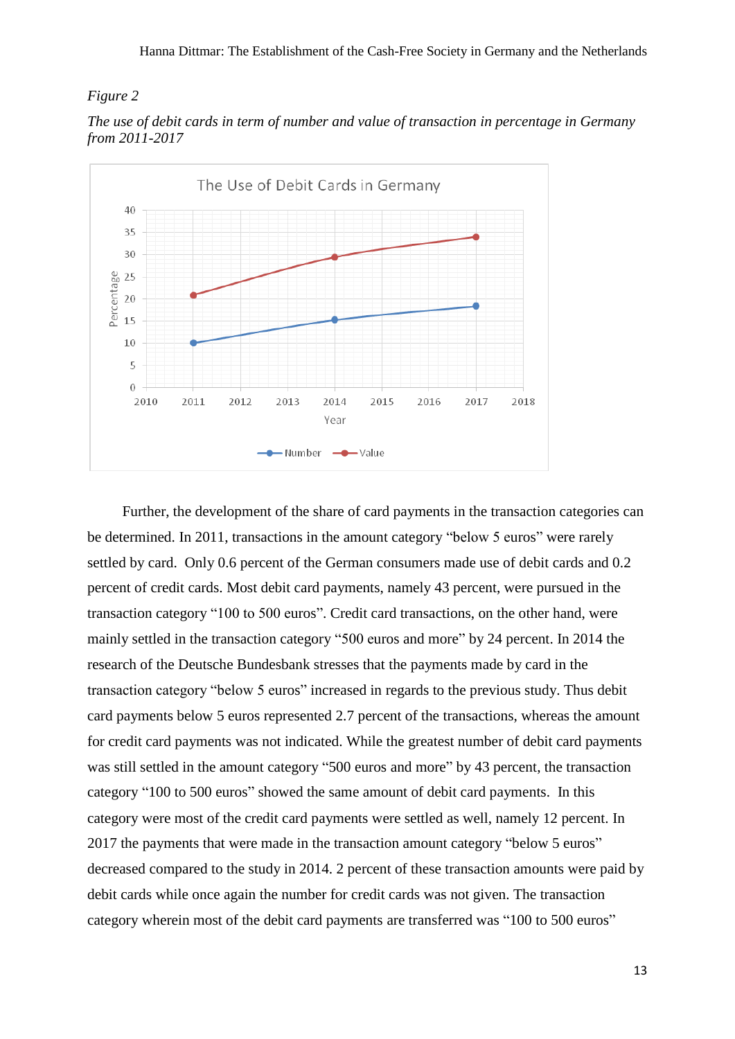*Figure 2*

*The use of debit cards in term of number and value of transaction in percentage in Germany from 2011-2017*

Further, the development of the share of card payments in the transaction categories can be determined. In 2011, transactions in the amount category "below 5 euros" were rarely settled by card. Only 0.6 percent of the German consumers made use of debit cards and 0.2 percent of credit cards. Most debit card payments, namely 43 percent, were pursued in the transaction category "100 to 500 euros". Credit card transactions, on the other hand, were mainly settled in the transaction category "500 euros and more" by 24 percent. In 2014 the research of the Deutsche Bundesbank stresses that the payments made by card in the transaction category "below 5 euros" increased in regards to the previous study. Thus debit card payments below 5 euros represented 2.7 percent of the transactions, whereas the amount for credit card payments was not indicated. While the greatest number of debit card payments was still settled in the amount category "500 euros and more" by 43 percent, the transaction category "100 to 500 euros" showed the same amount of debit card payments. In this category were most of the credit card payments were settled as well, namely 12 percent. In 2017 the payments that were made in the transaction amount category "below 5 euros" decreased compared to the study in 2014. 2 percent of these transaction amounts were paid by debit cards while once again the number for credit cards was not given. The transaction category wherein most of the debit card payments are transferred was "100 to 500 euros"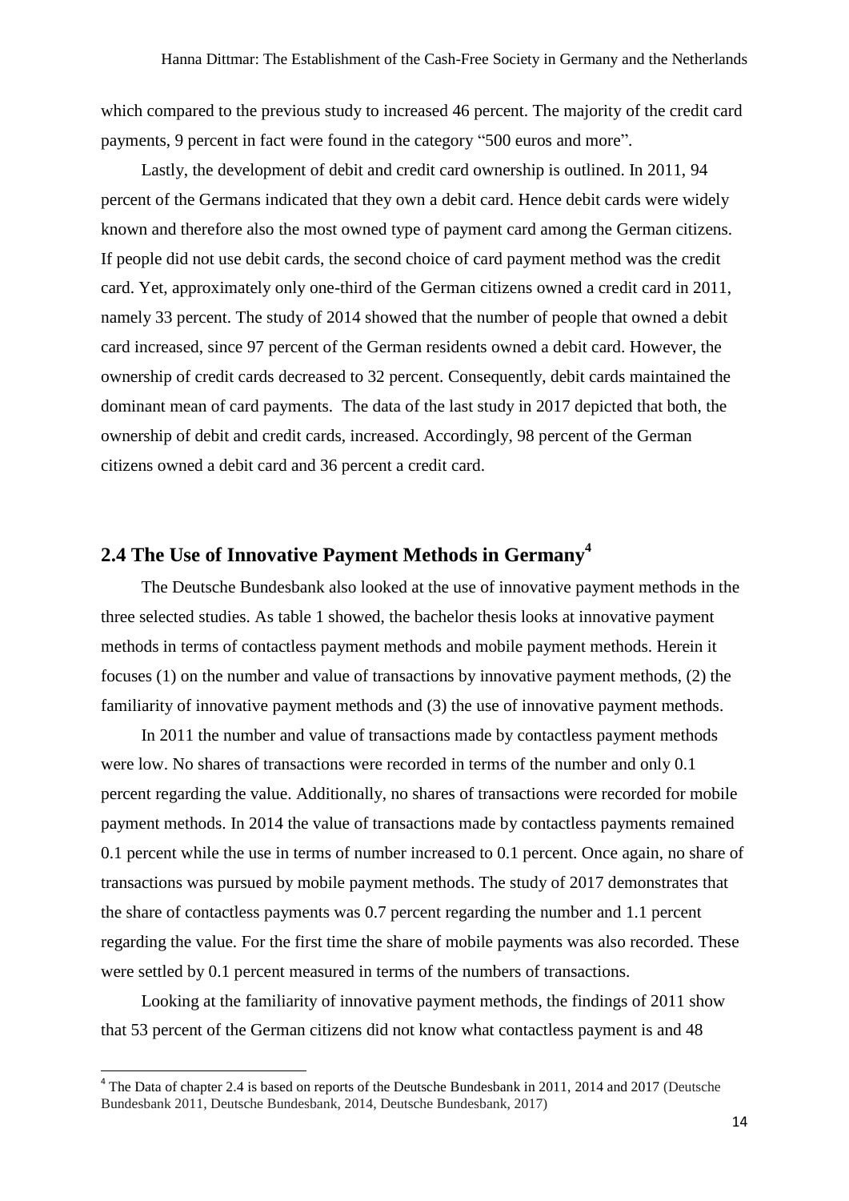which compared to the previous study to increased 46 percent. The majority of the credit card payments, 9 percent in fact were found in the category "500 euros and more".

Lastly, the development of debit and credit card ownership is outlined. In 2011, 94 percent of the Germans indicated that they own a debit card. Hence debit cards were widely known and therefore also the most owned type of payment card among the German citizens. If people did not use debit cards, the second choice of card payment method was the credit card. Yet, approximately only one-third of the German citizens owned a credit card in 2011, namely 33 percent. The study of 2014 showed that the number of people that owned a debit card increased, since 97 percent of the German residents owned a debit card. However, the ownership of credit cards decreased to 32 percent. Consequently, debit cards maintained the dominant mean of card payments. The data of the last study in 2017 depicted that both, the ownership of debit and credit cards, increased. Accordingly, 98 percent of the German citizens owned a debit card and 36 percent a credit card.

## 2.4 The Use of Innovative Payment Methods in Germany[4]

The Deutsche Bundesbank also looked at the use of innovative payment methods in the three selected studies. As table 1 showed, the bachelor thesis looks at innovative payment methods in terms of contactless payment methods and mobile payment methods. Herein it focuses (1) on the number and value of transactions by innovative payment methods, (2) the familiarity of innovative payment methods and (3) the use of innovative payment methods.

In 2011 the number and value of transactions made by contactless payment methods were low. No shares of transactions were recorded in terms of the number and only 0.1 percent regarding the value. Additionally, no shares of transactions were recorded for mobile payment methods. In 2014 the value of transactions made by contactless payments remained 0.1 percent while the use in terms of number increased to 0.1 percent. Once again, no share of transactions was pursued by mobile payment methods. The study of 2017 demonstrates that the share of contactless payments was 0.7 percent regarding the number and 1.1 percent regarding the value. For the first time the share of mobile payments was also recorded. These were settled by 0.1 percent measured in terms of the numbers of transactions.

Looking at the familiarity of innovative payment methods, the findings of 2011 show that 53 percent of the German citizens did not know what contactless payment is and 48

[4] The Data of chapter 2.4 is based on reports of the Deutsche Bundesbank in 2011, 2014 and 2017 (Deutsche Bundesbank 2011, Deutsche Bundesbank, 2014, Deutsche Bundesbank, 2017)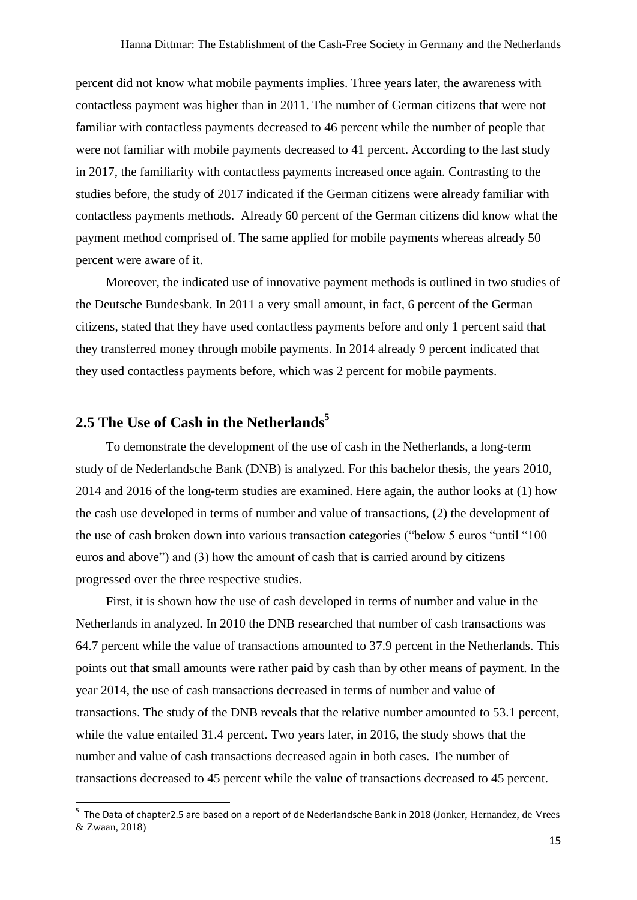percent did not know what mobile payments implies. Three years later, the awareness with contactless payment was higher than in 2011. The number of German citizens that were not familiar with contactless payments decreased to 46 percent while the number of people that were not familiar with mobile payments decreased to 41 percent. According to the last study in 2017, the familiarity with contactless payments increased once again. Contrasting to the studies before, the study of 2017 indicated if the German citizens were already familiar with contactless payments methods. Already 60 percent of the German citizens did know what the payment method comprised of. The same applied for mobile payments whereas already 50 percent were aware of it.

Moreover, the indicated use of innovative payment methods is outlined in two studies of the Deutsche Bundesbank. In 2011 a very small amount, in fact, 6 percent of the German citizens, stated that they have used contactless payments before and only 1 percent said that they transferred money through mobile payments. In 2014 already 9 percent indicated that they used contactless payments before, which was 2 percent for mobile payments.

## 2.5 The Use of Cash in the Netherlands[5]

To demonstrate the development of the use of cash in the Netherlands, a long-term study of de Nederlandsche Bank (DNB) is analyzed. For this bachelor thesis, the years 2010, 2014 and 2016 of the long-term studies are examined. Here again, the author looks at (1) how the cash use developed in terms of number and value of transactions, (2) the development of the use of cash broken down into various transaction categories ("below 5 euros "until "100 euros and above") and (3) how the amount of cash that is carried around by citizens progressed over the three respective studies.

First, it is shown how the use of cash developed in terms of number and value in the Netherlands in analyzed. In 2010 the DNB researched that number of cash transactions was 64.7 percent while the value of transactions amounted to 37.9 percent in the Netherlands. This points out that small amounts were rather paid by cash than by other means of payment. In the year 2014, the use of cash transactions decreased in terms of number and value of transactions. The study of the DNB reveals that the relative number amounted to 53.1 percent, while the value entailed 31.4 percent. Two years later, in 2016, the study shows that the number and value of cash transactions decreased again in both cases. The number of transactions decreased to 45 percent while the value of transactions decreased to 45 percent.

---

[5] The Data of chapter2.5 are based on a report of de Nederlandsche Bank in 2018 (Jonker, Hernandez, de Vrees & Zwaan, 2018)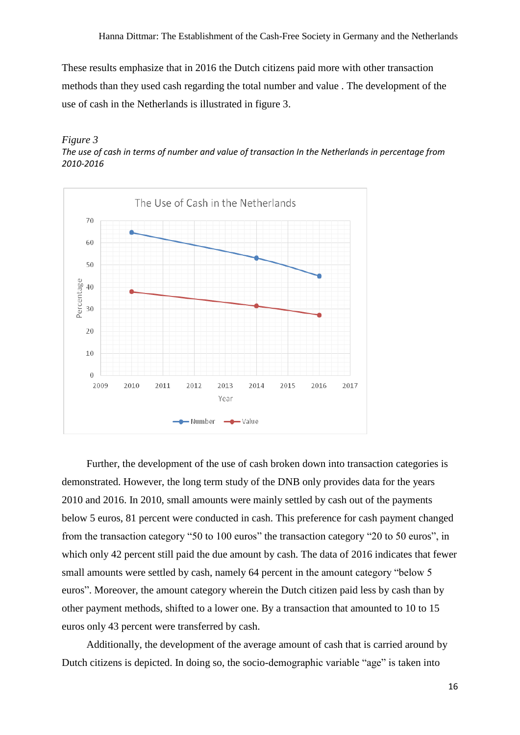These results emphasize that in 2016 the Dutch citizens paid more with other transaction methods than they used cash regarding the total number and value . The development of the use of cash in the Netherlands is illustrated in figure 3.

*Figure 3*

*The use of cash in terms of number and value of transaction In the Netherlands in percentage from 2010-2016*

Further, the development of the use of cash broken down into transaction categories is demonstrated. However, the long term study of the DNB only provides data for the years 2010 and 2016. In 2010, small amounts were mainly settled by cash out of the payments below 5 euros, 81 percent were conducted in cash. This preference for cash payment changed from the transaction category "50 to 100 euros" the transaction category "20 to 50 euros", in which only 42 percent still paid the due amount by cash. The data of 2016 indicates that fewer small amounts were settled by cash, namely 64 percent in the amount category "below 5 euros". Moreover, the amount category wherein the Dutch citizen paid less by cash than by other payment methods, shifted to a lower one. By a transaction that amounted to 10 to 15 euros only 43 percent were transferred by cash.

Additionally, the development of the average amount of cash that is carried around by Dutch citizens is depicted. In doing so, the socio-demographic variable "age" is taken into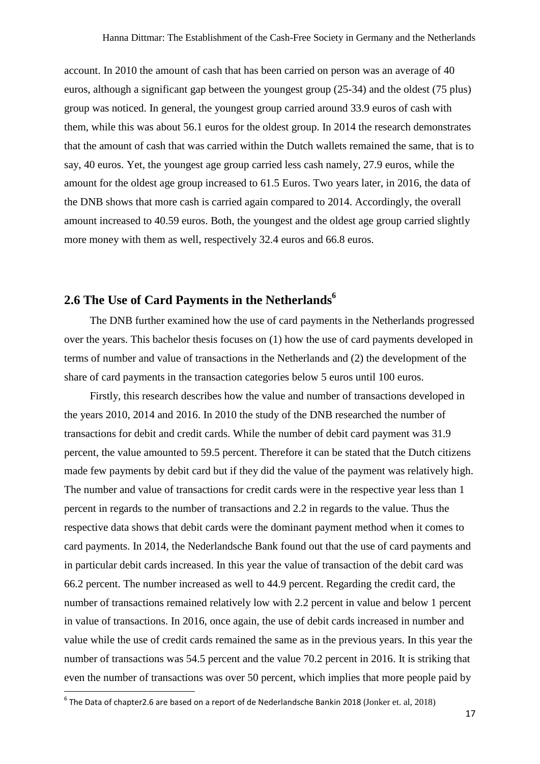account. In 2010 the amount of cash that has been carried on person was an average of 40 euros, although a significant gap between the youngest group (25-34) and the oldest (75 plus) group was noticed. In general, the youngest group carried around 33.9 euros of cash with them, while this was about 56.1 euros for the oldest group. In 2014 the research demonstrates that the amount of cash that was carried within the Dutch wallets remained the same, that is to say, 40 euros. Yet, the youngest age group carried less cash namely, 27.9 euros, while the amount for the oldest age group increased to 61.5 Euros. Two years later, in 2016, the data of the DNB shows that more cash is carried again compared to 2014. Accordingly, the overall amount increased to 40.59 euros. Both, the youngest and the oldest age group carried slightly more money with them as well, respectively 32.4 euros and 66.8 euros.

## 2.6 The Use of Card Payments in the Netherlands[6]

The DNB further examined how the use of card payments in the Netherlands progressed over the years. This bachelor thesis focuses on (1) how the use of card payments developed in terms of number and value of transactions in the Netherlands and (2) the development of the share of card payments in the transaction categories below 5 euros until 100 euros.

Firstly, this research describes how the value and number of transactions developed in the years 2010, 2014 and 2016. In 2010 the study of the DNB researched the number of transactions for debit and credit cards. While the number of debit card payment was 31.9 percent, the value amounted to 59.5 percent. Therefore it can be stated that the Dutch citizens made few payments by debit card but if they did the value of the payment was relatively high. The number and value of transactions for credit cards were in the respective year less than 1 percent in regards to the number of transactions and 2.2 in regards to the value. Thus the respective data shows that debit cards were the dominant payment method when it comes to card payments. In 2014, the Nederlandsche Bank found out that the use of card payments and in particular debit cards increased. In this year the value of transaction of the debit card was 66.2 percent. The number increased as well to 44.9 percent. Regarding the credit card, the number of transactions remained relatively low with 2.2 percent in value and below 1 percent in value of transactions. In 2016, once again, the use of debit cards increased in number and value while the use of credit cards remained the same as in the previous years. In this year the number of transactions was 54.5 percent and the value 70.2 percent in 2016. It is striking that even the number of transactions was over 50 percent, which implies that more people paid by

[6] The Data of chapter2.6 are based on a report of de Nederlandsche Bankin 2018 (Jonker et. al, 2018)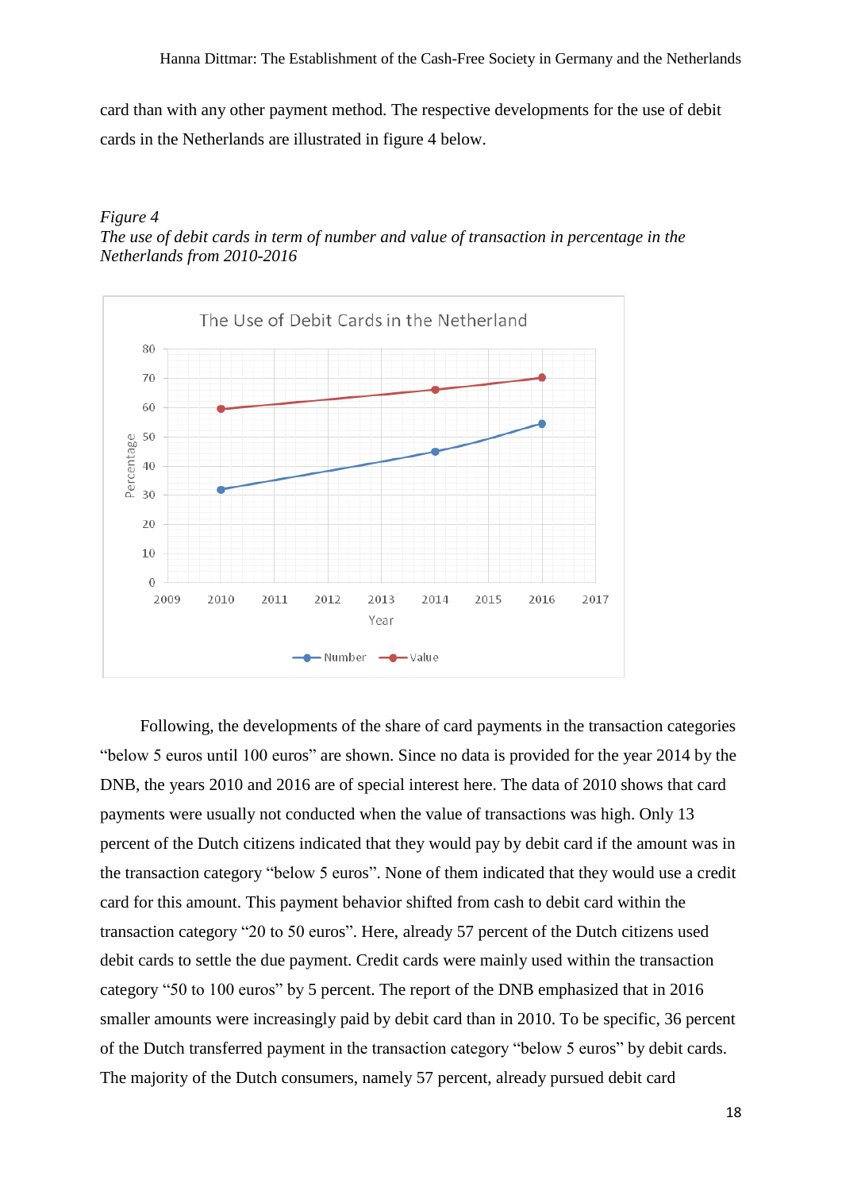card than with any other payment method. The respective developments for the use of debit cards in the Netherlands are illustrated in figure 4 below.

*Figure 4*
*The use of debit cards in term of number and value of transaction in percentage in the Netherlands from 2010-2016*

Following, the developments of the share of card payments in the transaction categories "below 5 euros until 100 euros" are shown. Since no data is provided for the year 2014 by the DNB, the years 2010 and 2016 are of special interest here. The data of 2010 shows that card payments were usually not conducted when the value of transactions was high. Only 13 percent of the Dutch citizens indicated that they would pay by debit card if the amount was in the transaction category "below 5 euros". None of them indicated that they would use a credit card for this amount. This payment behavior shifted from cash to debit card within the transaction category "20 to 50 euros". Here, already 57 percent of the Dutch citizens used debit cards to settle the due payment. Credit cards were mainly used within the transaction category "50 to 100 euros" by 5 percent. The report of the DNB emphasized that in 2016 smaller amounts were increasingly paid by debit card than in 2010. To be specific, 36 percent of the Dutch transferred payment in the transaction category "below 5 euros" by debit cards. The majority of the Dutch consumers, namely 57 percent, already pursued debit card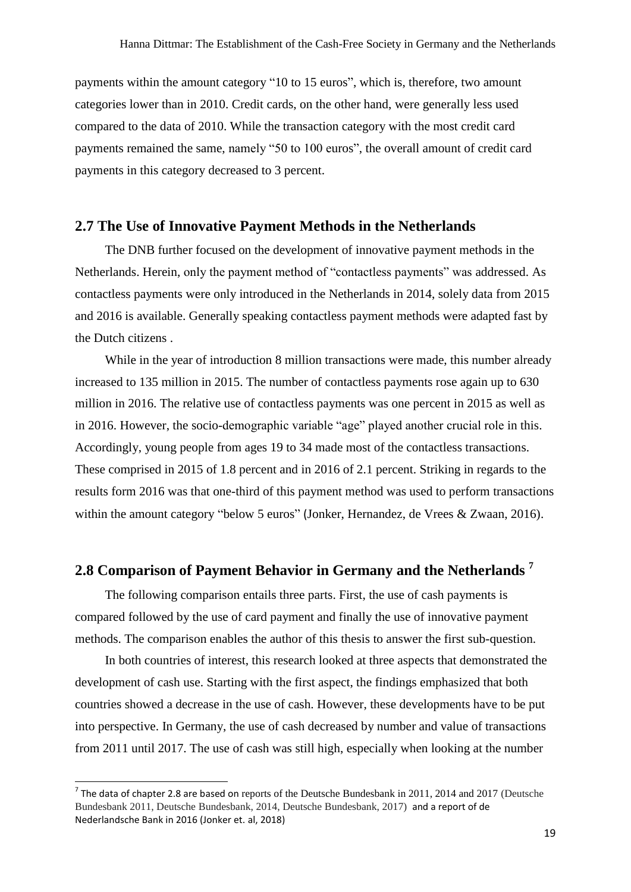payments within the amount category "10 to 15 euros", which is, therefore, two amount categories lower than in 2010. Credit cards, on the other hand, were generally less used compared to the data of 2010. While the transaction category with the most credit card payments remained the same, namely "50 to 100 euros", the overall amount of credit card payments in this category decreased to 3 percent.

## 2.7 The Use of Innovative Payment Methods in the Netherlands

The DNB further focused on the development of innovative payment methods in the Netherlands. Herein, only the payment method of "contactless payments" was addressed. As contactless payments were only introduced in the Netherlands in 2014, solely data from 2015 and 2016 is available. Generally speaking contactless payment methods were adapted fast by the Dutch citizens .

While in the year of introduction 8 million transactions were made, this number already increased to 135 million in 2015. The number of contactless payments rose again up to 630 million in 2016. The relative use of contactless payments was one percent in 2015 as well as in 2016. However, the socio-demographic variable "age" played another crucial role in this. Accordingly, young people from ages 19 to 34 made most of the contactless transactions. These comprised in 2015 of 1.8 percent and in 2016 of 2.1 percent. Striking in regards to the results form 2016 was that one-third of this payment method was used to perform transactions within the amount category "below 5 euros" (Jonker, Hernandez, de Vrees & Zwaan, 2016).

## 2.8 Comparison of Payment Behavior in Germany and the Netherlands [7]

The following comparison entails three parts. First, the use of cash payments is compared followed by the use of card payment and finally the use of innovative payment methods. The comparison enables the author of this thesis to answer the first sub-question.

In both countries of interest, this research looked at three aspects that demonstrated the development of cash use. Starting with the first aspect, the findings emphasized that both countries showed a decrease in the use of cash. However, these developments have to be put into perspective. In Germany, the use of cash decreased by number and value of transactions from 2011 until 2017. The use of cash was still high, especially when looking at the number

[7] The data of chapter 2.8 are based on reports of the Deutsche Bundesbank in 2011, 2014 and 2017 (Deutsche Bundesbank 2011, Deutsche Bundesbank, 2014, Deutsche Bundesbank, 2017) and a report of de Nederlandsche Bank in 2016 (Jonker et. al, 2018)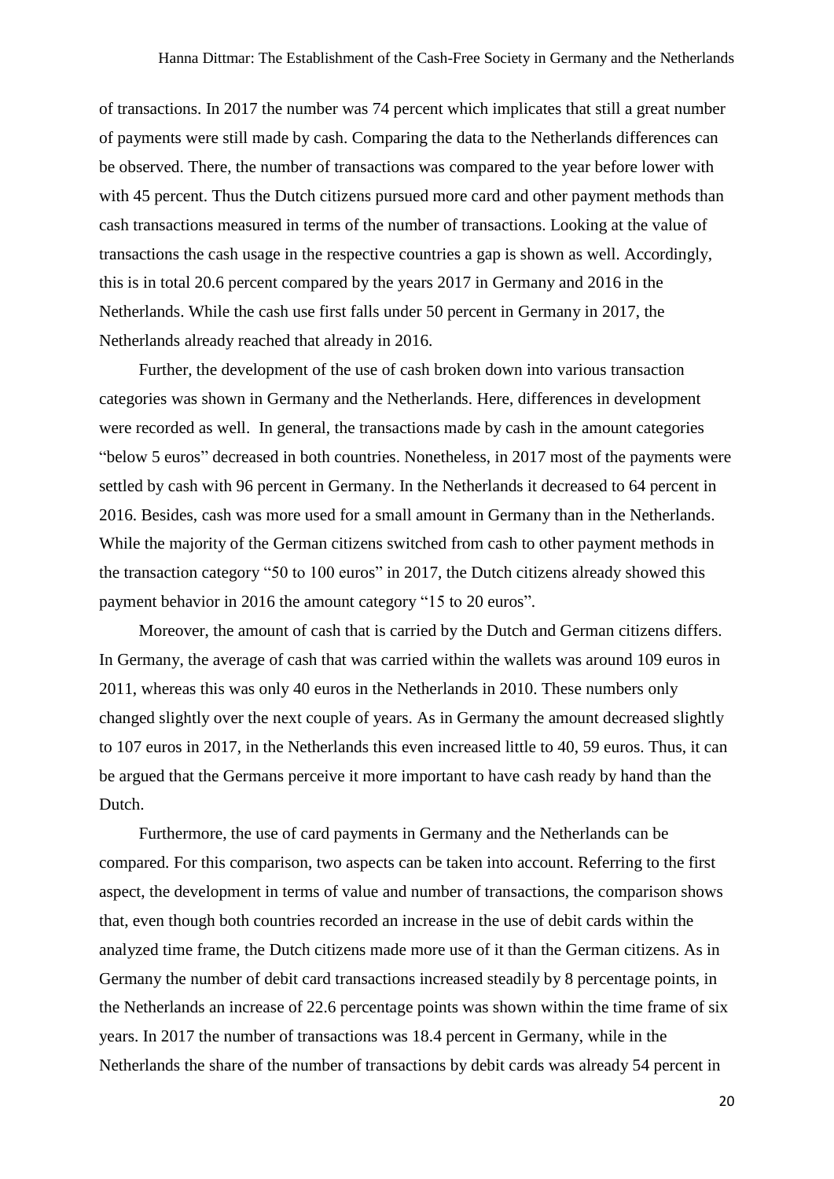of transactions. In 2017 the number was 74 percent which implicates that still a great number of payments were still made by cash. Comparing the data to the Netherlands differences can be observed. There, the number of transactions was compared to the year before lower with with 45 percent. Thus the Dutch citizens pursued more card and other payment methods than cash transactions measured in terms of the number of transactions. Looking at the value of transactions the cash usage in the respective countries a gap is shown as well. Accordingly, this is in total 20.6 percent compared by the years 2017 in Germany and 2016 in the Netherlands. While the cash use first falls under 50 percent in Germany in 2017, the Netherlands already reached that already in 2016.

Further, the development of the use of cash broken down into various transaction categories was shown in Germany and the Netherlands. Here, differences in development were recorded as well. In general, the transactions made by cash in the amount categories "below 5 euros" decreased in both countries. Nonetheless, in 2017 most of the payments were settled by cash with 96 percent in Germany. In the Netherlands it decreased to 64 percent in 2016. Besides, cash was more used for a small amount in Germany than in the Netherlands. While the majority of the German citizens switched from cash to other payment methods in the transaction category "50 to 100 euros" in 2017, the Dutch citizens already showed this payment behavior in 2016 the amount category "15 to 20 euros".

Moreover, the amount of cash that is carried by the Dutch and German citizens differs. In Germany, the average of cash that was carried within the wallets was around 109 euros in 2011, whereas this was only 40 euros in the Netherlands in 2010. These numbers only changed slightly over the next couple of years. As in Germany the amount decreased slightly to 107 euros in 2017, in the Netherlands this even increased little to 40, 59 euros. Thus, it can be argued that the Germans perceive it more important to have cash ready by hand than the Dutch.

Furthermore, the use of card payments in Germany and the Netherlands can be compared. For this comparison, two aspects can be taken into account. Referring to the first aspect, the development in terms of value and number of transactions, the comparison shows that, even though both countries recorded an increase in the use of debit cards within the analyzed time frame, the Dutch citizens made more use of it than the German citizens. As in Germany the number of debit card transactions increased steadily by 8 percentage points, in the Netherlands an increase of 22.6 percentage points was shown within the time frame of six years. In 2017 the number of transactions was 18.4 percent in Germany, while in the Netherlands the share of the number of transactions by debit cards was already 54 percent in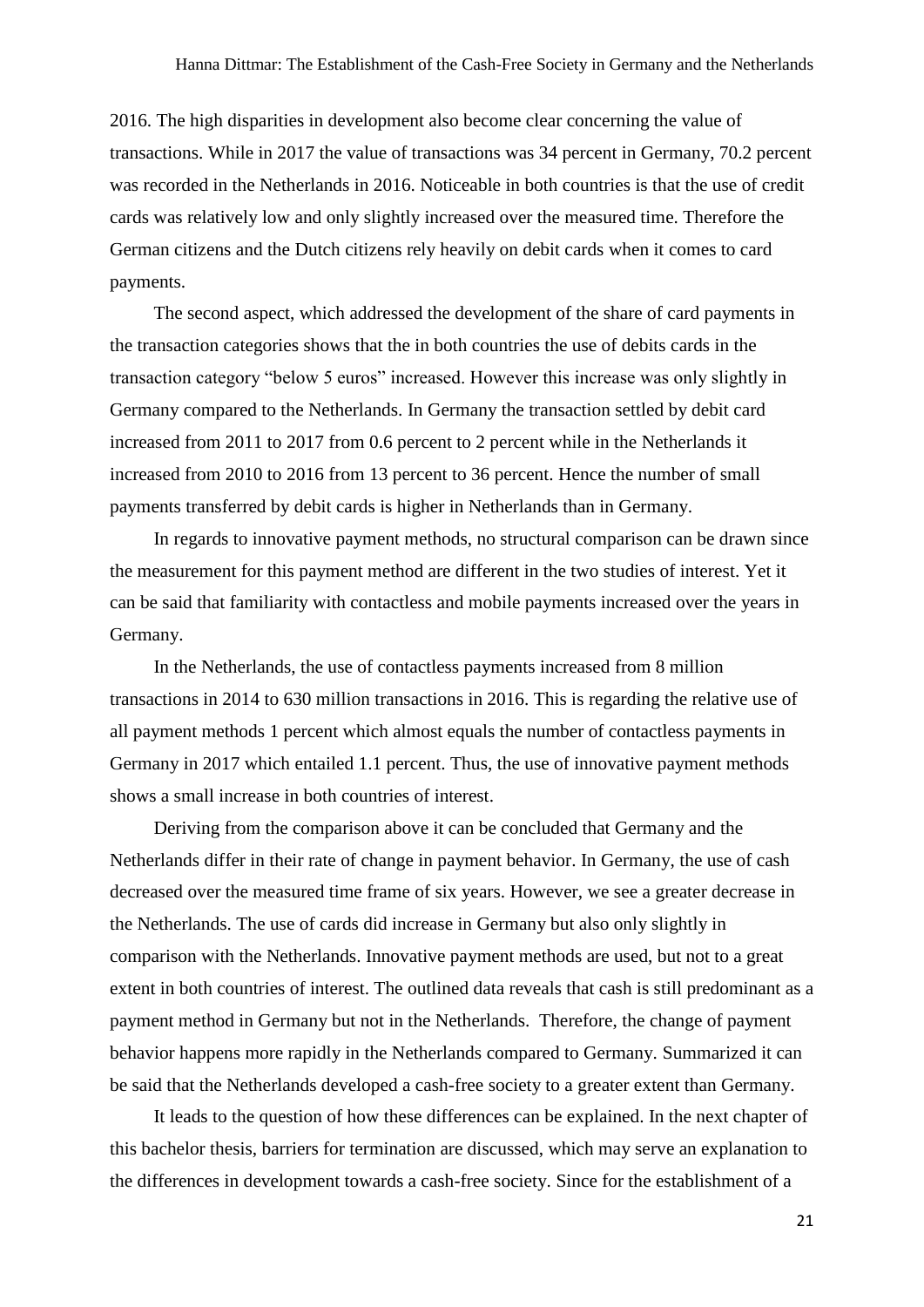2016. The high disparities in development also become clear concerning the value of transactions. While in 2017 the value of transactions was 34 percent in Germany, 70.2 percent was recorded in the Netherlands in 2016. Noticeable in both countries is that the use of credit cards was relatively low and only slightly increased over the measured time. Therefore the German citizens and the Dutch citizens rely heavily on debit cards when it comes to card payments.

The second aspect, which addressed the development of the share of card payments in the transaction categories shows that the in both countries the use of debits cards in the transaction category "below 5 euros" increased. However this increase was only slightly in Germany compared to the Netherlands. In Germany the transaction settled by debit card increased from 2011 to 2017 from 0.6 percent to 2 percent while in the Netherlands it increased from 2010 to 2016 from 13 percent to 36 percent. Hence the number of small payments transferred by debit cards is higher in Netherlands than in Germany.

In regards to innovative payment methods, no structural comparison can be drawn since the measurement for this payment method are different in the two studies of interest. Yet it can be said that familiarity with contactless and mobile payments increased over the years in Germany.

In the Netherlands, the use of contactless payments increased from 8 million transactions in 2014 to 630 million transactions in 2016. This is regarding the relative use of all payment methods 1 percent which almost equals the number of contactless payments in Germany in 2017 which entailed 1.1 percent. Thus, the use of innovative payment methods shows a small increase in both countries of interest.

Deriving from the comparison above it can be concluded that Germany and the Netherlands differ in their rate of change in payment behavior. In Germany, the use of cash decreased over the measured time frame of six years. However, we see a greater decrease in the Netherlands. The use of cards did increase in Germany but also only slightly in comparison with the Netherlands. Innovative payment methods are used, but not to a great extent in both countries of interest. The outlined data reveals that cash is still predominant as a payment method in Germany but not in the Netherlands. Therefore, the change of payment behavior happens more rapidly in the Netherlands compared to Germany. Summarized it can be said that the Netherlands developed a cash-free society to a greater extent than Germany.

It leads to the question of how these differences can be explained. In the next chapter of this bachelor thesis, barriers for termination are discussed, which may serve an explanation to the differences in development towards a cash-free society. Since for the establishment of a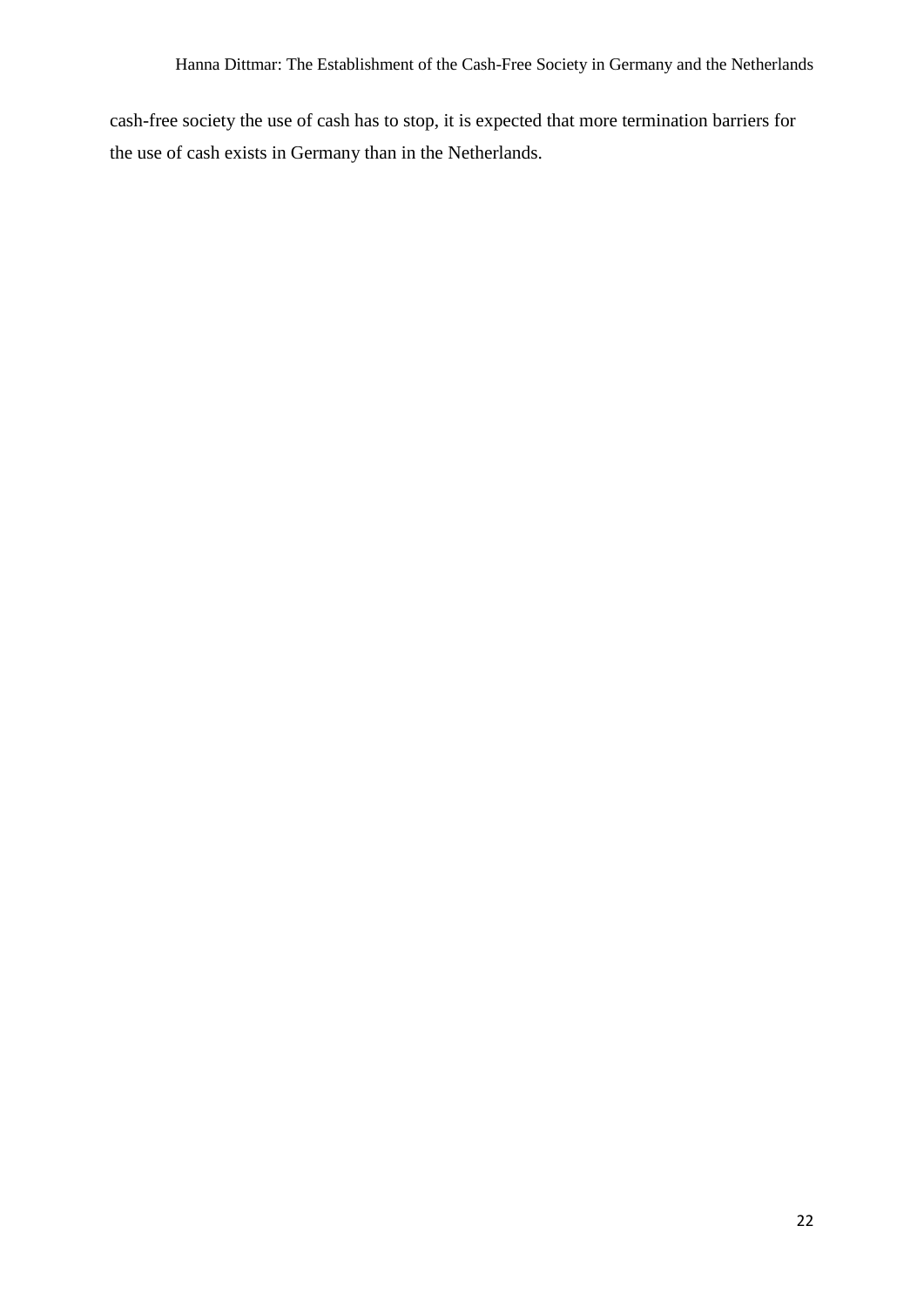cash-free society the use of cash has to stop, it is expected that more termination barriers for the use of cash exists in Germany than in the Netherlands.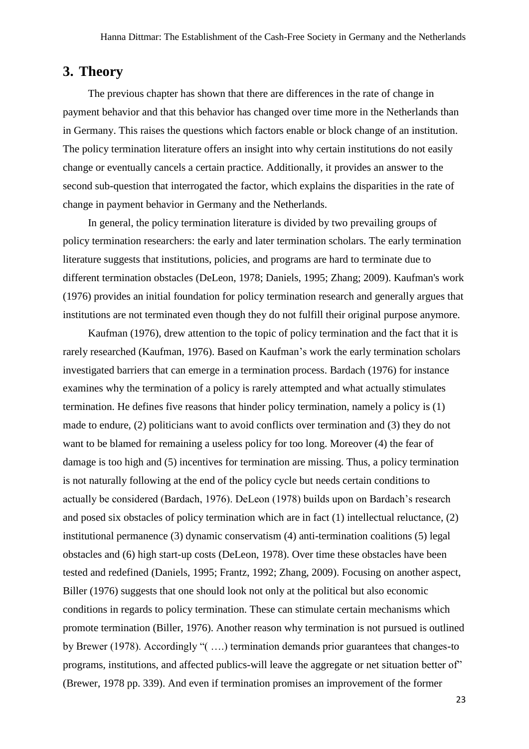## 3. Theory

The previous chapter has shown that there are differences in the rate of change in payment behavior and that this behavior has changed over time more in the Netherlands than in Germany. This raises the questions which factors enable or block change of an institution. The policy termination literature offers an insight into why certain institutions do not easily change or eventually cancels a certain practice. Additionally, it provides an answer to the second sub-question that interrogated the factor, which explains the disparities in the rate of change in payment behavior in Germany and the Netherlands.

In general, the policy termination literature is divided by two prevailing groups of policy termination researchers: the early and later termination scholars. The early termination literature suggests that institutions, policies, and programs are hard to terminate due to different termination obstacles (DeLeon, 1978; Daniels, 1995; Zhang; 2009). Kaufman's work (1976) provides an initial foundation for policy termination research and generally argues that institutions are not terminated even though they do not fulfill their original purpose anymore.

Kaufman (1976), drew attention to the topic of policy termination and the fact that it is rarely researched (Kaufman, 1976). Based on Kaufman's work the early termination scholars investigated barriers that can emerge in a termination process. Bardach (1976) for instance examines why the termination of a policy is rarely attempted and what actually stimulates termination. He defines five reasons that hinder policy termination, namely a policy is (1) made to endure, (2) politicians want to avoid conflicts over termination and (3) they do not want to be blamed for remaining a useless policy for too long. Moreover (4) the fear of damage is too high and (5) incentives for termination are missing. Thus, a policy termination is not naturally following at the end of the policy cycle but needs certain conditions to actually be considered (Bardach, 1976). DeLeon (1978) builds upon on Bardach's research and posed six obstacles of policy termination which are in fact (1) intellectual reluctance, (2) institutional permanence (3) dynamic conservatism (4) anti-termination coalitions (5) legal obstacles and (6) high start-up costs (DeLeon, 1978). Over time these obstacles have been tested and redefined (Daniels, 1995; Frantz, 1992; Zhang, 2009). Focusing on another aspect, Biller (1976) suggests that one should look not only at the political but also economic conditions in regards to policy termination. These can stimulate certain mechanisms which promote termination (Biller, 1976). Another reason why termination is not pursued is outlined by Brewer (1978). Accordingly "( ….) termination demands prior guarantees that changes-to programs, institutions, and affected publics-will leave the aggregate or net situation better of" (Brewer, 1978 pp. 339). And even if termination promises an improvement of the former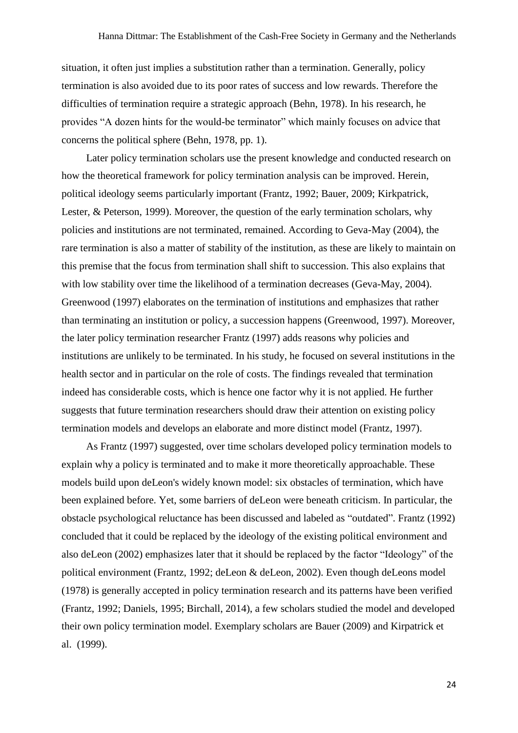situation, it often just implies a substitution rather than a termination. Generally, policy termination is also avoided due to its poor rates of success and low rewards. Therefore the difficulties of termination require a strategic approach (Behn, 1978). In his research, he provides "A dozen hints for the would-be terminator" which mainly focuses on advice that concerns the political sphere (Behn, 1978, pp. 1).

Later policy termination scholars use the present knowledge and conducted research on how the theoretical framework for policy termination analysis can be improved. Herein, political ideology seems particularly important (Frantz, 1992; Bauer, 2009; Kirkpatrick, Lester, & Peterson, 1999). Moreover, the question of the early termination scholars, why policies and institutions are not terminated, remained. According to Geva-May (2004), the rare termination is also a matter of stability of the institution, as these are likely to maintain on this premise that the focus from termination shall shift to succession. This also explains that with low stability over time the likelihood of a termination decreases (Geva-May, 2004). Greenwood (1997) elaborates on the termination of institutions and emphasizes that rather than terminating an institution or policy, a succession happens (Greenwood, 1997). Moreover, the later policy termination researcher Frantz (1997) adds reasons why policies and institutions are unlikely to be terminated. In his study, he focused on several institutions in the health sector and in particular on the role of costs. The findings revealed that termination indeed has considerable costs, which is hence one factor why it is not applied. He further suggests that future termination researchers should draw their attention on existing policy termination models and develops an elaborate and more distinct model (Frantz, 1997).

As Frantz (1997) suggested, over time scholars developed policy termination models to explain why a policy is terminated and to make it more theoretically approachable. These models build upon deLeon's widely known model: six obstacles of termination, which have been explained before. Yet, some barriers of deLeon were beneath criticism. In particular, the obstacle psychological reluctance has been discussed and labeled as "outdated". Frantz (1992) concluded that it could be replaced by the ideology of the existing political environment and also deLeon (2002) emphasizes later that it should be replaced by the factor "Ideology" of the political environment (Frantz, 1992; deLeon & deLeon, 2002). Even though deLeons model (1978) is generally accepted in policy termination research and its patterns have been verified (Frantz, 1992; Daniels, 1995; Birchall, 2014), a few scholars studied the model and developed their own policy termination model. Exemplary scholars are Bauer (2009) and Kirpatrick et al. (1999).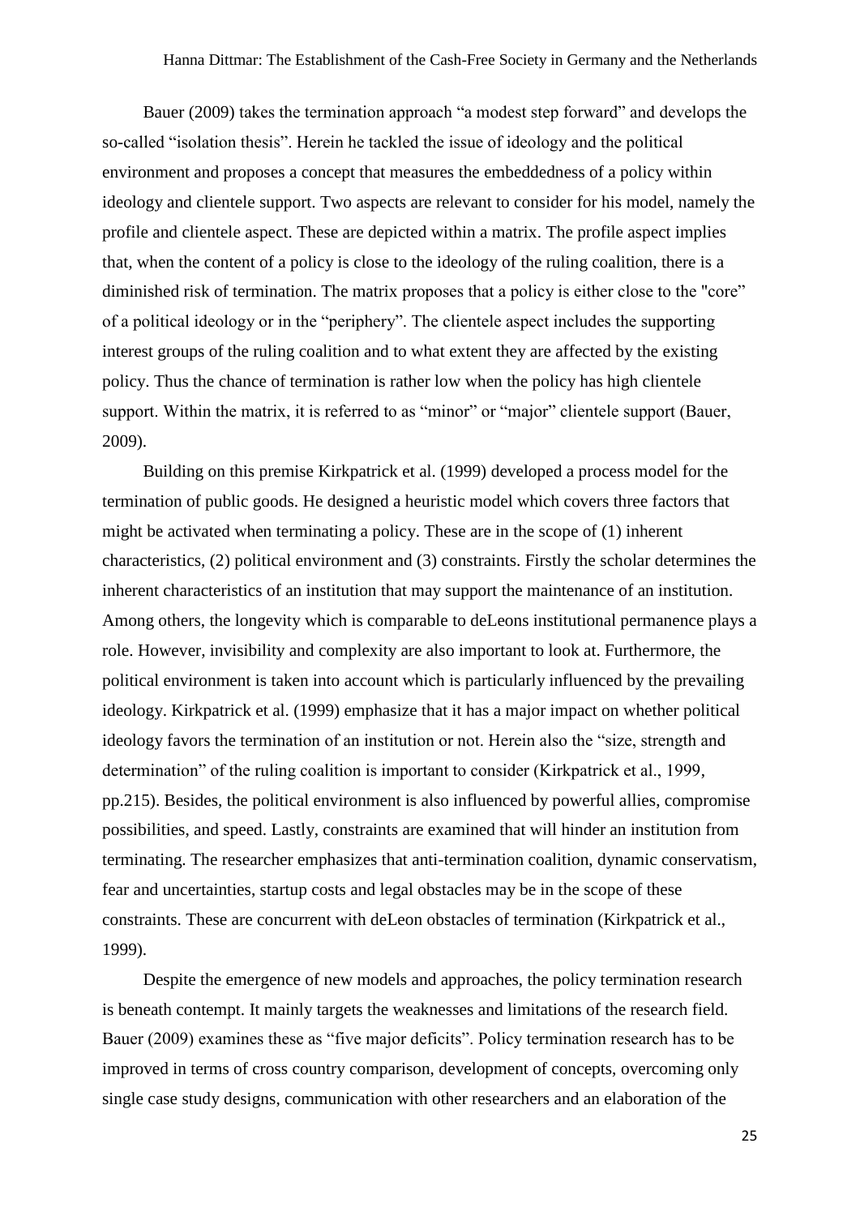Bauer (2009) takes the termination approach "a modest step forward" and develops the so-called "isolation thesis". Herein he tackled the issue of ideology and the political environment and proposes a concept that measures the embeddedness of a policy within ideology and clientele support. Two aspects are relevant to consider for his model, namely the profile and clientele aspect. These are depicted within a matrix. The profile aspect implies that, when the content of a policy is close to the ideology of the ruling coalition, there is a diminished risk of termination. The matrix proposes that a policy is either close to the "core" of a political ideology or in the "periphery". The clientele aspect includes the supporting interest groups of the ruling coalition and to what extent they are affected by the existing policy. Thus the chance of termination is rather low when the policy has high clientele support. Within the matrix, it is referred to as "minor" or "major" clientele support (Bauer, 2009).

Building on this premise Kirkpatrick et al. (1999) developed a process model for the termination of public goods. He designed a heuristic model which covers three factors that might be activated when terminating a policy. These are in the scope of (1) inherent characteristics, (2) political environment and (3) constraints. Firstly the scholar determines the inherent characteristics of an institution that may support the maintenance of an institution. Among others, the longevity which is comparable to deLeons institutional permanence plays a role. However, invisibility and complexity are also important to look at. Furthermore, the political environment is taken into account which is particularly influenced by the prevailing ideology. Kirkpatrick et al. (1999) emphasize that it has a major impact on whether political ideology favors the termination of an institution or not. Herein also the "size, strength and determination" of the ruling coalition is important to consider (Kirkpatrick et al., 1999, pp.215). Besides, the political environment is also influenced by powerful allies, compromise possibilities, and speed. Lastly, constraints are examined that will hinder an institution from terminating. The researcher emphasizes that anti-termination coalition, dynamic conservatism, fear and uncertainties, startup costs and legal obstacles may be in the scope of these constraints. These are concurrent with deLeon obstacles of termination (Kirkpatrick et al., 1999).

Despite the emergence of new models and approaches, the policy termination research is beneath contempt. It mainly targets the weaknesses and limitations of the research field. Bauer (2009) examines these as "five major deficits". Policy termination research has to be improved in terms of cross country comparison, development of concepts, overcoming only single case study designs, communication with other researchers and an elaboration of the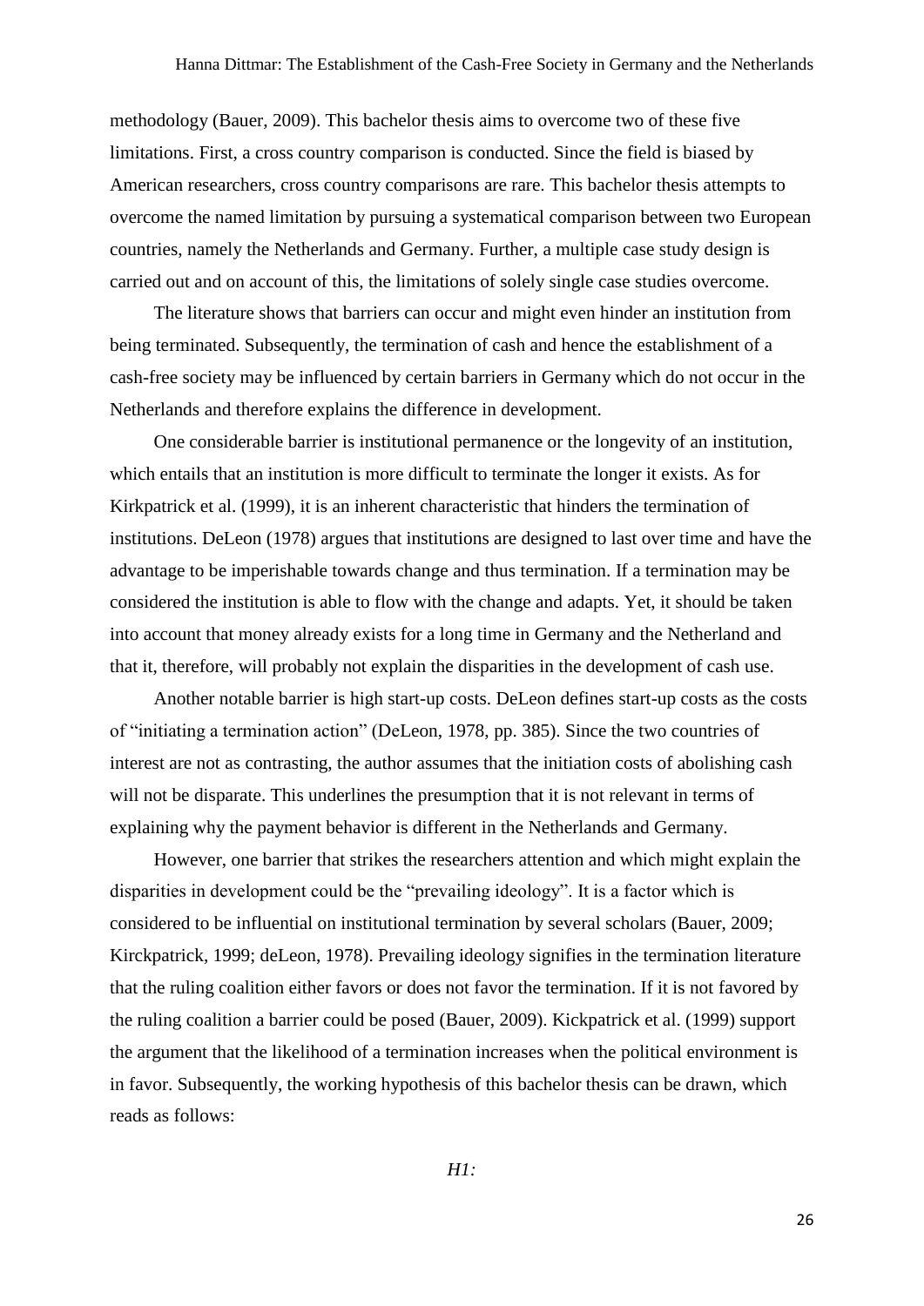methodology (Bauer, 2009). This bachelor thesis aims to overcome two of these five limitations. First, a cross country comparison is conducted. Since the field is biased by American researchers, cross country comparisons are rare. This bachelor thesis attempts to overcome the named limitation by pursuing a systematical comparison between two European countries, namely the Netherlands and Germany. Further, a multiple case study design is carried out and on account of this, the limitations of solely single case studies overcome.

The literature shows that barriers can occur and might even hinder an institution from being terminated. Subsequently, the termination of cash and hence the establishment of a cash-free society may be influenced by certain barriers in Germany which do not occur in the Netherlands and therefore explains the difference in development.

One considerable barrier is institutional permanence or the longevity of an institution, which entails that an institution is more difficult to terminate the longer it exists. As for Kirkpatrick et al. (1999), it is an inherent characteristic that hinders the termination of institutions. DeLeon (1978) argues that institutions are designed to last over time and have the advantage to be imperishable towards change and thus termination. If a termination may be considered the institution is able to flow with the change and adapts. Yet, it should be taken into account that money already exists for a long time in Germany and the Netherland and that it, therefore, will probably not explain the disparities in the development of cash use.

Another notable barrier is high start-up costs. DeLeon defines start-up costs as the costs of "initiating a termination action" (DeLeon, 1978, pp. 385). Since the two countries of interest are not as contrasting, the author assumes that the initiation costs of abolishing cash will not be disparate. This underlines the presumption that it is not relevant in terms of explaining why the payment behavior is different in the Netherlands and Germany.

However, one barrier that strikes the researchers attention and which might explain the disparities in development could be the "prevailing ideology". It is a factor which is considered to be influential on institutional termination by several scholars (Bauer, 2009; Kirckpatrick, 1999; deLeon, 1978). Prevailing ideology signifies in the termination literature that the ruling coalition either favors or does not favor the termination. If it is not favored by the ruling coalition a barrier could be posed (Bauer, 2009). Kickpatrick et al. (1999) support the argument that the likelihood of a termination increases when the political environment is in favor. Subsequently, the working hypothesis of this bachelor thesis can be drawn, which reads as follows:

*H1:*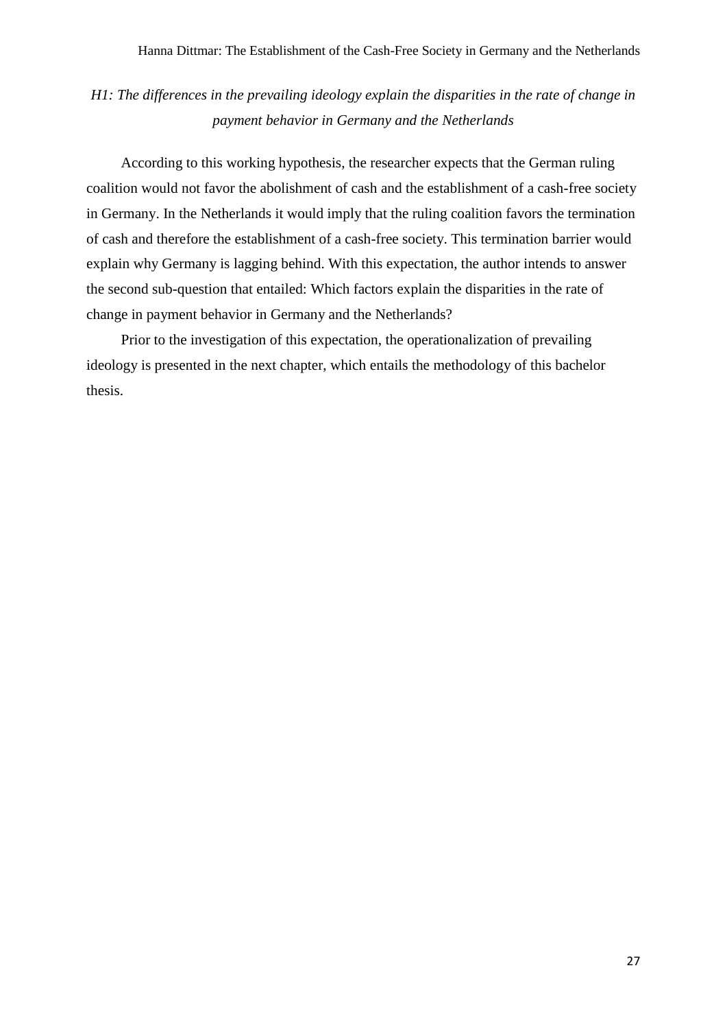*H1: The differences in the prevailing ideology explain the disparities in the rate of change in payment behavior in Germany and the Netherlands*

According to this working hypothesis, the researcher expects that the German ruling coalition would not favor the abolishment of cash and the establishment of a cash-free society in Germany. In the Netherlands it would imply that the ruling coalition favors the termination of cash and therefore the establishment of a cash-free society. This termination barrier would explain why Germany is lagging behind. With this expectation, the author intends to answer the second sub-question that entailed: Which factors explain the disparities in the rate of change in payment behavior in Germany and the Netherlands?

Prior to the investigation of this expectation, the operationalization of prevailing ideology is presented in the next chapter, which entails the methodology of this bachelor thesis.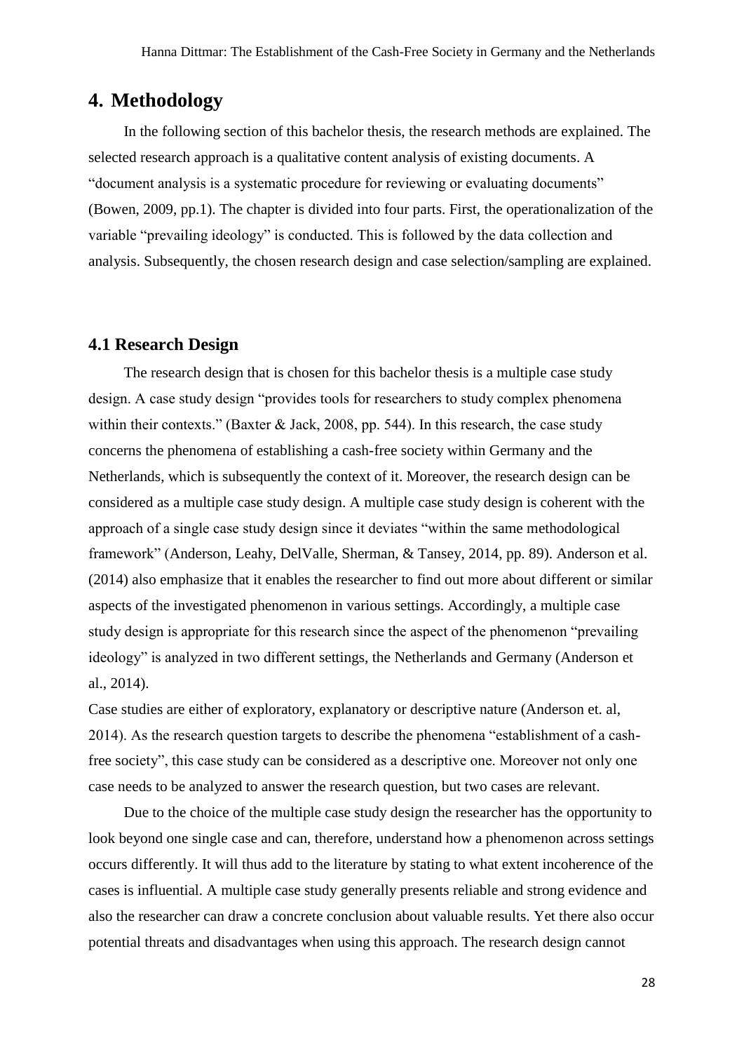# 4. Methodology

In the following section of this bachelor thesis, the research methods are explained. The selected research approach is a qualitative content analysis of existing documents. A "document analysis is a systematic procedure for reviewing or evaluating documents" (Bowen, 2009, pp.1). The chapter is divided into four parts. First, the operationalization of the variable "prevailing ideology" is conducted. This is followed by the data collection and analysis. Subsequently, the chosen research design and case selection/sampling are explained.

## 4.1 Research Design

The research design that is chosen for this bachelor thesis is a multiple case study design. A case study design "provides tools for researchers to study complex phenomena within their contexts." (Baxter & Jack, 2008, pp. 544). In this research, the case study concerns the phenomena of establishing a cash-free society within Germany and the Netherlands, which is subsequently the context of it. Moreover, the research design can be considered as a multiple case study design. A multiple case study design is coherent with the approach of a single case study design since it deviates "within the same methodological framework" (Anderson, Leahy, DelValle, Sherman, & Tansey, 2014, pp. 89). Anderson et al. (2014) also emphasize that it enables the researcher to find out more about different or similar aspects of the investigated phenomenon in various settings. Accordingly, a multiple case study design is appropriate for this research since the aspect of the phenomenon "prevailing ideology" is analyzed in two different settings, the Netherlands and Germany (Anderson et al., 2014).

Case studies are either of exploratory, explanatory or descriptive nature (Anderson et. al, 2014). As the research question targets to describe the phenomena "establishment of a cash-free society", this case study can be considered as a descriptive one. Moreover not only one case needs to be analyzed to answer the research question, but two cases are relevant.

Due to the choice of the multiple case study design the researcher has the opportunity to look beyond one single case and can, therefore, understand how a phenomenon across settings occurs differently. It will thus add to the literature by stating to what extent incoherence of the cases is influential. A multiple case study generally presents reliable and strong evidence and also the researcher can draw a concrete conclusion about valuable results. Yet there also occur potential threats and disadvantages when using this approach. The research design cannot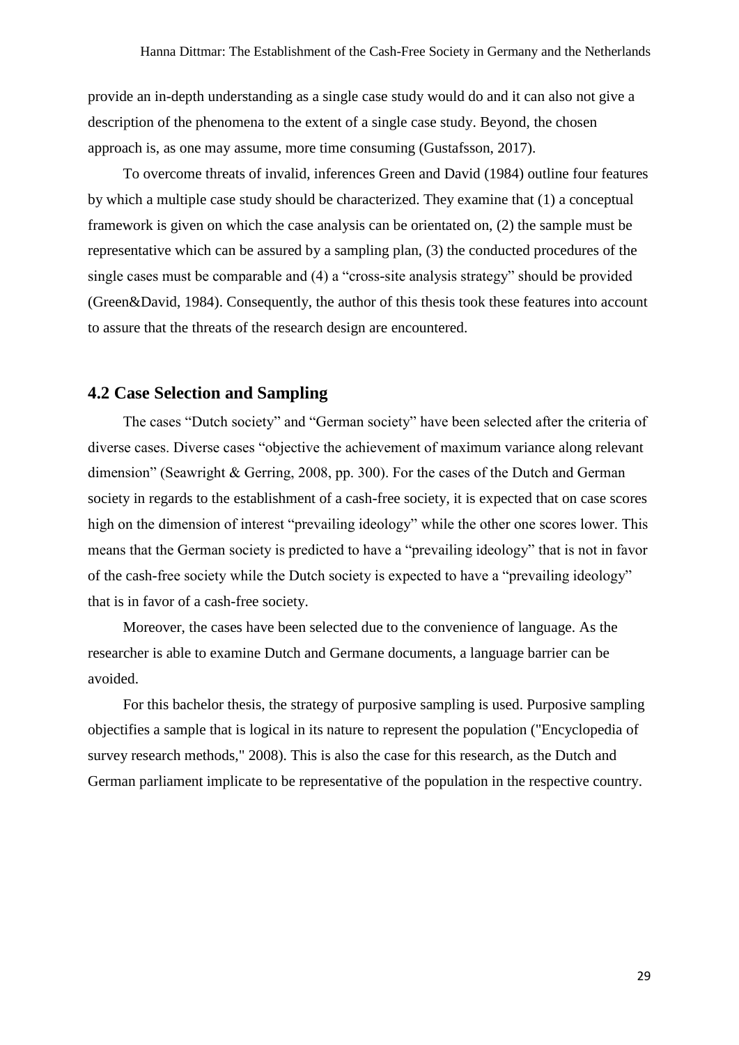provide an in-depth understanding as a single case study would do and it can also not give a description of the phenomena to the extent of a single case study. Beyond, the chosen approach is, as one may assume, more time consuming (Gustafsson, 2017).

To overcome threats of invalid, inferences Green and David (1984) outline four features by which a multiple case study should be characterized. They examine that (1) a conceptual framework is given on which the case analysis can be orientated on, (2) the sample must be representative which can be assured by a sampling plan, (3) the conducted procedures of the single cases must be comparable and (4) a "cross-site analysis strategy" should be provided (Green&David, 1984). Consequently, the author of this thesis took these features into account to assure that the threats of the research design are encountered.

## 4.2 Case Selection and Sampling

The cases "Dutch society" and "German society" have been selected after the criteria of diverse cases. Diverse cases "objective the achievement of maximum variance along relevant dimension" (Seawright & Gerring, 2008, pp. 300). For the cases of the Dutch and German society in regards to the establishment of a cash-free society, it is expected that on case scores high on the dimension of interest "prevailing ideology" while the other one scores lower. This means that the German society is predicted to have a "prevailing ideology" that is not in favor of the cash-free society while the Dutch society is expected to have a "prevailing ideology" that is in favor of a cash-free society.

Moreover, the cases have been selected due to the convenience of language. As the researcher is able to examine Dutch and Germane documents, a language barrier can be avoided.

For this bachelor thesis, the strategy of purposive sampling is used. Purposive sampling objectifies a sample that is logical in its nature to represent the population ("Encyclopedia of survey research methods," 2008). This is also the case for this research, as the Dutch and German parliament implicate to be representative of the population in the respective country.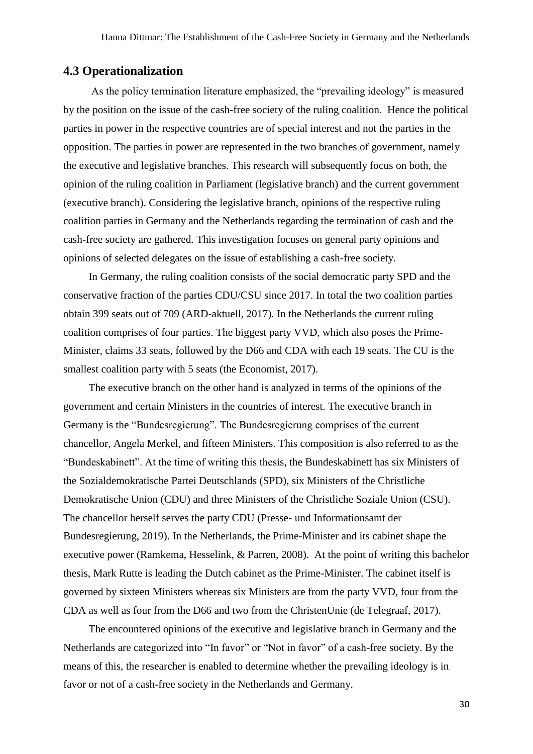## 4.3 Operationalization

As the policy termination literature emphasized, the "prevailing ideology" is measured by the position on the issue of the cash-free society of the ruling coalition. Hence the political parties in power in the respective countries are of special interest and not the parties in the opposition. The parties in power are represented in the two branches of government, namely the executive and legislative branches. This research will subsequently focus on both, the opinion of the ruling coalition in Parliament (legislative branch) and the current government (executive branch). Considering the legislative branch, opinions of the respective ruling coalition parties in Germany and the Netherlands regarding the termination of cash and the cash-free society are gathered. This investigation focuses on general party opinions and opinions of selected delegates on the issue of establishing a cash-free society.

In Germany, the ruling coalition consists of the social democratic party SPD and the conservative fraction of the parties CDU/CSU since 2017. In total the two coalition parties obtain 399 seats out of 709 (ARD-aktuell, 2017). In the Netherlands the current ruling coalition comprises of four parties. The biggest party VVD, which also poses the Prime-Minister, claims 33 seats, followed by the D66 and CDA with each 19 seats. The CU is the smallest coalition party with 5 seats (the Economist, 2017).

The executive branch on the other hand is analyzed in terms of the opinions of the government and certain Ministers in the countries of interest. The executive branch in Germany is the "Bundesregierung". The Bundesregierung comprises of the current chancellor, Angela Merkel, and fifteen Ministers. This composition is also referred to as the "Bundeskabinett". At the time of writing this thesis, the Bundeskabinett has six Ministers of the Sozialdemokratische Partei Deutschlands (SPD), six Ministers of the Christliche Demokratische Union (CDU) and three Ministers of the Christliche Soziale Union (CSU). The chancellor herself serves the party CDU (Presse- und Informationsamt der Bundesregierung, 2019). In the Netherlands, the Prime-Minister and its cabinet shape the executive power (Ramkema, Hesselink, & Parren, 2008). At the point of writing this bachelor thesis, Mark Rutte is leading the Dutch cabinet as the Prime-Minister. The cabinet itself is governed by sixteen Ministers whereas six Ministers are from the party VVD, four from the CDA as well as four from the D66 and two from the ChristenUnie (de Telegraaf, 2017).

The encountered opinions of the executive and legislative branch in Germany and the Netherlands are categorized into "In favor" or "Not in favor" of a cash-free society. By the means of this, the researcher is enabled to determine whether the prevailing ideology is in favor or not of a cash-free society in the Netherlands and Germany.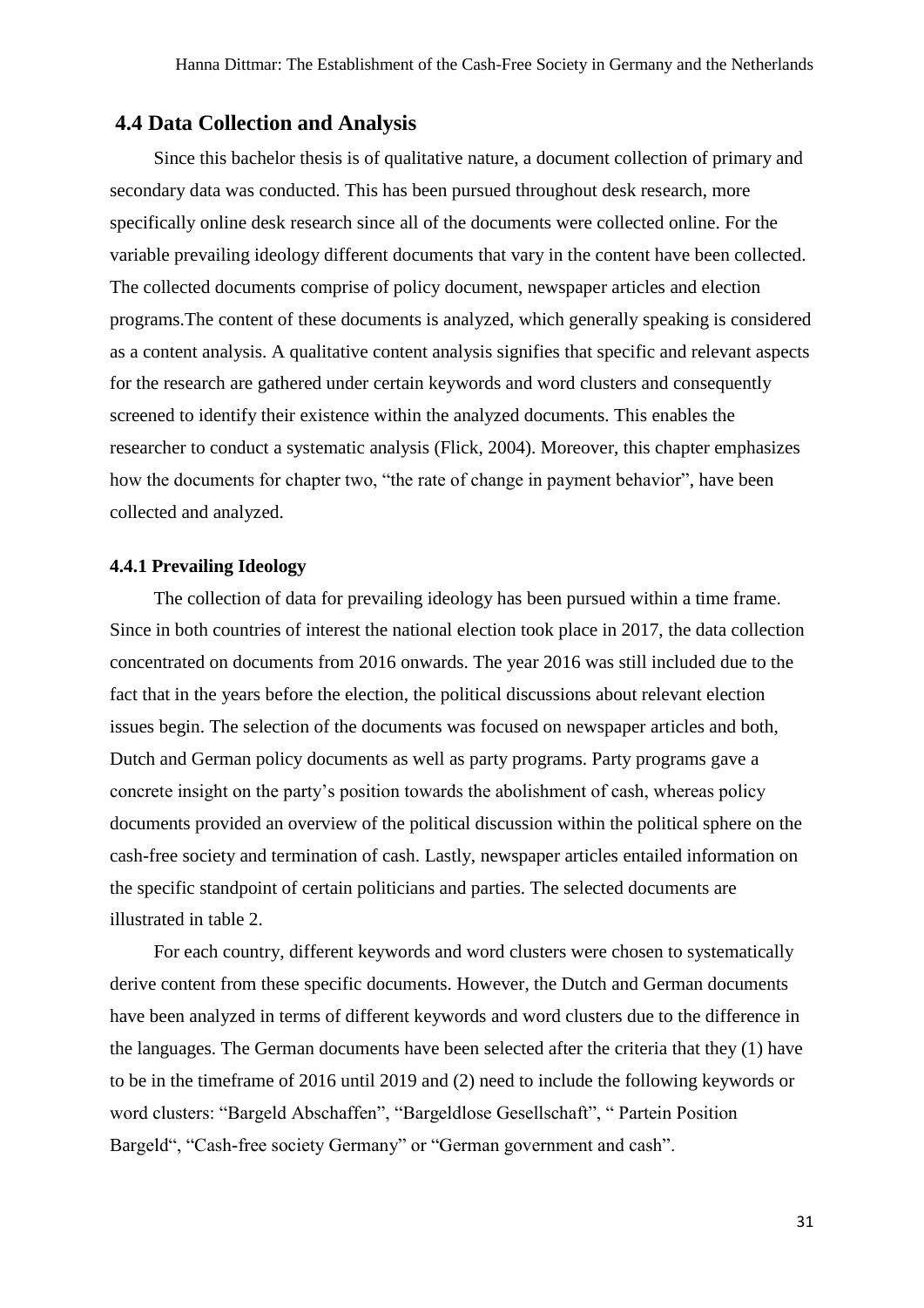## 4.4 Data Collection and Analysis

Since this bachelor thesis is of qualitative nature, a document collection of primary and secondary data was conducted. This has been pursued throughout desk research, more specifically online desk research since all of the documents were collected online. For the variable prevailing ideology different documents that vary in the content have been collected. The collected documents comprise of policy document, newspaper articles and election programs.The content of these documents is analyzed, which generally speaking is considered as a content analysis. A qualitative content analysis signifies that specific and relevant aspects for the research are gathered under certain keywords and word clusters and consequently screened to identify their existence within the analyzed documents. This enables the researcher to conduct a systematic analysis (Flick, 2004). Moreover, this chapter emphasizes how the documents for chapter two, "the rate of change in payment behavior", have been collected and analyzed.

### 4.4.1 Prevailing Ideology

The collection of data for prevailing ideology has been pursued within a time frame. Since in both countries of interest the national election took place in 2017, the data collection concentrated on documents from 2016 onwards. The year 2016 was still included due to the fact that in the years before the election, the political discussions about relevant election issues begin. The selection of the documents was focused on newspaper articles and both, Dutch and German policy documents as well as party programs. Party programs gave a concrete insight on the party's position towards the abolishment of cash, whereas policy documents provided an overview of the political discussion within the political sphere on the cash-free society and termination of cash. Lastly, newspaper articles entailed information on the specific standpoint of certain politicians and parties. The selected documents are illustrated in table 2.

For each country, different keywords and word clusters were chosen to systematically derive content from these specific documents. However, the Dutch and German documents have been analyzed in terms of different keywords and word clusters due to the difference in the languages. The German documents have been selected after the criteria that they (1) have to be in the timeframe of 2016 until 2019 and (2) need to include the following keywords or word clusters: "Bargeld Abschaffen", "Bargeldlose Gesellschaft", " Partein Position Bargeld", "Cash-free society Germany" or "German government and cash".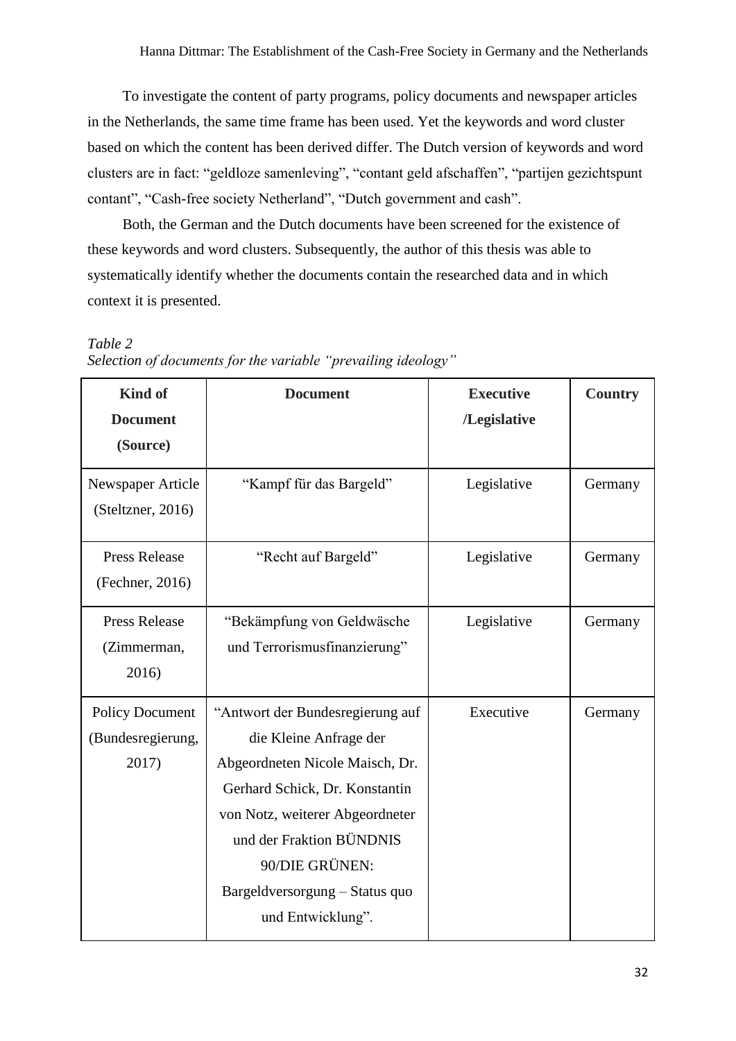To investigate the content of party programs, policy documents and newspaper articles in the Netherlands, the same time frame has been used. Yet the keywords and word cluster based on which the content has been derived differ. The Dutch version of keywords and word clusters are in fact: "geldloze samenleving", "contant geld afschaffen", "partijen gezichtspunt contant", "Cash-free society Netherland", "Dutch government and cash".

Both, the German and the Dutch documents have been screened for the existence of these keywords and word clusters. Subsequently, the author of this thesis was able to systematically identify whether the documents contain the researched data and in which context it is presented.

*Table 2*
*Selection of documents for the variable "prevailing ideology"*

| Kind of Document (Source) | Document | Executive /Legislative | Country |
|---|---|---|---|
| Newspaper Article (Steltzner, 2016) | "Kampf für das Bargeld" | Legislative | Germany |
| Press Release (Fechner, 2016) | "Recht auf Bargeld" | Legislative | Germany |
| Press Release (Zimmerman, 2016) | "Bekämpfung von Geldwäsche und Terrorismusfinanzierung" | Legislative | Germany |
| Policy Document (Bundesregierung, 2017) | "Antwort der Bundesregierung auf die Kleine Anfrage der Abgeordneten Nicole Maisch, Dr. Gerhard Schick, Dr. Konstantin von Notz, weiterer Abgeordneter und der Fraktion BÜNDNIS 90/DIE GRÜNEN: Bargeldversorgung – Status quo und Entwicklung". | Executive | Germany |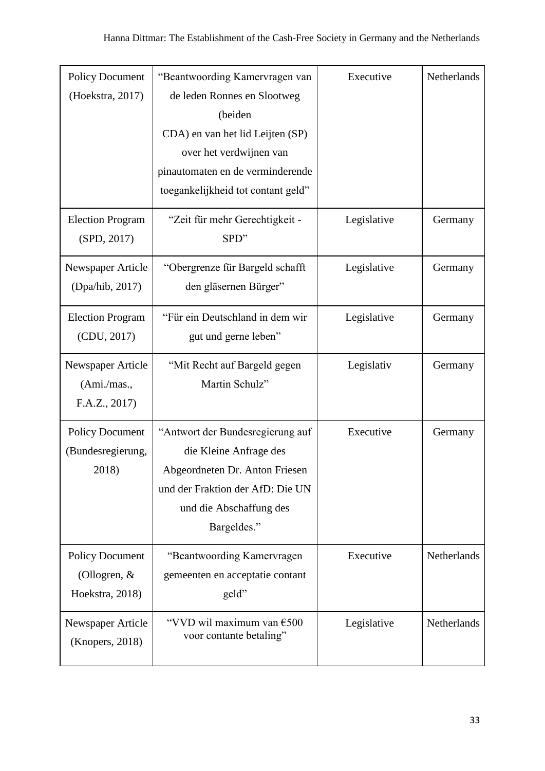| Policy Document (Hoekstra, 2017) | "Beantwoording Kamervragen van de leden Ronnes en Slootweg (beiden CDA) en van het lid Leijten (SP) over het verdwijnen van pinautomaten en de verminderende toegankelijkheid tot contant geld" | Executive | Netherlands |
|---|---|---|---|
| Election Program (SPD, 2017) | "Zeit für mehr Gerechtigkeit - SPD" | Legislative | Germany |
| Newspaper Article (Dpa/hib, 2017) | "Obergrenze für Bargeld schafft den gläsernen Bürger" | Legislative | Germany |
| Election Program (CDU, 2017) | "Für ein Deutschland in dem wir gut und gerne leben" | Legislative | Germany |
| Newspaper Article (Ami./mas., F.A.Z., 2017) | "Mit Recht auf Bargeld gegen Martin Schulz" | Legislativ | Germany |
| Policy Document (Bundesregierung, 2018) | "Antwort der Bundesregierung auf die Kleine Anfrage des Abgeordneten Dr. Anton Friesen und der Fraktion der AfD: Die UN und die Abschaffung des Bargeldes." | Executive | Germany |
| Policy Document (Ollogren, & Hoekstra, 2018) | "Beantwoording Kamervragen gemeenten en acceptatie contant geld" | Executive | Netherlands |
| Newspaper Article (Knopers, 2018) | "VVD wil maximum van €500 voor contante betaling" | Legislative | Netherlands |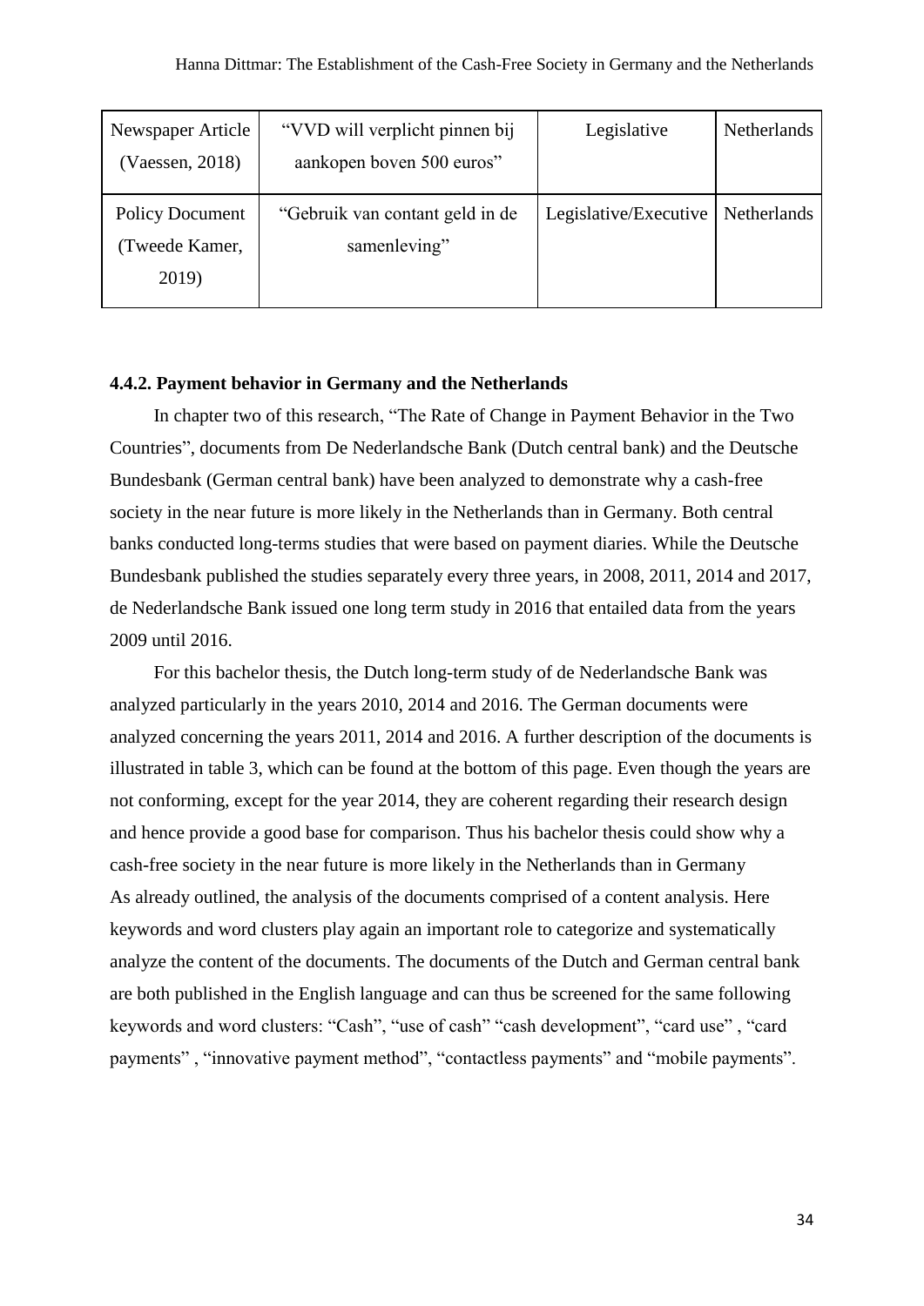| Newspaper Article (Vaessen, 2018) | "VVD will verplicht pinnen bij aankopen boven 500 euros" | Legislative | Netherlands |
| --- | --- | --- | --- |
| Policy Document (Tweede Kamer, 2019) | "Gebruik van contant geld in de samenleving" | Legislative/Executive | Netherlands |

#### 4.4.2. Payment behavior in Germany and the Netherlands

In chapter two of this research, "The Rate of Change in Payment Behavior in the Two Countries", documents from De Nederlandsche Bank (Dutch central bank) and the Deutsche Bundesbank (German central bank) have been analyzed to demonstrate why a cash-free society in the near future is more likely in the Netherlands than in Germany. Both central banks conducted long-terms studies that were based on payment diaries. While the Deutsche Bundesbank published the studies separately every three years, in 2008, 2011, 2014 and 2017, de Nederlandsche Bank issued one long term study in 2016 that entailed data from the years 2009 until 2016.

For this bachelor thesis, the Dutch long-term study of de Nederlandsche Bank was analyzed particularly in the years 2010, 2014 and 2016. The German documents were analyzed concerning the years 2011, 2014 and 2016. A further description of the documents is illustrated in table 3, which can be found at the bottom of this page. Even though the years are not conforming, except for the year 2014, they are coherent regarding their research design and hence provide a good base for comparison. Thus his bachelor thesis could show why a cash-free society in the near future is more likely in the Netherlands than in Germany
As already outlined, the analysis of the documents comprised of a content analysis. Here keywords and word clusters play again an important role to categorize and systematically analyze the content of the documents. The documents of the Dutch and German central bank are both published in the English language and can thus be screened for the same following keywords and word clusters: "Cash", "use of cash" "cash development", "card use" , "card payments" , "innovative payment method", "contactless payments" and "mobile payments".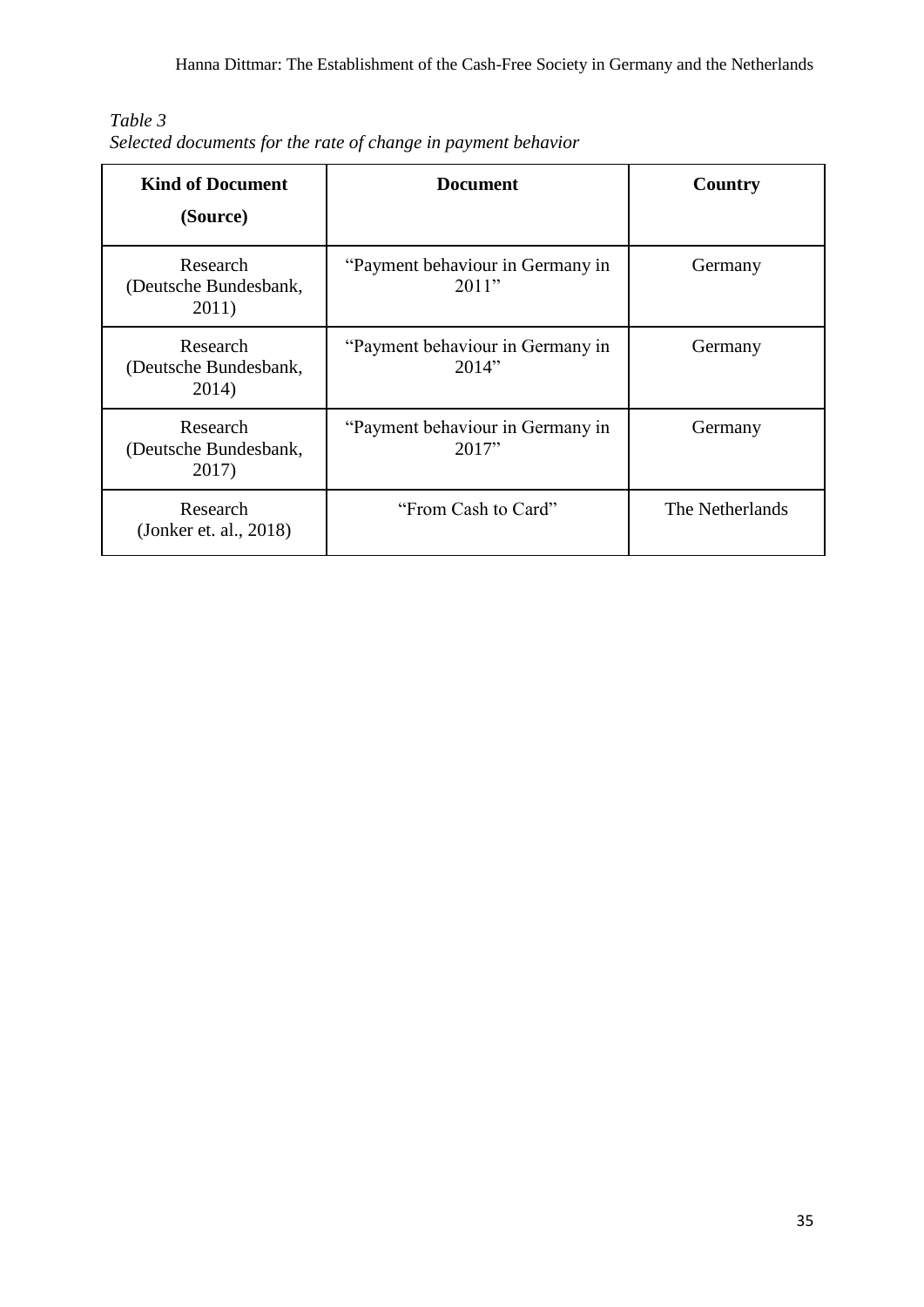*Table 3*
*Selected documents for the rate of change in payment behavior*

| **Kind of Document (Source)** | **Document** | **Country** |
|---|---|---|
| Research (Deutsche Bundesbank, 2011) | "Payment behaviour in Germany in 2011" | Germany |
| Research (Deutsche Bundesbank, 2014) | "Payment behaviour in Germany in 2014" | Germany |
| Research (Deutsche Bundesbank, 2017) | "Payment behaviour in Germany in 2017" | Germany |
| Research (Jonker et. al., 2018) | "From Cash to Card" | The Netherlands |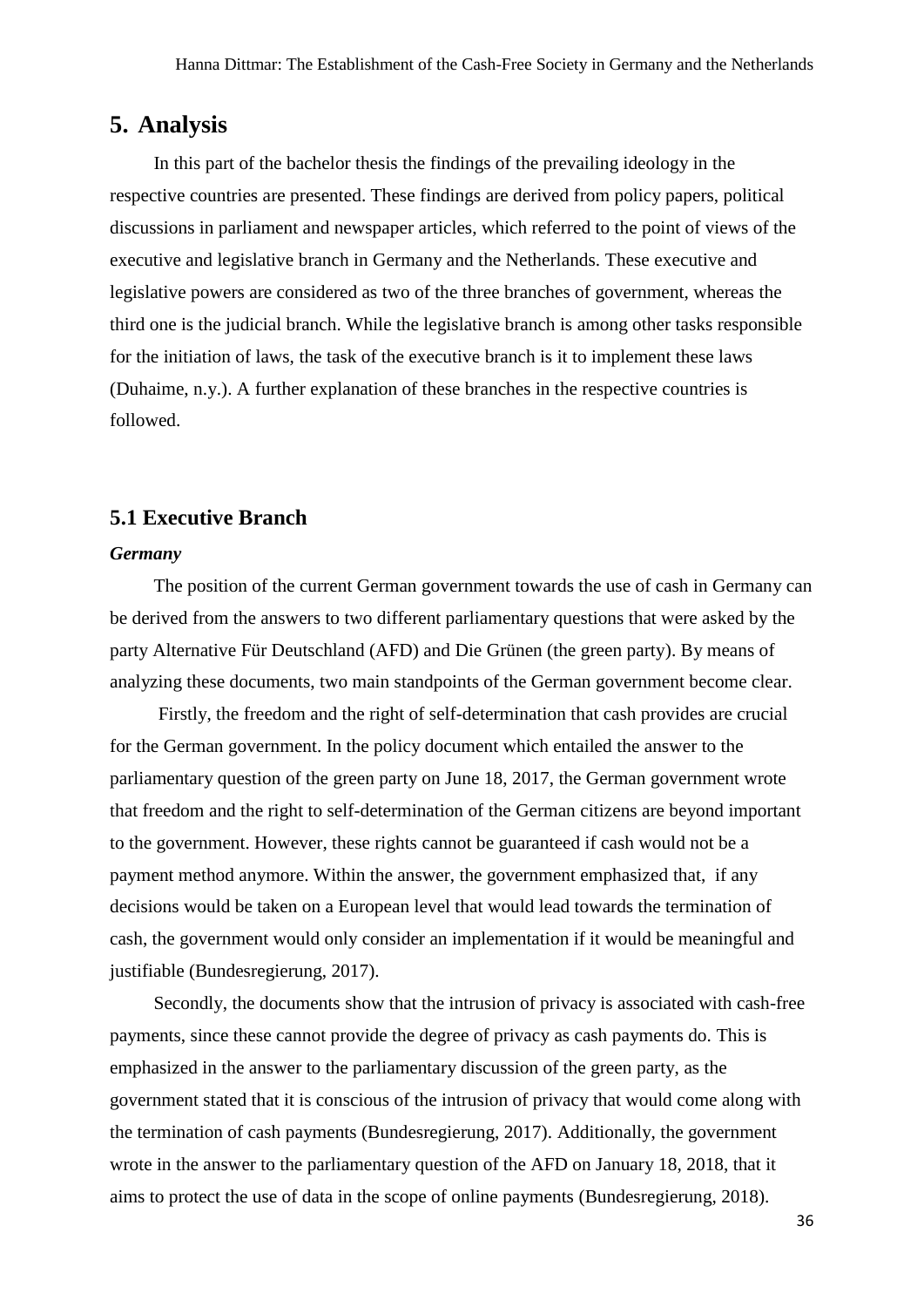# 5. Analysis

In this part of the bachelor thesis the findings of the prevailing ideology in the respective countries are presented. These findings are derived from policy papers, political discussions in parliament and newspaper articles, which referred to the point of views of the executive and legislative branch in Germany and the Netherlands. These executive and legislative powers are considered as two of the three branches of government, whereas the third one is the judicial branch. While the legislative branch is among other tasks responsible for the initiation of laws, the task of the executive branch is it to implement these laws (Duhaime, n.y.). A further explanation of these branches in the respective countries is followed.

## 5.1 Executive Branch

***Germany***

The position of the current German government towards the use of cash in Germany can be derived from the answers to two different parliamentary questions that were asked by the party Alternative Für Deutschland (AFD) and Die Grünen (the green party). By means of analyzing these documents, two main standpoints of the German government become clear.

Firstly, the freedom and the right of self-determination that cash provides are crucial for the German government. In the policy document which entailed the answer to the parliamentary question of the green party on June 18, 2017, the German government wrote that freedom and the right to self-determination of the German citizens are beyond important to the government. However, these rights cannot be guaranteed if cash would not be a payment method anymore. Within the answer, the government emphasized that, if any decisions would be taken on a European level that would lead towards the termination of cash, the government would only consider an implementation if it would be meaningful and justifiable (Bundesregierung, 2017).

Secondly, the documents show that the intrusion of privacy is associated with cash-free payments, since these cannot provide the degree of privacy as cash payments do. This is emphasized in the answer to the parliamentary discussion of the green party, as the government stated that it is conscious of the intrusion of privacy that would come along with the termination of cash payments (Bundesregierung, 2017). Additionally, the government wrote in the answer to the parliamentary question of the AFD on January 18, 2018, that it aims to protect the use of data in the scope of online payments (Bundesregierung, 2018).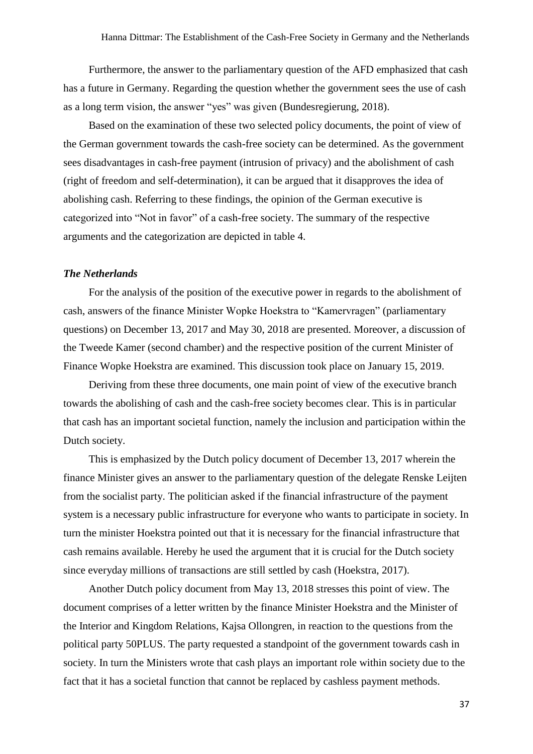Furthermore, the answer to the parliamentary question of the AFD emphasized that cash has a future in Germany. Regarding the question whether the government sees the use of cash as a long term vision, the answer "yes" was given (Bundesregierung, 2018).

Based on the examination of these two selected policy documents, the point of view of the German government towards the cash-free society can be determined. As the government sees disadvantages in cash-free payment (intrusion of privacy) and the abolishment of cash (right of freedom and self-determination), it can be argued that it disapproves the idea of abolishing cash. Referring to these findings, the opinion of the German executive is categorized into "Not in favor" of a cash-free society. The summary of the respective arguments and the categorization are depicted in table 4.

### *The Netherlands*

For the analysis of the position of the executive power in regards to the abolishment of cash, answers of the finance Minister Wopke Hoekstra to "Kamervragen" (parliamentary questions) on December 13, 2017 and May 30, 2018 are presented. Moreover, a discussion of the Tweede Kamer (second chamber) and the respective position of the current Minister of Finance Wopke Hoekstra are examined. This discussion took place on January 15, 2019.

Deriving from these three documents, one main point of view of the executive branch towards the abolishing of cash and the cash-free society becomes clear. This is in particular that cash has an important societal function, namely the inclusion and participation within the Dutch society.

This is emphasized by the Dutch policy document of December 13, 2017 wherein the finance Minister gives an answer to the parliamentary question of the delegate Renske Leijten from the socialist party. The politician asked if the financial infrastructure of the payment system is a necessary public infrastructure for everyone who wants to participate in society. In turn the minister Hoekstra pointed out that it is necessary for the financial infrastructure that cash remains available. Hereby he used the argument that it is crucial for the Dutch society since everyday millions of transactions are still settled by cash (Hoekstra, 2017).

Another Dutch policy document from May 13, 2018 stresses this point of view. The document comprises of a letter written by the finance Minister Hoekstra and the Minister of the Interior and Kingdom Relations, Kajsa Ollongren, in reaction to the questions from the political party 50PLUS. The party requested a standpoint of the government towards cash in society. In turn the Ministers wrote that cash plays an important role within society due to the fact that it has a societal function that cannot be replaced by cashless payment methods.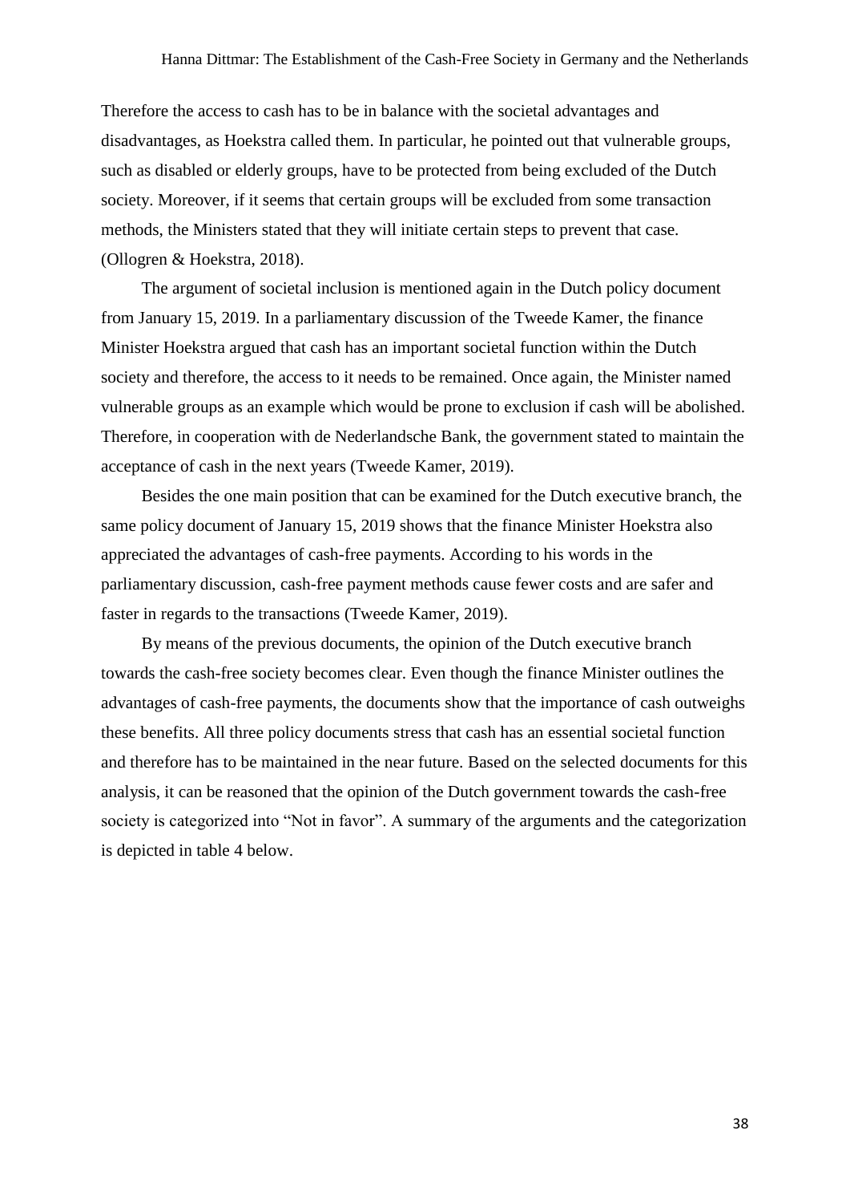Therefore the access to cash has to be in balance with the societal advantages and disadvantages, as Hoekstra called them. In particular, he pointed out that vulnerable groups, such as disabled or elderly groups, have to be protected from being excluded of the Dutch society. Moreover, if it seems that certain groups will be excluded from some transaction methods, the Ministers stated that they will initiate certain steps to prevent that case. (Ollogren & Hoekstra, 2018).

The argument of societal inclusion is mentioned again in the Dutch policy document from January 15, 2019. In a parliamentary discussion of the Tweede Kamer, the finance Minister Hoekstra argued that cash has an important societal function within the Dutch society and therefore, the access to it needs to be remained. Once again, the Minister named vulnerable groups as an example which would be prone to exclusion if cash will be abolished. Therefore, in cooperation with de Nederlandsche Bank, the government stated to maintain the acceptance of cash in the next years (Tweede Kamer, 2019).

Besides the one main position that can be examined for the Dutch executive branch, the same policy document of January 15, 2019 shows that the finance Minister Hoekstra also appreciated the advantages of cash-free payments. According to his words in the parliamentary discussion, cash-free payment methods cause fewer costs and are safer and faster in regards to the transactions (Tweede Kamer, 2019).

By means of the previous documents, the opinion of the Dutch executive branch towards the cash-free society becomes clear. Even though the finance Minister outlines the advantages of cash-free payments, the documents show that the importance of cash outweighs these benefits. All three policy documents stress that cash has an essential societal function and therefore has to be maintained in the near future. Based on the selected documents for this analysis, it can be reasoned that the opinion of the Dutch government towards the cash-free society is categorized into "Not in favor". A summary of the arguments and the categorization is depicted in table 4 below.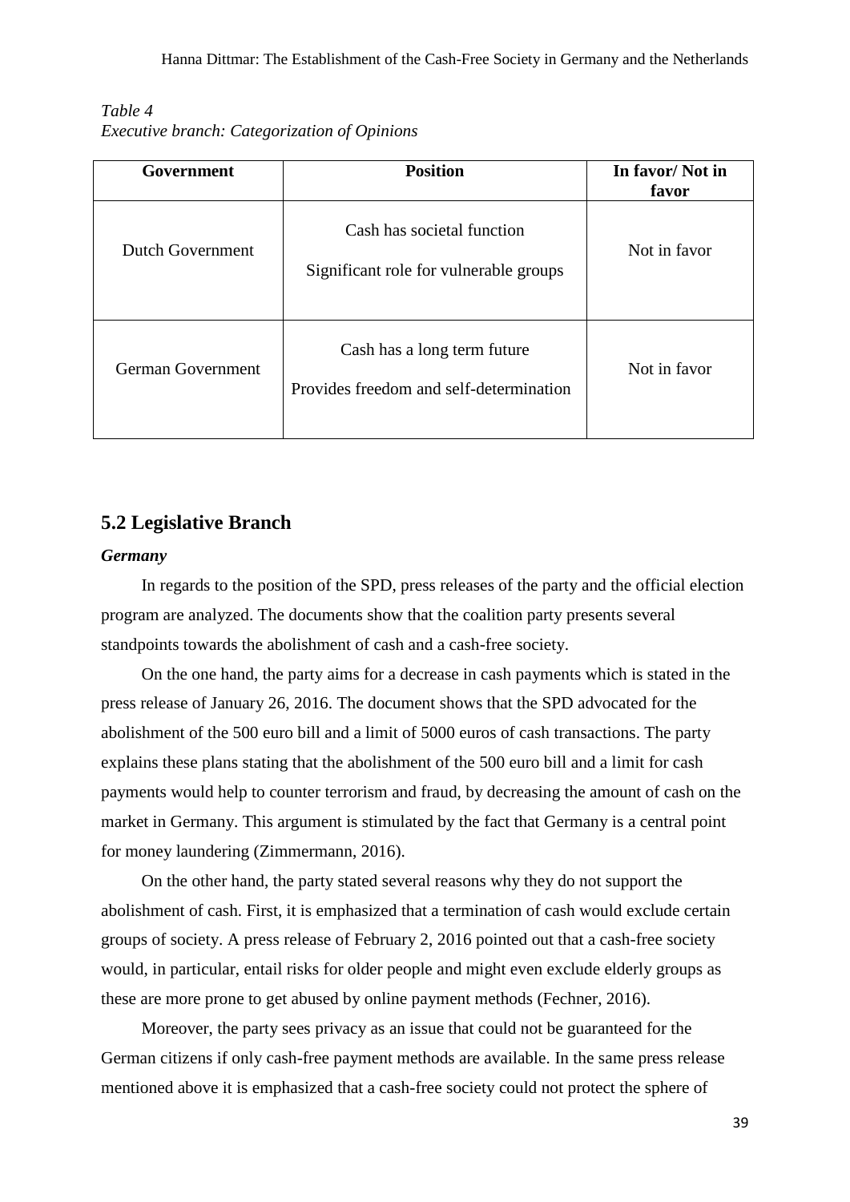*Table 4*
*Executive branch: Categorization of Opinions*

| Government | Position | In favor/ Not in favor |
|---|---|---|
| Dutch Government | Cash has societal function<br>Significant role for vulnerable groups | Not in favor |
| German Government | Cash has a long term future<br>Provides freedom and self-determination | Not in favor |

## 5.2 Legislative Branch

***Germany***

In regards to the position of the SPD, press releases of the party and the official election program are analyzed. The documents show that the coalition party presents several standpoints towards the abolishment of cash and a cash-free society.

On the one hand, the party aims for a decrease in cash payments which is stated in the press release of January 26, 2016. The document shows that the SPD advocated for the abolishment of the 500 euro bill and a limit of 5000 euros of cash transactions. The party explains these plans stating that the abolishment of the 500 euro bill and a limit for cash payments would help to counter terrorism and fraud, by decreasing the amount of cash on the market in Germany. This argument is stimulated by the fact that Germany is a central point for money laundering (Zimmermann, 2016).

On the other hand, the party stated several reasons why they do not support the abolishment of cash. First, it is emphasized that a termination of cash would exclude certain groups of society. A press release of February 2, 2016 pointed out that a cash-free society would, in particular, entail risks for older people and might even exclude elderly groups as these are more prone to get abused by online payment methods (Fechner, 2016).

Moreover, the party sees privacy as an issue that could not be guaranteed for the German citizens if only cash-free payment methods are available. In the same press release mentioned above it is emphasized that a cash-free society could not protect the sphere of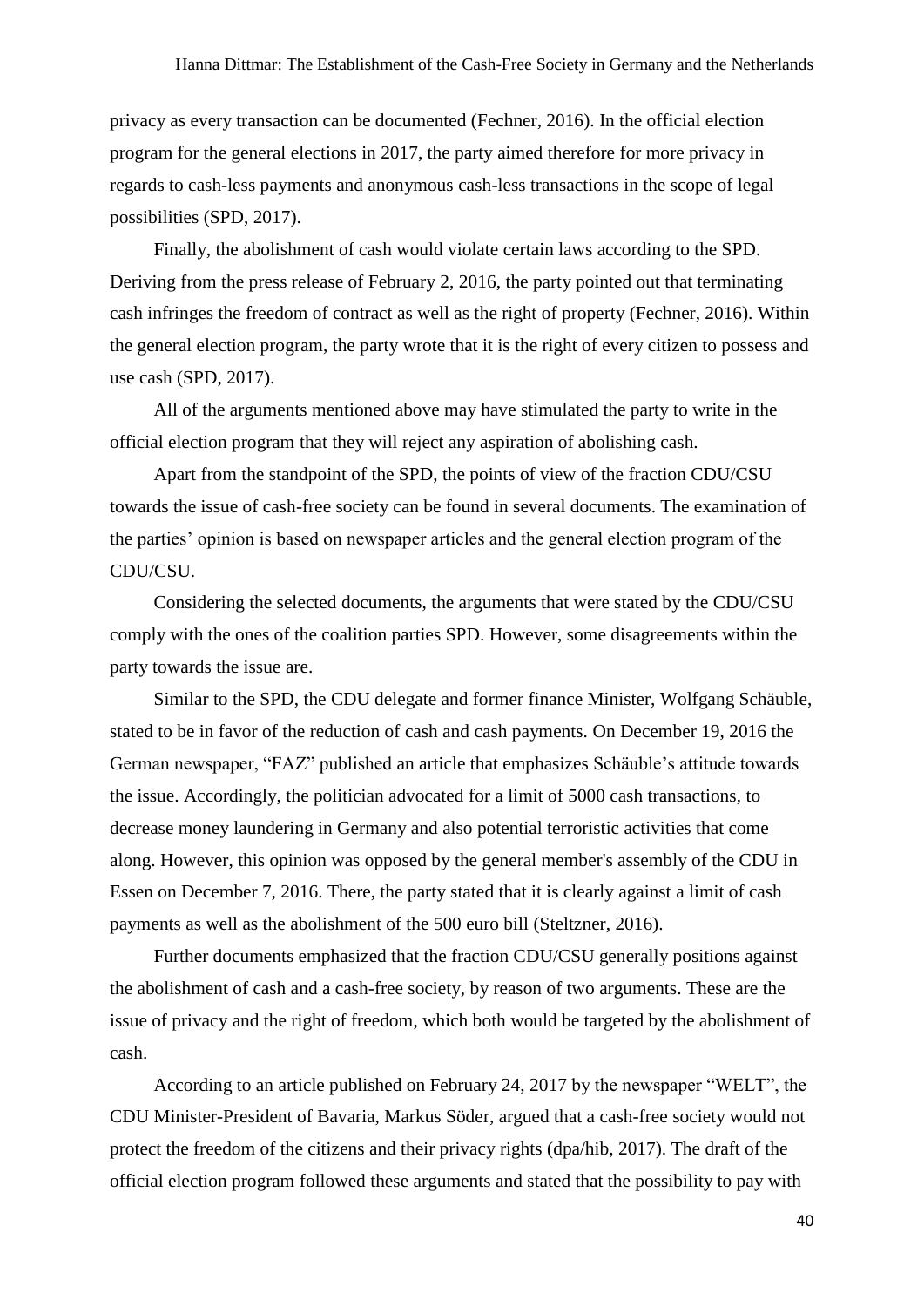privacy as every transaction can be documented (Fechner, 2016). In the official election program for the general elections in 2017, the party aimed therefore for more privacy in regards to cash-less payments and anonymous cash-less transactions in the scope of legal possibilities (SPD, 2017).

Finally, the abolishment of cash would violate certain laws according to the SPD. Deriving from the press release of February 2, 2016, the party pointed out that terminating cash infringes the freedom of contract as well as the right of property (Fechner, 2016). Within the general election program, the party wrote that it is the right of every citizen to possess and use cash (SPD, 2017).

All of the arguments mentioned above may have stimulated the party to write in the official election program that they will reject any aspiration of abolishing cash.

Apart from the standpoint of the SPD, the points of view of the fraction CDU/CSU towards the issue of cash-free society can be found in several documents. The examination of the parties' opinion is based on newspaper articles and the general election program of the CDU/CSU.

Considering the selected documents, the arguments that were stated by the CDU/CSU comply with the ones of the coalition parties SPD. However, some disagreements within the party towards the issue are.

Similar to the SPD, the CDU delegate and former finance Minister, Wolfgang Schäuble, stated to be in favor of the reduction of cash and cash payments. On December 19, 2016 the German newspaper, "FAZ" published an article that emphasizes Schäuble's attitude towards the issue. Accordingly, the politician advocated for a limit of 5000 cash transactions, to decrease money laundering in Germany and also potential terroristic activities that come along. However, this opinion was opposed by the general member's assembly of the CDU in Essen on December 7, 2016. There, the party stated that it is clearly against a limit of cash payments as well as the abolishment of the 500 euro bill (Steltzner, 2016).

Further documents emphasized that the fraction CDU/CSU generally positions against the abolishment of cash and a cash-free society, by reason of two arguments. These are the issue of privacy and the right of freedom, which both would be targeted by the abolishment of cash.

According to an article published on February 24, 2017 by the newspaper "WELT", the CDU Minister-President of Bavaria, Markus Söder, argued that a cash-free society would not protect the freedom of the citizens and their privacy rights (dpa/hib, 2017). The draft of the official election program followed these arguments and stated that the possibility to pay with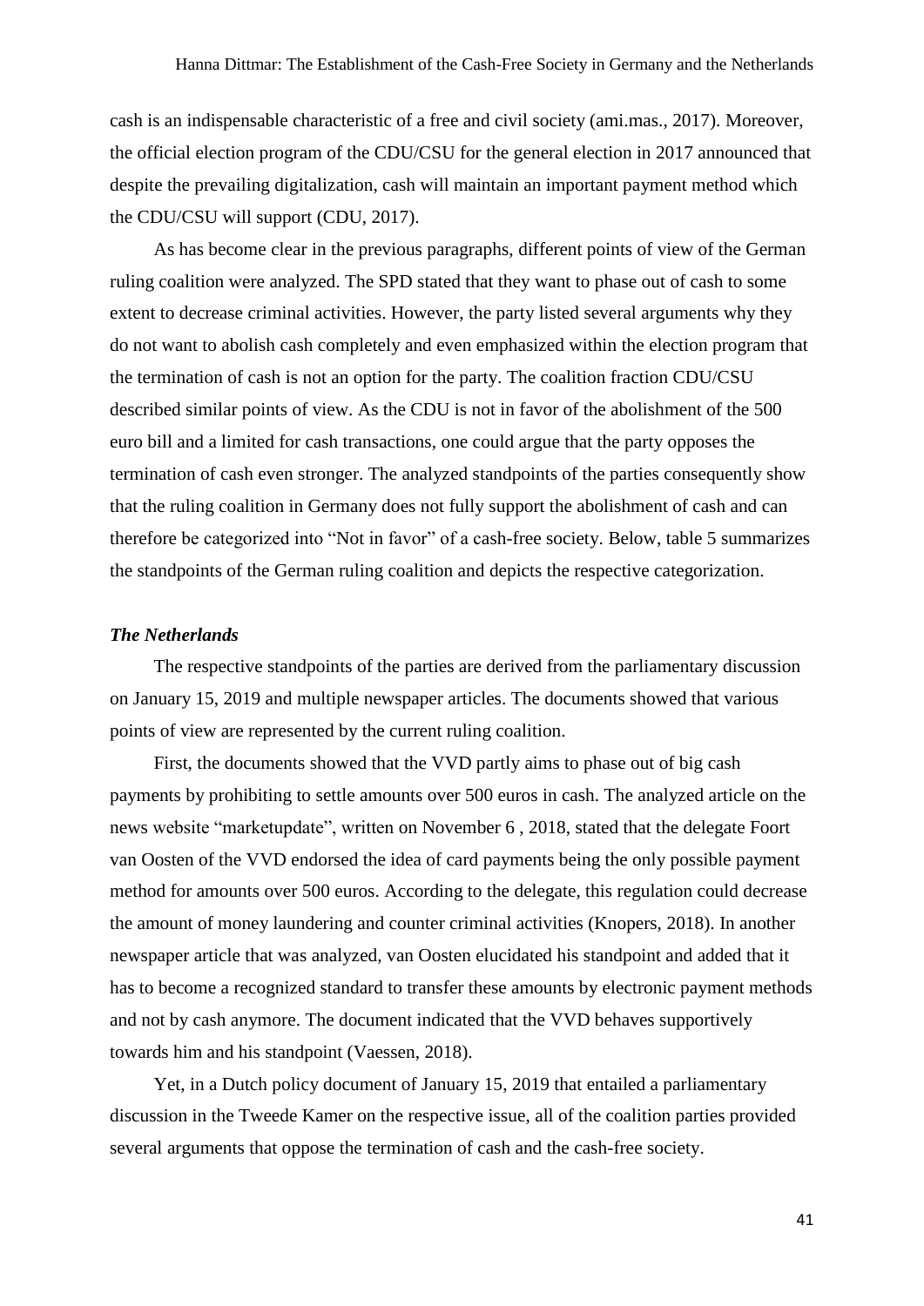cash is an indispensable characteristic of a free and civil society (ami.mas., 2017). Moreover, the official election program of the CDU/CSU for the general election in 2017 announced that despite the prevailing digitalization, cash will maintain an important payment method which the CDU/CSU will support (CDU, 2017).

As has become clear in the previous paragraphs, different points of view of the German ruling coalition were analyzed. The SPD stated that they want to phase out of cash to some extent to decrease criminal activities. However, the party listed several arguments why they do not want to abolish cash completely and even emphasized within the election program that the termination of cash is not an option for the party. The coalition fraction CDU/CSU described similar points of view. As the CDU is not in favor of the abolishment of the 500 euro bill and a limited for cash transactions, one could argue that the party opposes the termination of cash even stronger. The analyzed standpoints of the parties consequently show that the ruling coalition in Germany does not fully support the abolishment of cash and can therefore be categorized into "Not in favor" of a cash-free society. Below, table 5 summarizes the standpoints of the German ruling coalition and depicts the respective categorization.

### *The Netherlands*

The respective standpoints of the parties are derived from the parliamentary discussion on January 15, 2019 and multiple newspaper articles. The documents showed that various points of view are represented by the current ruling coalition.

First, the documents showed that the VVD partly aims to phase out of big cash payments by prohibiting to settle amounts over 500 euros in cash. The analyzed article on the news website "marketupdate", written on November 6 , 2018, stated that the delegate Foort van Oosten of the VVD endorsed the idea of card payments being the only possible payment method for amounts over 500 euros. According to the delegate, this regulation could decrease the amount of money laundering and counter criminal activities (Knopers, 2018). In another newspaper article that was analyzed, van Oosten elucidated his standpoint and added that it has to become a recognized standard to transfer these amounts by electronic payment methods and not by cash anymore. The document indicated that the VVD behaves supportively towards him and his standpoint (Vaessen, 2018).

Yet, in a Dutch policy document of January 15, 2019 that entailed a parliamentary discussion in the Tweede Kamer on the respective issue, all of the coalition parties provided several arguments that oppose the termination of cash and the cash-free society.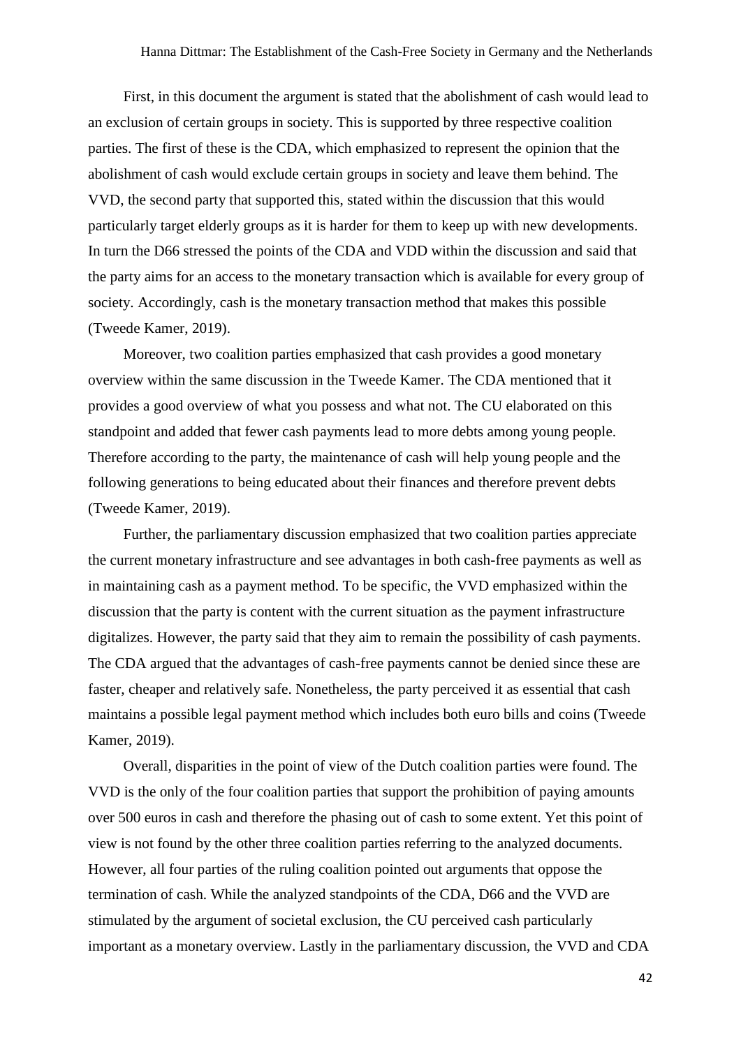First, in this document the argument is stated that the abolishment of cash would lead to an exclusion of certain groups in society. This is supported by three respective coalition parties. The first of these is the CDA, which emphasized to represent the opinion that the abolishment of cash would exclude certain groups in society and leave them behind. The VVD, the second party that supported this, stated within the discussion that this would particularly target elderly groups as it is harder for them to keep up with new developments. In turn the D66 stressed the points of the CDA and VDD within the discussion and said that the party aims for an access to the monetary transaction which is available for every group of society. Accordingly, cash is the monetary transaction method that makes this possible (Tweede Kamer, 2019).

Moreover, two coalition parties emphasized that cash provides a good monetary overview within the same discussion in the Tweede Kamer. The CDA mentioned that it provides a good overview of what you possess and what not. The CU elaborated on this standpoint and added that fewer cash payments lead to more debts among young people. Therefore according to the party, the maintenance of cash will help young people and the following generations to being educated about their finances and therefore prevent debts (Tweede Kamer, 2019).

Further, the parliamentary discussion emphasized that two coalition parties appreciate the current monetary infrastructure and see advantages in both cash-free payments as well as in maintaining cash as a payment method. To be specific, the VVD emphasized within the discussion that the party is content with the current situation as the payment infrastructure digitalizes. However, the party said that they aim to remain the possibility of cash payments. The CDA argued that the advantages of cash-free payments cannot be denied since these are faster, cheaper and relatively safe. Nonetheless, the party perceived it as essential that cash maintains a possible legal payment method which includes both euro bills and coins (Tweede Kamer, 2019).

Overall, disparities in the point of view of the Dutch coalition parties were found. The VVD is the only of the four coalition parties that support the prohibition of paying amounts over 500 euros in cash and therefore the phasing out of cash to some extent. Yet this point of view is not found by the other three coalition parties referring to the analyzed documents. However, all four parties of the ruling coalition pointed out arguments that oppose the termination of cash. While the analyzed standpoints of the CDA, D66 and the VVD are stimulated by the argument of societal exclusion, the CU perceived cash particularly important as a monetary overview. Lastly in the parliamentary discussion, the VVD and CDA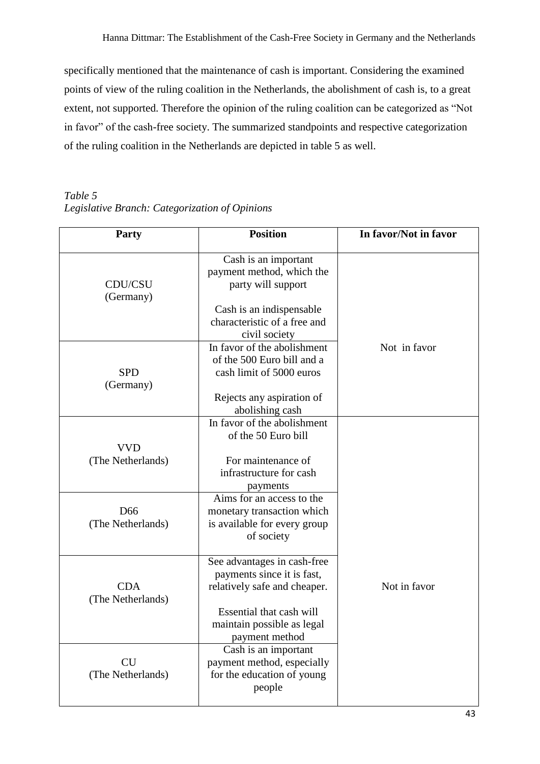specifically mentioned that the maintenance of cash is important. Considering the examined points of view of the ruling coalition in the Netherlands, the abolishment of cash is, to a great extent, not supported. Therefore the opinion of the ruling coalition can be categorized as "Not in favor" of the cash-free society. The summarized standpoints and respective categorization of the ruling coalition in the Netherlands are depicted in table 5 as well.

*Table 5*
*Legislative Branch: Categorization of Opinions*

| Party | Position | In favor/Not in favor |
|---|---|---|
| CDU/CSU (Germany) | Cash is an important payment method, which the party will support<br><br>Cash is an indispensable characteristic of a free and civil society | Not in favor |
| SPD (Germany) | In favor of the abolishment of the 500 Euro bill and a cash limit of 5000 euros<br><br>Rejects any aspiration of abolishing cash | |
| VVD (The Netherlands) | In favor of the abolishment of the 50 Euro bill<br><br>For maintenance of infrastructure for cash payments | Not in favor |
| D66 (The Netherlands) | Aims for an access to the monetary transaction which is available for every group of society | |
| CDA (The Netherlands) | See advantages in cash-free payments since it is fast, relatively safe and cheaper.<br><br>Essential that cash will maintain possible as legal payment method | |
| CU (The Netherlands) | Cash is an important payment method, especially for the education of young people | |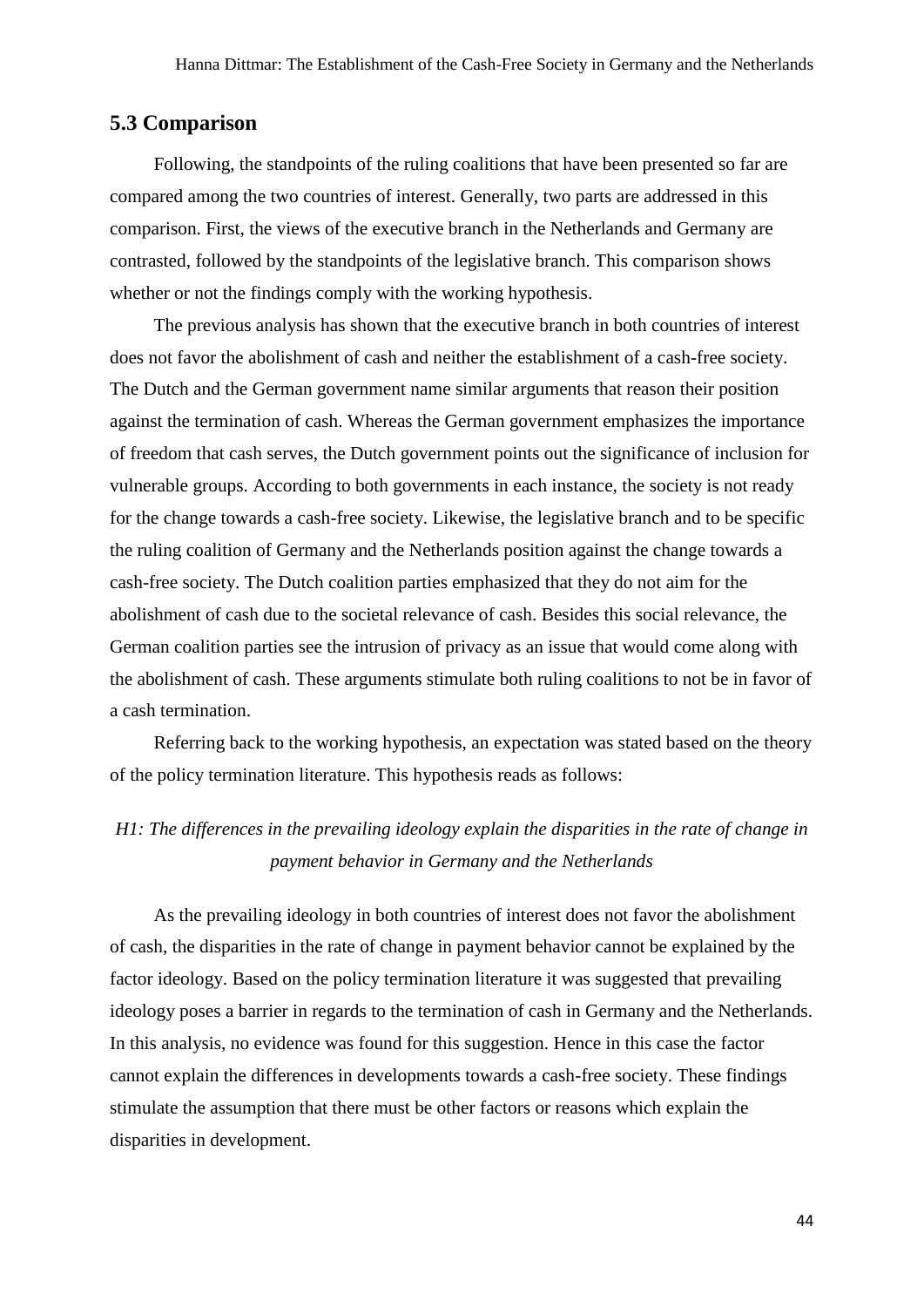## 5.3 Comparison

Following, the standpoints of the ruling coalitions that have been presented so far are compared among the two countries of interest. Generally, two parts are addressed in this comparison. First, the views of the executive branch in the Netherlands and Germany are contrasted, followed by the standpoints of the legislative branch. This comparison shows whether or not the findings comply with the working hypothesis.

The previous analysis has shown that the executive branch in both countries of interest does not favor the abolishment of cash and neither the establishment of a cash-free society. The Dutch and the German government name similar arguments that reason their position against the termination of cash. Whereas the German government emphasizes the importance of freedom that cash serves, the Dutch government points out the significance of inclusion for vulnerable groups. According to both governments in each instance, the society is not ready for the change towards a cash-free society. Likewise, the legislative branch and to be specific the ruling coalition of Germany and the Netherlands position against the change towards a cash-free society. The Dutch coalition parties emphasized that they do not aim for the abolishment of cash due to the societal relevance of cash. Besides this social relevance, the German coalition parties see the intrusion of privacy as an issue that would come along with the abolishment of cash. These arguments stimulate both ruling coalitions to not be in favor of a cash termination.

Referring back to the working hypothesis, an expectation was stated based on the theory of the policy termination literature. This hypothesis reads as follows:

*H1: The differences in the prevailing ideology explain the disparities in the rate of change in payment behavior in Germany and the Netherlands*

As the prevailing ideology in both countries of interest does not favor the abolishment of cash, the disparities in the rate of change in payment behavior cannot be explained by the factor ideology. Based on the policy termination literature it was suggested that prevailing ideology poses a barrier in regards to the termination of cash in Germany and the Netherlands. In this analysis, no evidence was found for this suggestion. Hence in this case the factor cannot explain the differences in developments towards a cash-free society. These findings stimulate the assumption that there must be other factors or reasons which explain the disparities in development.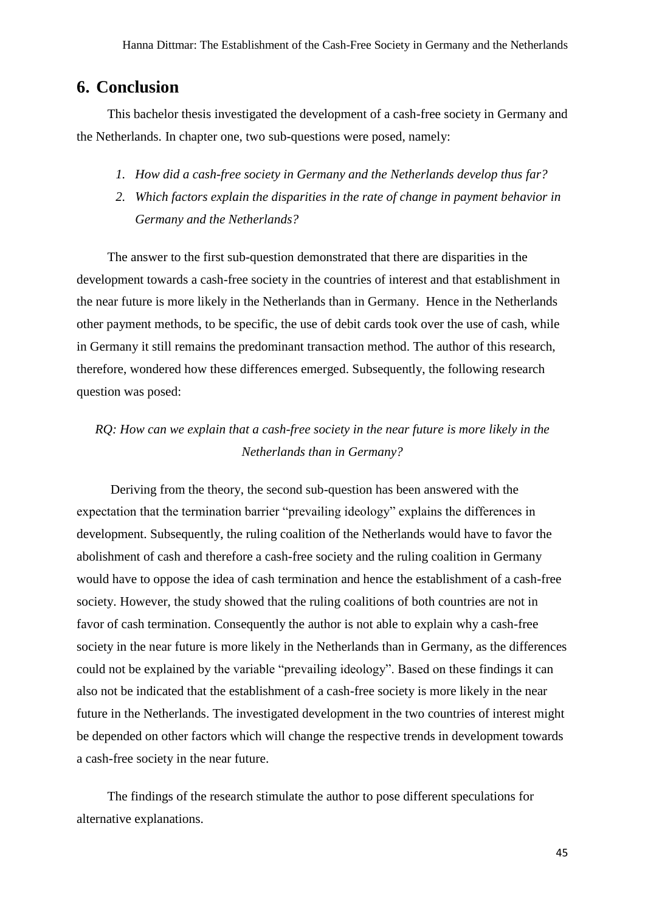## 6. Conclusion

This bachelor thesis investigated the development of a cash-free society in Germany and the Netherlands. In chapter one, two sub-questions were posed, namely:

1. *How did a cash-free society in Germany and the Netherlands develop thus far?*
2. *Which factors explain the disparities in the rate of change in payment behavior in Germany and the Netherlands?*

The answer to the first sub-question demonstrated that there are disparities in the development towards a cash-free society in the countries of interest and that establishment in the near future is more likely in the Netherlands than in Germany. Hence in the Netherlands other payment methods, to be specific, the use of debit cards took over the use of cash, while in Germany it still remains the predominant transaction method. The author of this research, therefore, wondered how these differences emerged. Subsequently, the following research question was posed:

*RQ: How can we explain that a cash-free society in the near future is more likely in the Netherlands than in Germany?*

Deriving from the theory, the second sub-question has been answered with the expectation that the termination barrier "prevailing ideology" explains the differences in development. Subsequently, the ruling coalition of the Netherlands would have to favor the abolishment of cash and therefore a cash-free society and the ruling coalition in Germany would have to oppose the idea of cash termination and hence the establishment of a cash-free society. However, the study showed that the ruling coalitions of both countries are not in favor of cash termination. Consequently the author is not able to explain why a cash-free society in the near future is more likely in the Netherlands than in Germany, as the differences could not be explained by the variable "prevailing ideology". Based on these findings it can also not be indicated that the establishment of a cash-free society is more likely in the near future in the Netherlands. The investigated development in the two countries of interest might be depended on other factors which will change the respective trends in development towards a cash-free society in the near future.

The findings of the research stimulate the author to pose different speculations for alternative explanations.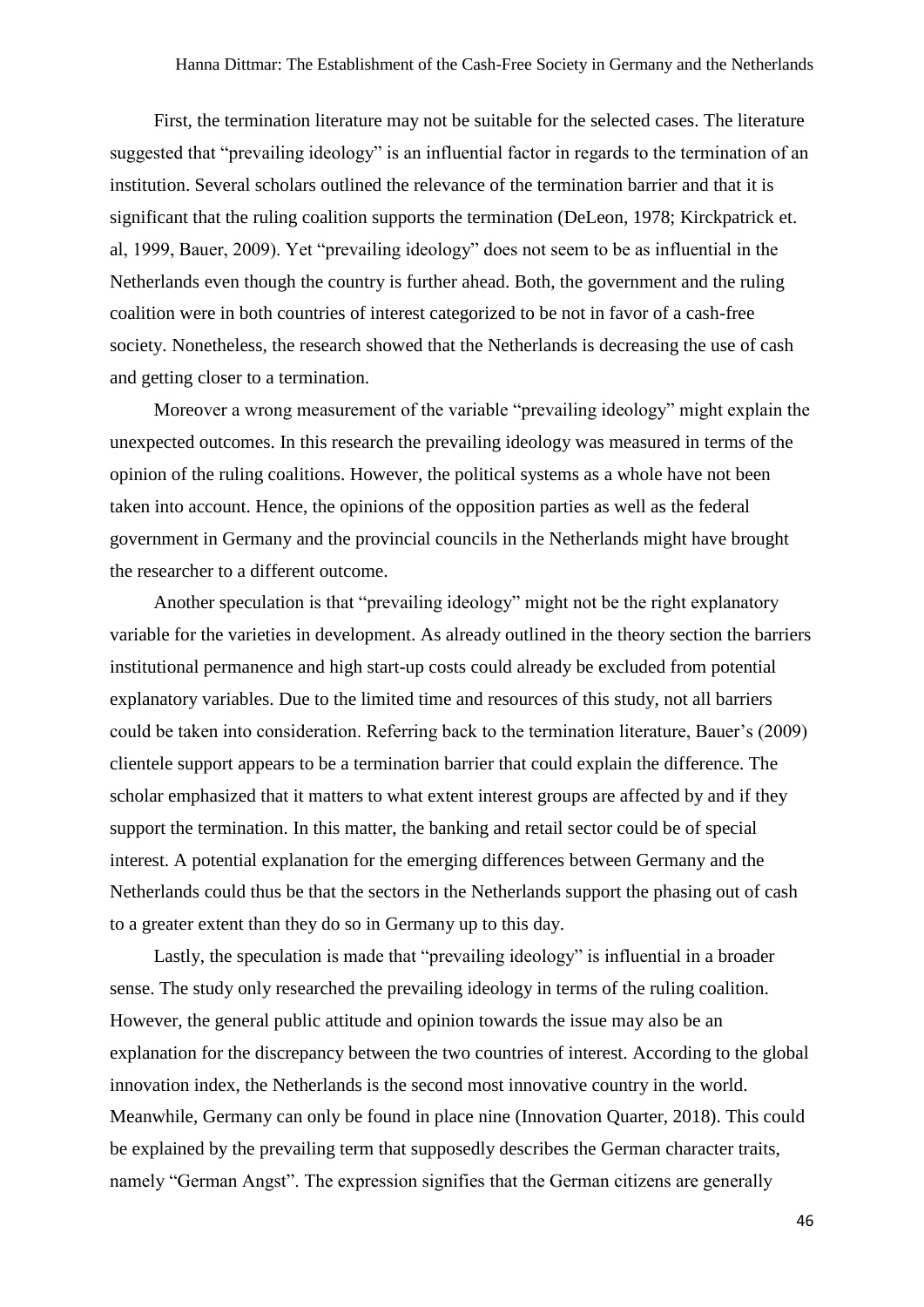First, the termination literature may not be suitable for the selected cases. The literature suggested that "prevailing ideology" is an influential factor in regards to the termination of an institution. Several scholars outlined the relevance of the termination barrier and that it is significant that the ruling coalition supports the termination (DeLeon, 1978; Kirckpatrick et. al, 1999, Bauer, 2009). Yet "prevailing ideology" does not seem to be as influential in the Netherlands even though the country is further ahead. Both, the government and the ruling coalition were in both countries of interest categorized to be not in favor of a cash-free society. Nonetheless, the research showed that the Netherlands is decreasing the use of cash and getting closer to a termination.

Moreover a wrong measurement of the variable "prevailing ideology" might explain the unexpected outcomes. In this research the prevailing ideology was measured in terms of the opinion of the ruling coalitions. However, the political systems as a whole have not been taken into account. Hence, the opinions of the opposition parties as well as the federal government in Germany and the provincial councils in the Netherlands might have brought the researcher to a different outcome.

Another speculation is that "prevailing ideology" might not be the right explanatory variable for the varieties in development. As already outlined in the theory section the barriers institutional permanence and high start-up costs could already be excluded from potential explanatory variables. Due to the limited time and resources of this study, not all barriers could be taken into consideration. Referring back to the termination literature, Bauer's (2009) clientele support appears to be a termination barrier that could explain the difference. The scholar emphasized that it matters to what extent interest groups are affected by and if they support the termination. In this matter, the banking and retail sector could be of special interest. A potential explanation for the emerging differences between Germany and the Netherlands could thus be that the sectors in the Netherlands support the phasing out of cash to a greater extent than they do so in Germany up to this day.

Lastly, the speculation is made that "prevailing ideology" is influential in a broader sense. The study only researched the prevailing ideology in terms of the ruling coalition. However, the general public attitude and opinion towards the issue may also be an explanation for the discrepancy between the two countries of interest. According to the global innovation index, the Netherlands is the second most innovative country in the world. Meanwhile, Germany can only be found in place nine (Innovation Quarter, 2018). This could be explained by the prevailing term that supposedly describes the German character traits, namely "German Angst". The expression signifies that the German citizens are generally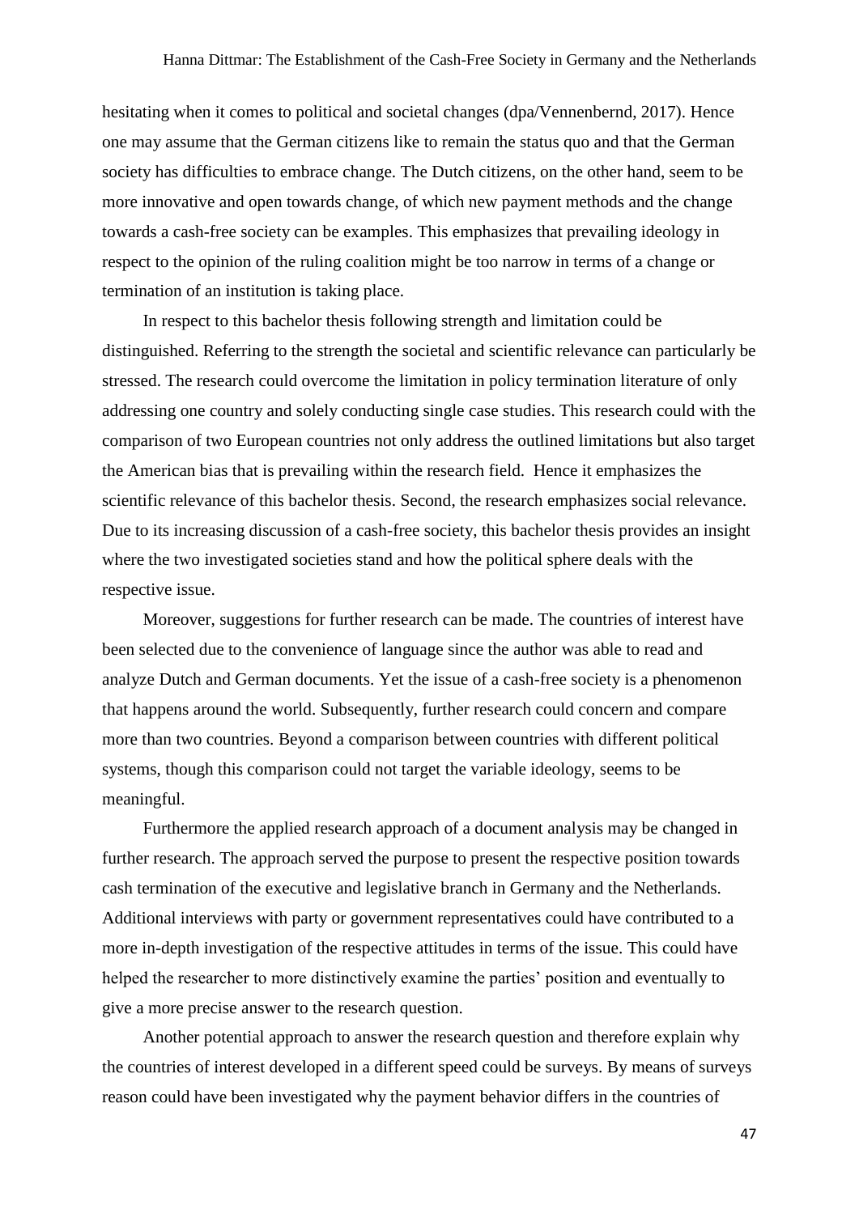hesitating when it comes to political and societal changes (dpa/Vennenbernd, 2017). Hence one may assume that the German citizens like to remain the status quo and that the German society has difficulties to embrace change. The Dutch citizens, on the other hand, seem to be more innovative and open towards change, of which new payment methods and the change towards a cash-free society can be examples. This emphasizes that prevailing ideology in respect to the opinion of the ruling coalition might be too narrow in terms of a change or termination of an institution is taking place.

In respect to this bachelor thesis following strength and limitation could be distinguished. Referring to the strength the societal and scientific relevance can particularly be stressed. The research could overcome the limitation in policy termination literature of only addressing one country and solely conducting single case studies. This research could with the comparison of two European countries not only address the outlined limitations but also target the American bias that is prevailing within the research field. Hence it emphasizes the scientific relevance of this bachelor thesis. Second, the research emphasizes social relevance. Due to its increasing discussion of a cash-free society, this bachelor thesis provides an insight where the two investigated societies stand and how the political sphere deals with the respective issue.

Moreover, suggestions for further research can be made. The countries of interest have been selected due to the convenience of language since the author was able to read and analyze Dutch and German documents. Yet the issue of a cash-free society is a phenomenon that happens around the world. Subsequently, further research could concern and compare more than two countries. Beyond a comparison between countries with different political systems, though this comparison could not target the variable ideology, seems to be meaningful.

Furthermore the applied research approach of a document analysis may be changed in further research. The approach served the purpose to present the respective position towards cash termination of the executive and legislative branch in Germany and the Netherlands. Additional interviews with party or government representatives could have contributed to a more in-depth investigation of the respective attitudes in terms of the issue. This could have helped the researcher to more distinctively examine the parties' position and eventually to give a more precise answer to the research question.

Another potential approach to answer the research question and therefore explain why the countries of interest developed in a different speed could be surveys. By means of surveys reason could have been investigated why the payment behavior differs in the countries of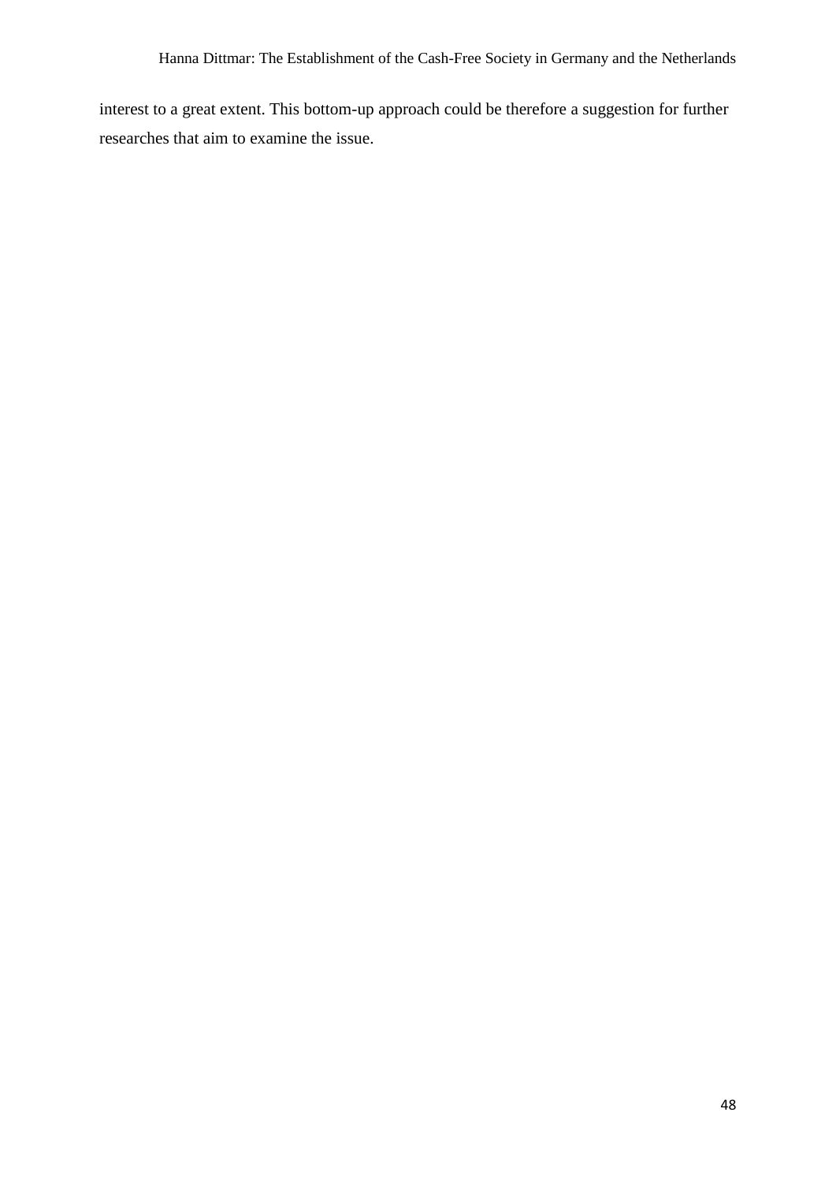interest to a great extent. This bottom-up approach could be therefore a suggestion for further researches that aim to examine the issue.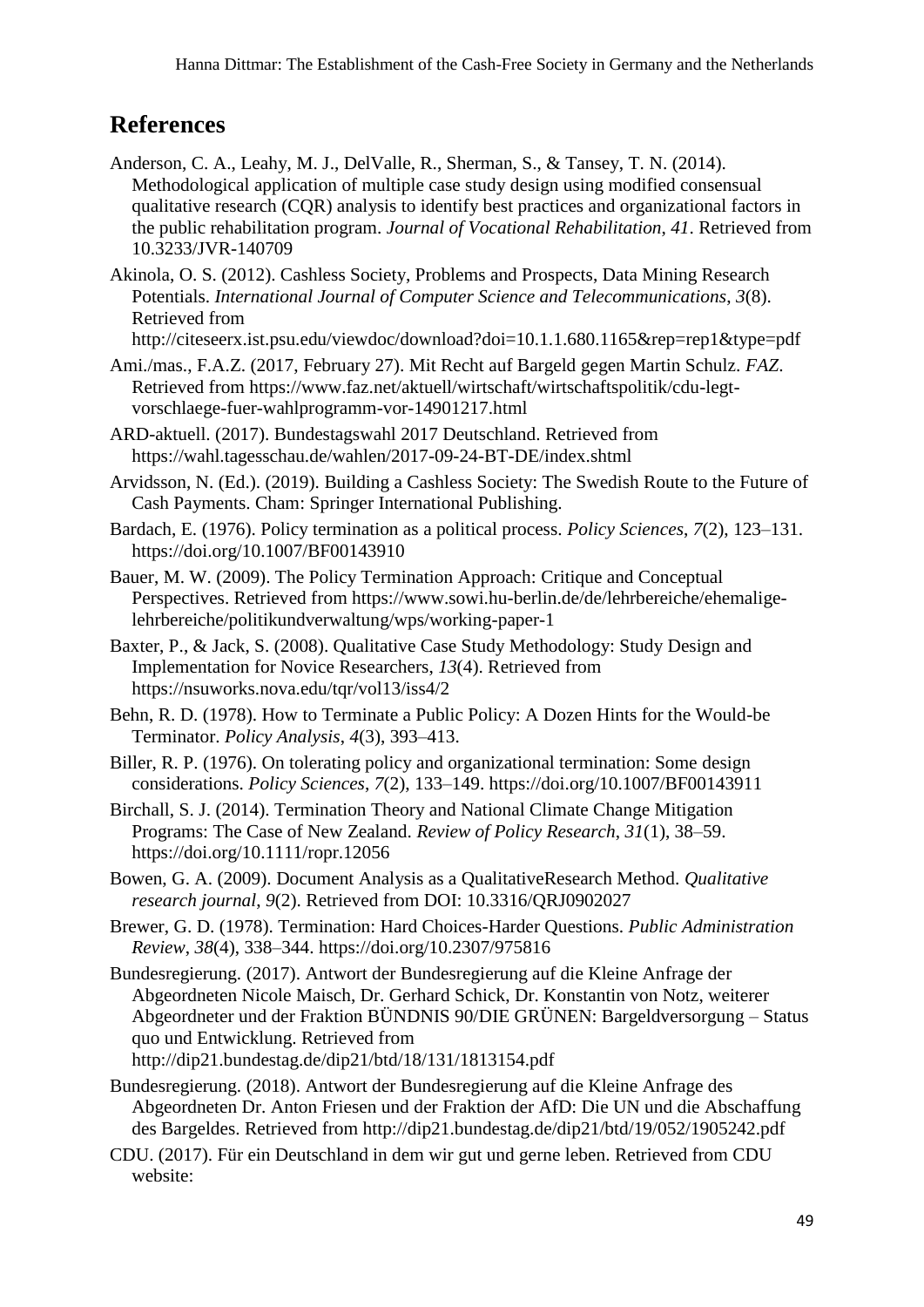## References

Anderson, C. A., Leahy, M. J., DelValle, R., Sherman, S., & Tansey, T. N. (2014). Methodological application of multiple case study design using modified consensual qualitative research (CQR) analysis to identify best practices and organizational factors in the public rehabilitation program. *Journal of Vocational Rehabilitation*, *41*. Retrieved from 10.3233/JVR-140709

Akinola, O. S. (2012). Cashless Society, Problems and Prospects, Data Mining Research Potentials. *International Journal of Computer Science and Telecommunications*, *3*(8). Retrieved from http://citeseerx.ist.psu.edu/viewdoc/download?doi=10.1.1.680.1165&rep=rep1&type=pdf

Ami./mas., F.A.Z. (2017, February 27). Mit Recht auf Bargeld gegen Martin Schulz. *FAZ*. Retrieved from https://www.faz.net/aktuell/wirtschaft/wirtschaftspolitik/cdu-legt-vorschlaege-fuer-wahlprogramm-vor-14901217.html

ARD-aktuell. (2017). Bundestagswahl 2017 Deutschland. Retrieved from https://wahl.tagesschau.de/wahlen/2017-09-24-BT-DE/index.shtml

Arvidsson, N. (Ed.). (2019). Building a Cashless Society: The Swedish Route to the Future of Cash Payments. Cham: Springer International Publishing.

Bardach, E. (1976). Policy termination as a political process. *Policy Sciences*, *7*(2), 123–131. https://doi.org/10.1007/BF00143910

Bauer, M. W. (2009). The Policy Termination Approach: Critique and Conceptual Perspectives. Retrieved from https://www.sowi.hu-berlin.de/de/lehrbereiche/ehemalige-lehrbereiche/politikundverwaltung/wps/working-paper-1

Baxter, P., & Jack, S. (2008). Qualitative Case Study Methodology: Study Design and Implementation for Novice Researchers, *13*(4). Retrieved from https://nsuworks.nova.edu/tqr/vol13/iss4/2

Behn, R. D. (1978). How to Terminate a Public Policy: A Dozen Hints for the Would-be Terminator. *Policy Analysis*, *4*(3), 393–413.

Biller, R. P. (1976). On tolerating policy and organizational termination: Some design considerations. *Policy Sciences*, *7*(2), 133–149. https://doi.org/10.1007/BF00143911

Birchall, S. J. (2014). Termination Theory and National Climate Change Mitigation Programs: The Case of New Zealand. *Review of Policy Research*, *31*(1), 38–59. https://doi.org/10.1111/ropr.12056

Bowen, G. A. (2009). Document Analysis as a QualitativeResearch Method. *Qualitative research journal*, *9*(2). Retrieved from DOI: 10.3316/QRJ0902027

Brewer, G. D. (1978). Termination: Hard Choices-Harder Questions. *Public Administration Review*, *38*(4), 338–344. https://doi.org/10.2307/975816

Bundesregierung. (2017). Antwort der Bundesregierung auf die Kleine Anfrage der Abgeordneten Nicole Maisch, Dr. Gerhard Schick, Dr. Konstantin von Notz, weiterer Abgeordneter und der Fraktion BÜNDNIS 90/DIE GRÜNEN: Bargeldversorgung – Status quo und Entwicklung. Retrieved from http://dip21.bundestag.de/dip21/btd/18/131/1813154.pdf

Bundesregierung. (2018). Antwort der Bundesregierung auf die Kleine Anfrage des Abgeordneten Dr. Anton Friesen und der Fraktion der AfD: Die UN und die Abschaffung des Bargeldes. Retrieved from http://dip21.bundestag.de/dip21/btd/19/052/1905242.pdf

CDU. (2017). Für ein Deutschland in dem wir gut und gerne leben. Retrieved from CDU website: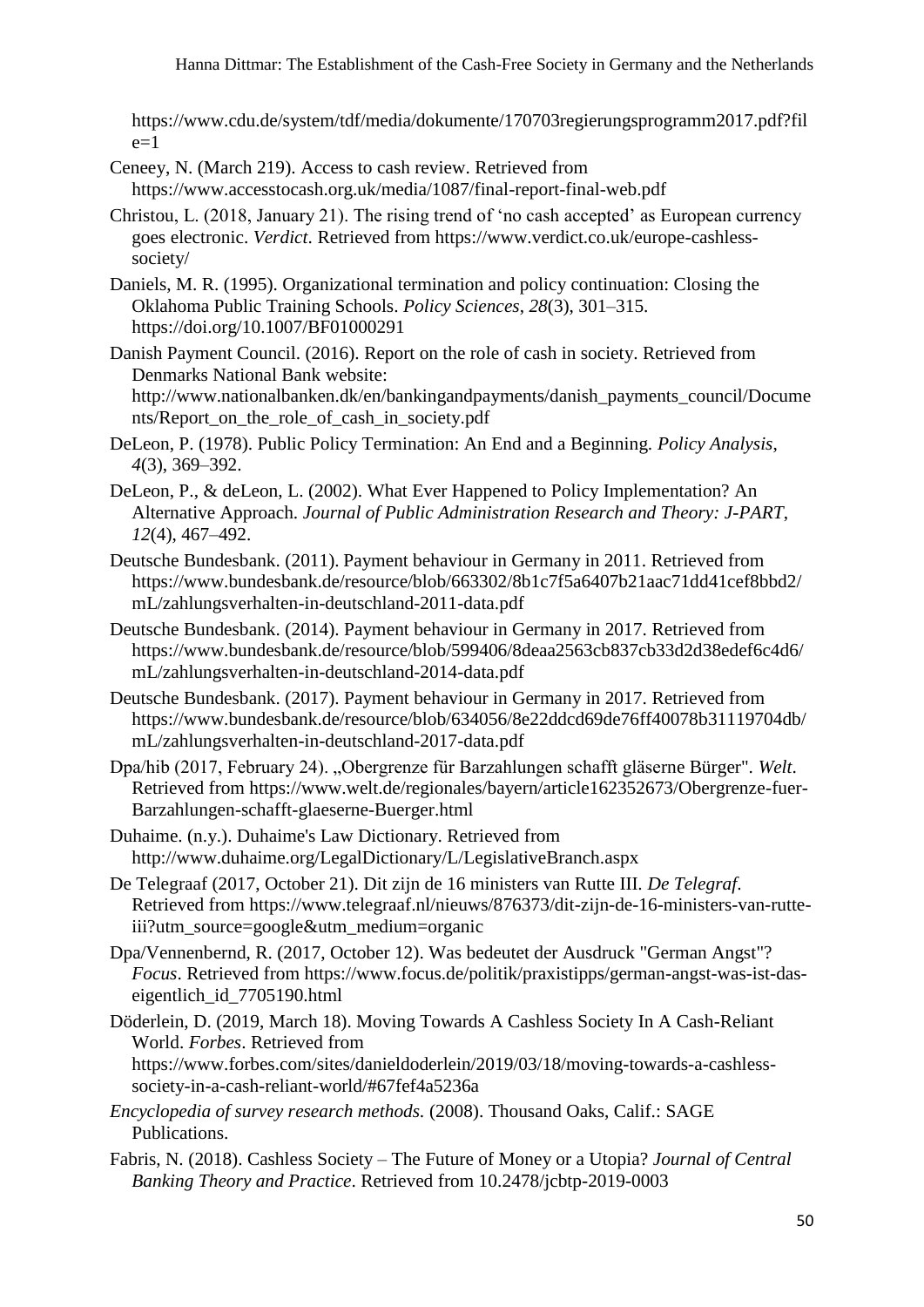https://www.cdu.de/system/tdf/media/dokumente/170703regierungsprogramm2017.pdf?file=1

Ceneey, N. (March 219). Access to cash review. Retrieved from https://www.accesstocash.org.uk/media/1087/final-report-final-web.pdf

Christou, L. (2018, January 21). The rising trend of 'no cash accepted' as European currency goes electronic. *Verdict*. Retrieved from https://www.verdict.co.uk/europe-cashless-society/

Daniels, M. R. (1995). Organizational termination and policy continuation: Closing the Oklahoma Public Training Schools. *Policy Sciences*, *28*(3), 301–315. https://doi.org/10.1007/BF01000291

Danish Payment Council. (2016). Report on the role of cash in society. Retrieved from Denmarks National Bank website: http://www.nationalbanken.dk/en/bankingandpayments/danish_payments_council/Documents/Report_on_the_role_of_cash_in_society.pdf

DeLeon, P. (1978). Public Policy Termination: An End and a Beginning. *Policy Analysis*, *4*(3), 369–392.

DeLeon, P., & deLeon, L. (2002). What Ever Happened to Policy Implementation? An Alternative Approach. *Journal of Public Administration Research and Theory: J-PART*, *12*(4), 467–492.

Deutsche Bundesbank. (2011). Payment behaviour in Germany in 2011. Retrieved from https://www.bundesbank.de/resource/blob/663302/8b1c7f5a6407b21aac71dd41cef8bbd2/mL/zahlungsverhalten-in-deutschland-2011-data.pdf

Deutsche Bundesbank. (2014). Payment behaviour in Germany in 2017. Retrieved from https://www.bundesbank.de/resource/blob/599406/8deaa2563cb837cb33d2d38edef6c4d6/mL/zahlungsverhalten-in-deutschland-2014-data.pdf

Deutsche Bundesbank. (2017). Payment behaviour in Germany in 2017. Retrieved from https://www.bundesbank.de/resource/blob/634056/8e22ddcd69de76ff40078b31119704db/mL/zahlungsverhalten-in-deutschland-2017-data.pdf

Dpa/hib (2017, February 24). „Obergrenze für Barzahlungen schafft gläserne Bürger". *Welt*. Retrieved from https://www.welt.de/regionales/bayern/article162352673/Obergrenze-fuer-Barzahlungen-schafft-glaeserne-Buerger.html

Duhaime. (n.y.). Duhaime's Law Dictionary. Retrieved from http://www.duhaime.org/LegalDictionary/L/LegislativeBranch.aspx

De Telegraaf (2017, October 21). Dit zijn de 16 ministers van Rutte III. *De Telegraf*. Retrieved from https://www.telegraaf.nl/nieuws/876373/dit-zijn-de-16-ministers-van-rutte-iii?utm_source=google&utm_medium=organic

Dpa/Vennenbernd, R. (2017, October 12). Was bedeutet der Ausdruck "German Angst"? *Focus*. Retrieved from https://www.focus.de/politik/praxistipps/german-angst-was-ist-das-eigentlich_id_7705190.html

Döderlein, D. (2019, March 18). Moving Towards A Cashless Society In A Cash-Reliant World. *Forbes*. Retrieved from https://www.forbes.com/sites/danieldoderlein/2019/03/18/moving-towards-a-cashless-society-in-a-cash-reliant-world/#67fef4a5236a

*Encyclopedia of survey research methods.* (2008). Thousand Oaks, Calif.: SAGE Publications.

Fabris, N. (2018). Cashless Society – The Future of Money or a Utopia? *Journal of Central Banking Theory and Practice*. Retrieved from 10.2478/jcbtp-2019-0003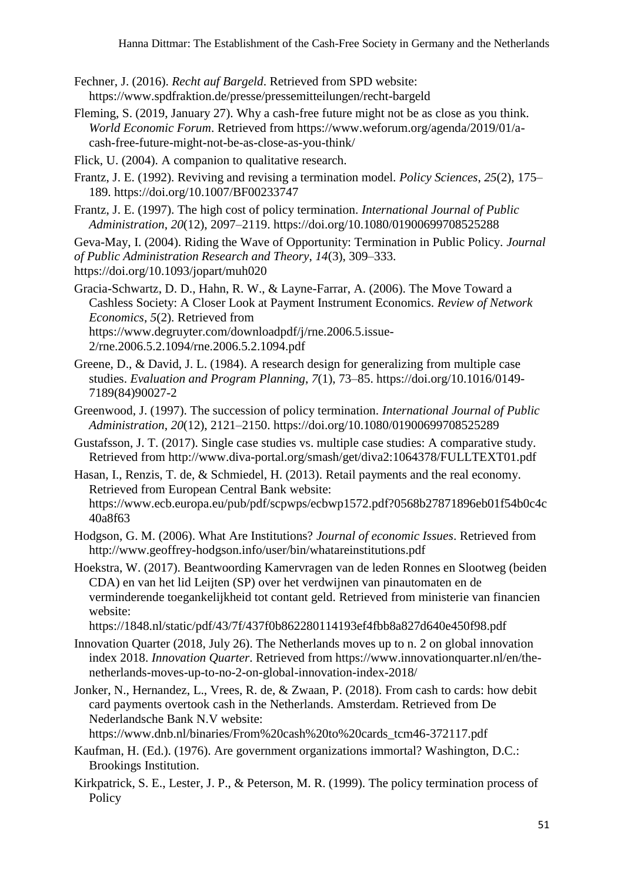Fechner, J. (2016). *Recht auf Bargeld*. Retrieved from SPD website: https://www.spdfraktion.de/presse/pressemitteilungen/recht-bargeld

Fleming, S. (2019, January 27). Why a cash-free future might not be as close as you think. *World Economic Forum*. Retrieved from https://www.weforum.org/agenda/2019/01/a-cash-free-future-might-not-be-as-close-as-you-think/

Flick, U. (2004). A companion to qualitative research.

Frantz, J. E. (1992). Reviving and revising a termination model. *Policy Sciences*, *25*(2), 175–189. https://doi.org/10.1007/BF00233747

Frantz, J. E. (1997). The high cost of policy termination. *International Journal of Public Administration*, *20*(12), 2097–2119. https://doi.org/10.1080/01900699708525288

Geva-May, I. (2004). Riding the Wave of Opportunity: Termination in Public Policy. *Journal of Public Administration Research and Theory*, *14*(3), 309–333. https://doi.org/10.1093/jopart/muh020

Gracia-Schwartz, D. D., Hahn, R. W., & Layne-Farrar, A. (2006). The Move Toward a Cashless Society: A Closer Look at Payment Instrument Economics. *Review of Network Economics*, *5*(2). Retrieved from https://www.degruyter.com/downloadpdf/j/rne.2006.5.issue-2/rne.2006.5.2.1094/rne.2006.5.2.1094.pdf

Greene, D., & David, J. L. (1984). A research design for generalizing from multiple case studies. *Evaluation and Program Planning*, *7*(1), 73–85. https://doi.org/10.1016/0149-7189(84)90027-2

Greenwood, J. (1997). The succession of policy termination. *International Journal of Public Administration*, *20*(12), 2121–2150. https://doi.org/10.1080/01900699708525289

Gustafsson, J. T. (2017). Single case studies vs. multiple case studies: A comparative study. Retrieved from http://www.diva-portal.org/smash/get/diva2:1064378/FULLTEXT01.pdf

Hasan, I., Renzis, T. de, & Schmiedel, H. (2013). Retail payments and the real economy. Retrieved from European Central Bank website: https://www.ecb.europa.eu/pub/pdf/scpwps/ecbwp1572.pdf?0568b27871896eb01f54b0c4c40a8f63

Hodgson, G. M. (2006). What Are Institutions? *Journal of economic Issues*. Retrieved from http://www.geoffrey-hodgson.info/user/bin/whatareinstitutions.pdf

Hoekstra, W. (2017). Beantwoording Kamervragen van de leden Ronnes en Slootweg (beiden CDA) en van het lid Leijten (SP) over het verdwijnen van pinautomaten en de verminderende toegankelijkheid tot contant geld. Retrieved from ministerie van financien website: https://1848.nl/static/pdf/43/7f/437f0b862280114193ef4fbb8a827d640e450f98.pdf

Innovation Quarter (2018, July 26). The Netherlands moves up to n. 2 on global innovation index 2018. *Innovation Quarter*. Retrieved from https://www.innovationquarter.nl/en/the-netherlands-moves-up-to-no-2-on-global-innovation-index-2018/

Jonker, N., Hernandez, L., Vrees, R. de, & Zwaan, P. (2018). From cash to cards: how debit card payments overtook cash in the Netherlands. Amsterdam. Retrieved from De Nederlandsche Bank N.V website: https://www.dnb.nl/binaries/From%20cash%20to%20cards_tcm46-372117.pdf

Kaufman, H. (Ed.). (1976). Are government organizations immortal? Washington, D.C.: Brookings Institution.

Kirkpatrick, S. E., Lester, J. P., & Peterson, M. R. (1999). The policy termination process of Policy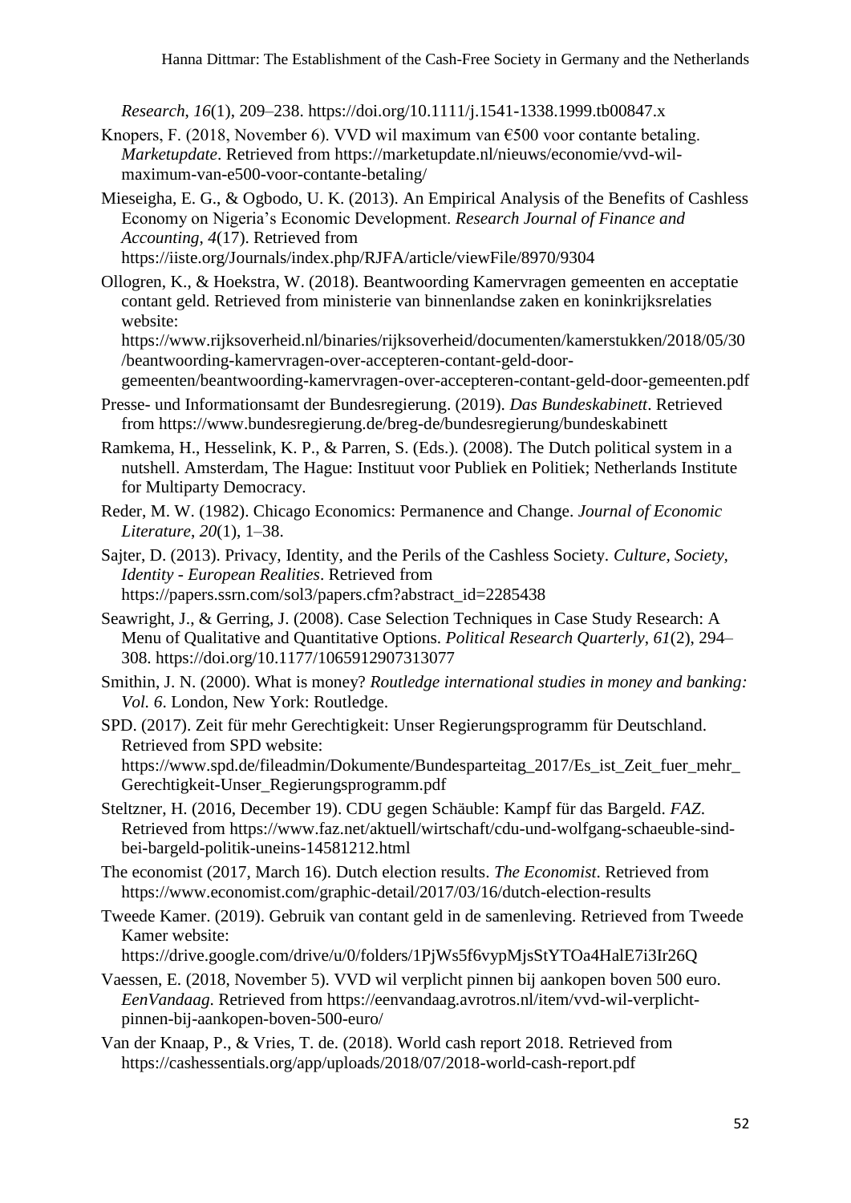*Research*, *16*(1), 209–238. https://doi.org/10.1111/j.1541-1338.1999.tb00847.x

Knopers, F. (2018, November 6). VVD wil maximum van €500 voor contante betaling. *Marketupdate*. Retrieved from https://marketupdate.nl/nieuws/economie/vvd-wil-maximum-van-e500-voor-contante-betaling/

Mieseigha, E. G., & Ogbodo, U. K. (2013). An Empirical Analysis of the Benefits of Cashless Economy on Nigeria's Economic Development. *Research Journal of Finance and Accounting*, *4*(17). Retrieved from https://iiste.org/Journals/index.php/RJFA/article/viewFile/8970/9304

Ollogren, K., & Hoekstra, W. (2018). Beantwoording Kamervragen gemeenten en acceptatie contant geld. Retrieved from ministerie van binnenlandse zaken en koninkrijksrelaties website: https://www.rijksoverheid.nl/binaries/rijksoverheid/documenten/kamerstukken/2018/05/30/beantwoording-kamervragen-over-accepteren-contant-geld-door-gemeenten/beantwoording-kamervragen-over-accepteren-contant-geld-door-gemeenten.pdf

Presse- und Informationsamt der Bundesregierung. (2019). *Das Bundeskabinett*. Retrieved from https://www.bundesregierung.de/breg-de/bundesregierung/bundeskabinett

Ramkema, H., Hesselink, K. P., & Parren, S. (Eds.). (2008). The Dutch political system in a nutshell. Amsterdam, The Hague: Instituut voor Publiek en Politiek; Netherlands Institute for Multiparty Democracy.

Reder, M. W. (1982). Chicago Economics: Permanence and Change. *Journal of Economic Literature*, *20*(1), 1–38.

Sajter, D. (2013). Privacy, Identity, and the Perils of the Cashless Society. *Culture, Society, Identity - European Realities*. Retrieved from https://papers.ssrn.com/sol3/papers.cfm?abstract_id=2285438

Seawright, J., & Gerring, J. (2008). Case Selection Techniques in Case Study Research: A Menu of Qualitative and Quantitative Options. *Political Research Quarterly*, *61*(2), 294–308. https://doi.org/10.1177/1065912907313077

Smithin, J. N. (2000). What is money? *Routledge international studies in money and banking: Vol. 6*. London, New York: Routledge.

SPD. (2017). Zeit für mehr Gerechtigkeit: Unser Regierungsprogramm für Deutschland. Retrieved from SPD website: https://www.spd.de/fileadmin/Dokumente/Bundesparteitag_2017/Es_ist_Zeit_fuer_mehr_Gerechtigkeit-Unser_Regierungsprogramm.pdf

Steltzner, H. (2016, December 19). CDU gegen Schäuble: Kampf für das Bargeld. *FAZ*. Retrieved from https://www.faz.net/aktuell/wirtschaft/cdu-und-wolfgang-schaeuble-sind-bei-bargeld-politik-uneins-14581212.html

The economist (2017, March 16). Dutch election results. *The Economist*. Retrieved from https://www.economist.com/graphic-detail/2017/03/16/dutch-election-results

Tweede Kamer. (2019). Gebruik van contant geld in de samenleving. Retrieved from Tweede Kamer website: https://drive.google.com/drive/u/0/folders/1PjWs5f6vypMjsStYTOa4HalE7i3Ir26Q

Vaessen, E. (2018, November 5). VVD wil verplicht pinnen bij aankopen boven 500 euro. *EenVandaag*. Retrieved from https://eenvandaag.avrotros.nl/item/vvd-wil-verplicht-pinnen-bij-aankopen-boven-500-euro/

Van der Knaap, P., & Vries, T. de. (2018). World cash report 2018. Retrieved from https://cashessentials.org/app/uploads/2018/07/2018-world-cash-report.pdf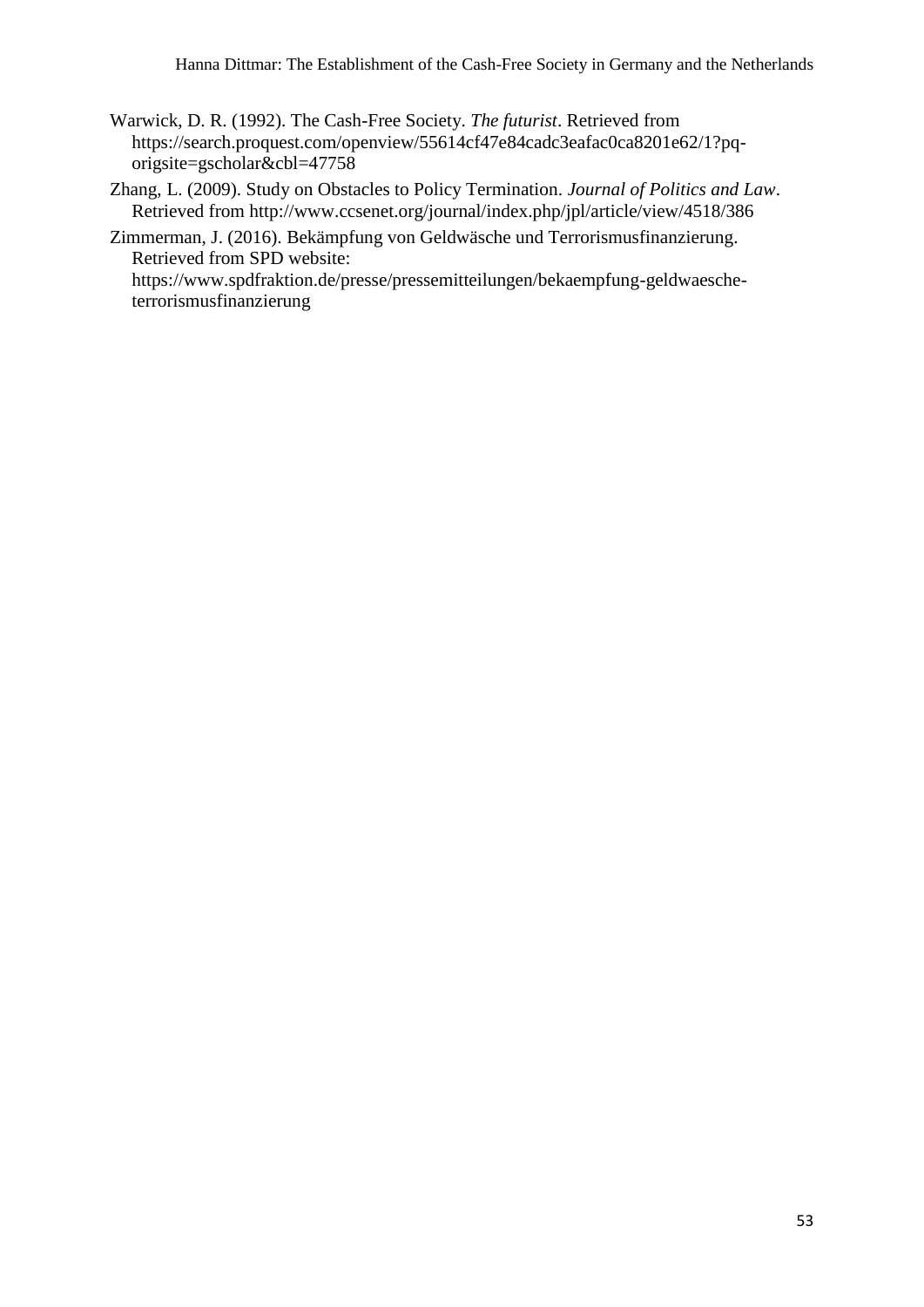Warwick, D. R. (1992). The Cash-Free Society. *The futurist*. Retrieved from https://search.proquest.com/openview/55614cf47e84cadc3eafac0ca8201e62/1?pq-origsite=gscholar&cbl=47758

Zhang, L. (2009). Study on Obstacles to Policy Termination. *Journal of Politics and Law*. Retrieved from http://www.ccsenet.org/journal/index.php/jpl/article/view/4518/386

Zimmerman, J. (2016). Bekämpfung von Geldwäsche und Terrorismusfinanzierung. Retrieved from SPD website: https://www.spdfraktion.de/presse/pressemitteilungen/bekaempfung-geldwaesche-terrorismusfinanzierung